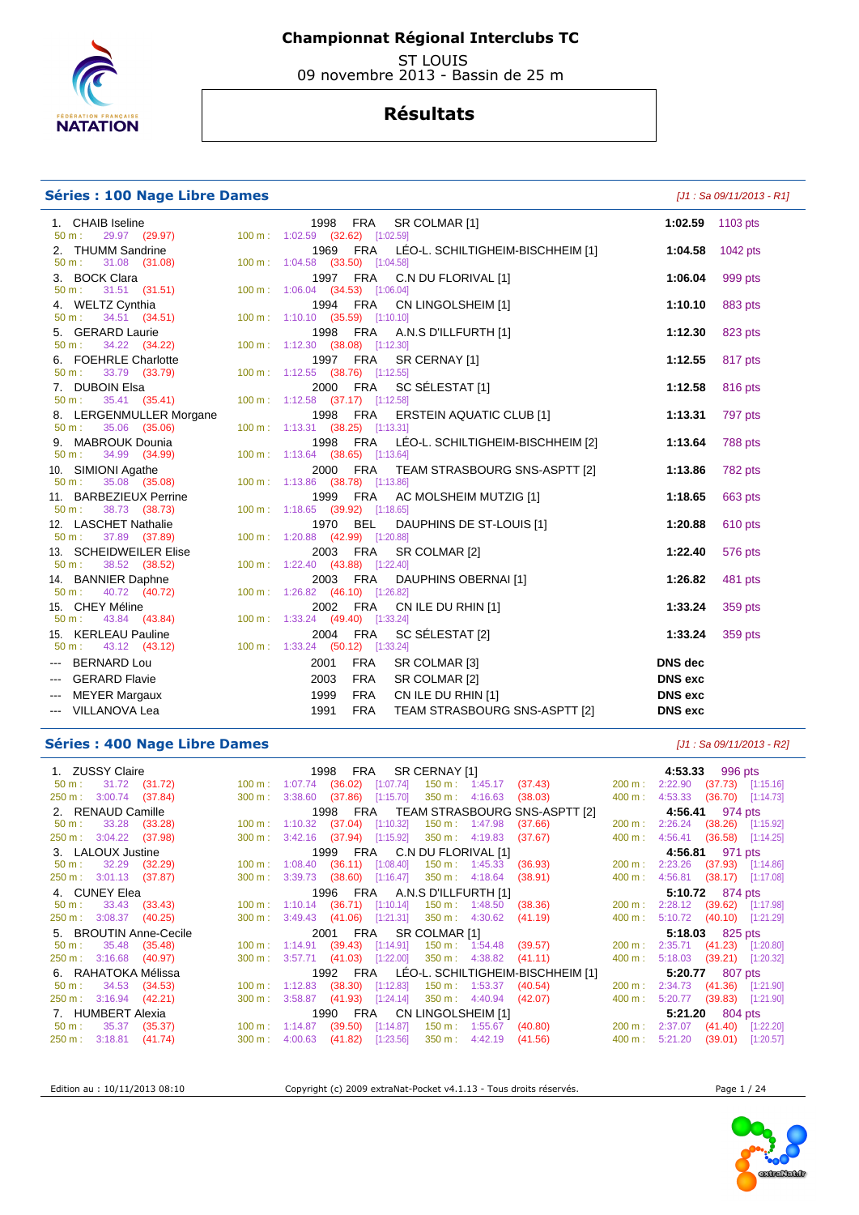# Championnat Régional Interclubs TC

ST LOUIS
09 novembre 2013 - Bassin de 25 m

## Résultats

### Séries : 100 Nage Libre Dames

*[J1 : Sa 09/11/2013 - R1]*

| Rang | Nom | Année | Nat. | Club | Temps | Points |
|---|---|---|---|---|---|---|
| 1. | CHAIB Iseline | 1998 | FRA | SR COLMAR [1] | 1:02.59 | 1103 pts |
| | 50 m : 29.97 (29.97) — 100 m : 1:02.59 (32.62) [1:02.59] | | | | | |
| 2. | THUMM Sandrine | 1969 | FRA | LÉO-L. SCHILTIGHEIM-BISCHHEIM [1] | 1:04.58 | 1042 pts |
| | 50 m : 31.08 (31.08) — 100 m : 1:04.58 (33.50) [1:04.58] | | | | | |
| 3. | BOCK Clara | 1997 | FRA | C.N DU FLORIVAL [1] | 1:06.04 | 999 pts |
| | 50 m : 31.51 (31.51) — 100 m : 1:06.04 (34.53) [1:06.04] | | | | | |
| 4. | WELTZ Cynthia | 1994 | FRA | CN LINGOLSHEIM [1] | 1:10.10 | 883 pts |
| | 50 m : 34.51 (34.51) — 100 m : 1:10.10 (35.59) [1:10.10] | | | | | |
| 5. | GERARD Laurie | 1998 | FRA | A.N.S D'ILLFURTH [1] | 1:12.30 | 823 pts |
| | 50 m : 34.22 (34.22) — 100 m : 1:12.30 (38.08) [1:12.30] | | | | | |
| 6. | FOEHRLE Charlotte | 1997 | FRA | SR CERNAY [1] | 1:12.55 | 817 pts |
| | 50 m : 33.79 (33.79) — 100 m : 1:12.55 (38.76) [1:12.55] | | | | | |
| 7. | DUBOIN Elsa | 2000 | FRA | SC SÉLESTAT [1] | 1:12.58 | 816 pts |
| | 50 m : 35.41 (35.41) — 100 m : 1:12.58 (37.17) [1:12.58] | | | | | |
| 8. | LERGENMULLER Morgane | 1998 | FRA | ERSTEIN AQUATIC CLUB [1] | 1:13.31 | 797 pts |
| | 50 m : 35.06 (35.06) — 100 m : 1:13.31 (38.25) [1:13.31] | | | | | |
| 9. | MABROUK Dounia | 1998 | FRA | LÉO-L. SCHILTIGHEIM-BISCHHEIM [2] | 1:13.64 | 788 pts |
| | 50 m : 34.99 (34.99) — 100 m : 1:13.64 (38.65) [1:13.64] | | | | | |
| 10. | SIMIONI Agathe | 2000 | FRA | TEAM STRASBOURG SNS-ASPTT [2] | 1:13.86 | 782 pts |
| | 50 m : 35.08 (35.08) — 100 m : 1:13.86 (38.78) [1:13.86] | | | | | |
| 11. | BARBEZIEUX Perrine | 1999 | FRA | AC MOLSHEIM MUTZIG [1] | 1:18.65 | 663 pts |
| | 50 m : 38.73 (38.73) — 100 m : 1:18.65 (39.92) [1:18.65] | | | | | |
| 12. | LASCHET Nathalie | 1970 | BEL | DAUPHINS DE ST-LOUIS [1] | 1:20.88 | 610 pts |
| | 50 m : 37.89 (37.89) — 100 m : 1:20.88 (42.99) [1:20.88] | | | | | |
| 13. | SCHEIDWEILER Elise | 2003 | FRA | SR COLMAR [2] | 1:22.40 | 576 pts |
| | 50 m : 38.52 (38.52) — 100 m : 1:22.40 (43.88) [1:22.40] | | | | | |
| 14. | BANNIER Daphne | 2003 | FRA | DAUPHINS OBERNAI [1] | 1:26.82 | 481 pts |
| | 50 m : 40.72 (40.72) — 100 m : 1:26.82 (46.10) [1:26.82] | | | | | |
| 15. | CHEY Méline | 2002 | FRA | CN ILE DU RHIN [1] | 1:33.24 | 359 pts |
| | 50 m : 43.84 (43.84) — 100 m : 1:33.24 (49.40) [1:33.24] | | | | | |
| 15. | KERLEAU Pauline | 2004 | FRA | SC SÉLESTAT [2] | 1:33.24 | 359 pts |
| | 50 m : 43.12 (43.12) — 100 m : 1:33.24 (50.12) [1:33.24] | | | | | |
| --- | BERNARD Lou | 2001 | FRA | SR COLMAR [3] | DNS dec | |
| --- | GERARD Flavie | 2003 | FRA | SR COLMAR [2] | DNS exc | |
| --- | MEYER Margaux | 1999 | FRA | CN ILE DU RHIN [1] | DNS exc | |
| --- | VILLANOVA Lea | 1991 | FRA | TEAM STRASBOURG SNS-ASPTT [2] | DNS exc | |

### Séries : 400 Nage Libre Dames

*[J1 : Sa 09/11/2013 - R2]*

| Rang | Nom | Année | Nat. | Club | Temps | Points |
|---|---|---|---|---|---|---|
| 1. | ZUSSY Claire | 1998 | FRA | SR CERNAY [1] | 4:53.33 | 996 pts |
| | 50 m : 31.72 (31.72) — 100 m : 1:07.74 (36.02) [1:07.74] — 150 m : 1:45.17 (37.43) — 200 m : 2:22.90 (37.73) [1:15.16] — 250 m : 3:00.74 (37.84) — 300 m : 3:38.60 (37.86) [1:15.70] — 350 m : 4:16.63 (38.03) — 400 m : 4:53.33 (36.70) [1:14.73] | | | | | |
| 2. | RENAUD Camille | 1998 | FRA | TEAM STRASBOURG SNS-ASPTT [2] | 4:56.41 | 974 pts |
| | 50 m : 33.28 (33.28) — 100 m : 1:10.32 (37.04) [1:10.32] — 150 m : 1:47.98 (37.66) — 200 m : 2:26.24 (38.26) [1:15.92] — 250 m : 3:04.22 (37.98) — 300 m : 3:42.16 (37.94) [1:15.92] — 350 m : 4:19.83 (37.67) — 400 m : 4:56.41 (36.58) [1:14.25] | | | | | |
| 3. | LALOUX Justine | 1999 | FRA | C.N DU FLORIVAL [1] | 4:56.81 | 971 pts |
| | 50 m : 32.29 (32.29) — 100 m : 1:08.40 (36.11) [1:08.40] — 150 m : 1:45.33 (36.93) — 200 m : 2:23.26 (37.93) [1:14.86] — 250 m : 3:01.13 (37.87) — 300 m : 3:39.73 (38.60) [1:16.47] — 350 m : 4:18.64 (38.91) — 400 m : 4:56.81 (38.17) [1:17.08] | | | | | |
| 4. | CUNEY Elea | 1996 | FRA | A.N.S D'ILLFURTH [1] | 5:10.72 | 874 pts |
| | 50 m : 33.43 (33.43) — 100 m : 1:10.14 (36.71) [1:10.14] — 150 m : 1:48.50 (38.36) — 200 m : 2:28.12 (39.62) [1:17.98] — 250 m : 3:08.37 (40.25) — 300 m : 3:49.43 (41.06) [1:21.31] — 350 m : 4:30.62 (41.19) — 400 m : 5:10.72 (40.10) [1:21.29] | | | | | |
| 5. | BROUTIN Anne-Cecile | 2001 | FRA | SR COLMAR [1] | 5:18.03 | 825 pts |
| | 50 m : 35.48 (35.48) — 100 m : 1:14.91 (39.43) [1:14.91] — 150 m : 1:54.48 (39.57) — 200 m : 2:35.71 (41.23) [1:20.80] — 250 m : 3:16.68 (40.97) — 300 m : 3:57.71 (41.03) [1:22.00] — 350 m : 4:38.82 (41.11) — 400 m : 5:18.03 (39.21) [1:20.32] | | | | | |
| 6. | RAHATOKA Mélissa | 1992 | FRA | LÉO-L. SCHILTIGHEIM-BISCHHEIM [1] | 5:20.77 | 807 pts |
| | 50 m : 34.53 (34.53) — 100 m : 1:12.83 (38.30) [1:12.83] — 150 m : 1:53.37 (40.54) — 200 m : 2:34.73 (41.36) [1:21.90] — 250 m : 3:16.94 (42.21) — 300 m : 3:58.87 (41.93) [1:24.14] — 350 m : 4:40.94 (42.07) — 400 m : 5:20.77 (39.83) [1:21.90] | | | | | |
| 7. | HUMBERT Alexia | 1990 | FRA | CN LINGOLSHEIM [1] | 5:21.20 | 804 pts |
| | 50 m : 35.37 (35.37) — 100 m : 1:14.87 (39.50) [1:14.87] — 150 m : 1:55.67 (40.80) — 200 m : 2:37.07 (41.40) [1:22.20] — 250 m : 3:18.81 (41.74) — 300 m : 4:00.63 (41.82) [1:23.56] — 350 m : 4:42.19 (41.56) — 400 m : 5:21.20 (39.01) [1:20.57] | | | | | |

Edition au : 10/11/2013 08:10 — Copyright (c) 2009 extraNat-Pocket v4.1.13 - Tous droits réservés.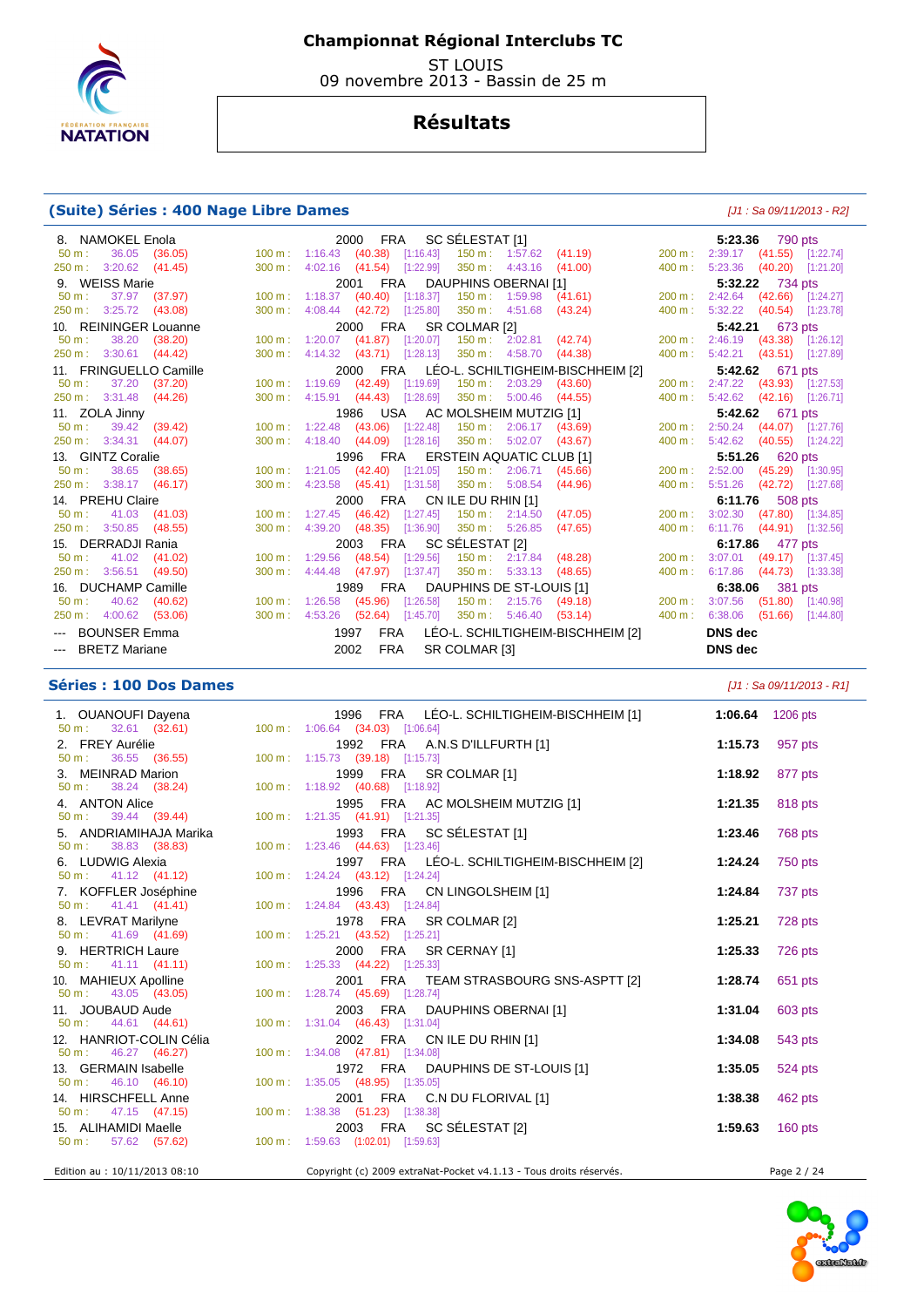# Championnat Régional Interclubs TC

ST LOUIS
09 novembre 2013 - Bassin de 25 m

## Résultats

### (Suite) Séries : 400 Nage Libre Dames

*[J1 : Sa 09/11/2013 - R2]*

8. NAMOKEL Enola — 2000 FRA SC SÉLESTAT [1] — **5:23.36** 790 pts
   50 m : 36.05 (36.05) 100 m : 1:16.43 (40.38) [1:16.43] 150 m : 1:57.62 (41.19) 200 m : 2:39.17 (41.55) [1:22.74]
   250 m : 3:20.62 (41.45) 300 m : 4:02.16 (41.54) [1:22.99] 350 m : 4:43.16 (41.00) 400 m : 5:23.36 (40.20) [1:21.20]

9. WEISS Marie — 2001 FRA DAUPHINS OBERNAI [1] — **5:32.22** 734 pts
   50 m : 37.97 (37.97) 100 m : 1:18.37 (40.40) [1:18.37] 150 m : 1:59.98 (41.61) 200 m : 2:42.64 (42.66) [1:24.27]
   250 m : 3:25.72 (43.08) 300 m : 4:08.44 (42.72) [1:25.80] 350 m : 4:51.68 (43.24) 400 m : 5:32.22 (40.54) [1:23.78]

10. REININGER Louanne — 2000 FRA SR COLMAR [2] — **5:42.21** 673 pts
   50 m : 38.20 (38.20) 100 m : 1:20.07 (41.87) [1:20.07] 150 m : 2:02.81 (42.74) 200 m : 2:46.19 (43.38) [1:26.12]
   250 m : 3:30.61 (44.42) 300 m : 4:14.32 (43.71) [1:28.13] 350 m : 4:58.70 (44.38) 400 m : 5:42.21 (43.51) [1:27.89]

11. FRINGUELLO Camille — 2000 FRA LÉO-L. SCHILTIGHEIM-BISCHHEIM [2] — **5:42.62** 671 pts
   50 m : 37.20 (37.20) 100 m : 1:19.69 (42.49) [1:19.69] 150 m : 2:03.29 (43.60) 200 m : 2:47.22 (43.93) [1:27.53]
   250 m : 3:31.48 (44.26) 300 m : 4:15.91 (44.43) [1:28.69] 350 m : 5:00.46 (44.55) 400 m : 5:42.62 (42.16) [1:26.71]

11. ZOLA Jinny — 1986 USA AC MOLSHEIM MUTZIG [1] — **5:42.62** 671 pts
   50 m : 39.42 (39.42) 100 m : 1:22.48 (43.06) [1:22.48] 150 m : 2:06.17 (43.69) 200 m : 2:50.24 (44.07) [1:27.76]
   250 m : 3:34.31 (44.07) 300 m : 4:18.40 (44.09) [1:28.16] 350 m : 5:02.07 (43.67) 400 m : 5:42.62 (40.55) [1:24.22]

13. GINTZ Coralie — 1996 FRA ERSTEIN AQUATIC CLUB [1] — **5:51.26** 620 pts
   50 m : 38.65 (38.65) 100 m : 1:21.05 (42.40) [1:21.05] 150 m : 2:06.71 (45.66) 200 m : 2:52.00 (45.29) [1:30.95]
   250 m : 3:38.17 (46.17) 300 m : 4:23.58 (45.41) [1:31.58] 350 m : 5:08.54 (44.96) 400 m : 5:51.26 (42.72) [1:27.68]

14. PREHU Claire — 2000 FRA CN ILE DU RHIN [1] — **6:11.76** 508 pts
   50 m : 41.03 (41.03) 100 m : 1:27.45 (46.42) [1:27.45] 150 m : 2:14.50 (47.05) 200 m : 3:02.30 (47.80) [1:34.85]
   250 m : 3:50.85 (48.55) 300 m : 4:39.20 (48.35) [1:36.90] 350 m : 5:26.85 (47.65) 400 m : 6:11.76 (44.91) [1:32.56]

15. DERRADJI Rania — 2003 FRA SC SÉLESTAT [2] — **6:17.86** 477 pts
   50 m : 41.02 (41.02) 100 m : 1:29.56 (48.54) [1:29.56] 150 m : 2:17.84 (48.28) 200 m : 3:07.01 (49.17) [1:37.45]
   250 m : 3:56.51 (49.50) 300 m : 4:44.48 (47.97) [1:37.47] 350 m : 5:33.13 (48.65) 400 m : 6:17.86 (44.73) [1:33.38]

16. DUCHAMP Camille — 1989 FRA DAUPHINS DE ST-LOUIS [1] — **6:38.06** 381 pts
   50 m : 40.62 (40.62) 100 m : 1:26.58 (45.96) [1:26.58] 150 m : 2:15.76 (49.18) 200 m : 3:07.56 (51.80) [1:40.98]
   250 m : 4:00.62 (53.06) 300 m : 4:53.26 (52.64) [1:45.70] 350 m : 5:46.40 (53.14) 400 m : 6:38.06 (51.66) [1:44.80]

--- BOUNSER Emma — 1997 FRA LÉO-L. SCHILTIGHEIM-BISCHHEIM [2] — **DNS dec**

--- BRETZ Mariane — 2002 FRA SR COLMAR [3] — **DNS dec**

### Séries : 100 Dos Dames

*[J1 : Sa 09/11/2013 - R1]*

1. OUANOUFI Dayena — 1996 FRA LÉO-L. SCHILTIGHEIM-BISCHHEIM [1] — **1:06.64** 1206 pts
   50 m : 32.61 (32.61) 100 m : 1:06.64 (34.03) [1:06.64]

2. FREY Aurélie — 1992 FRA A.N.S D'ILLFURTH [1] — **1:15.73** 957 pts
   50 m : 36.55 (36.55) 100 m : 1:15.73 (39.18) [1:15.73]

3. MEINRAD Marion — 1999 FRA SR COLMAR [1] — **1:18.92** 877 pts
   50 m : 38.24 (38.24) 100 m : 1:18.92 (40.68) [1:18.92]

4. ANTON Alice — 1995 FRA AC MOLSHEIM MUTZIG [1] — **1:21.35** 818 pts
   50 m : 39.44 (39.44) 100 m : 1:21.35 (41.91) [1:21.35]

5. ANDRIAMIHAJA Marika — 1993 FRA SC SÉLESTAT [1] — **1:23.46** 768 pts
   50 m : 38.83 (38.83) 100 m : 1:23.46 (44.63) [1:23.46]

6. LUDWIG Alexia — 1997 FRA LÉO-L. SCHILTIGHEIM-BISCHHEIM [2] — **1:24.24** 750 pts
   50 m : 41.12 (41.12) 100 m : 1:24.24 (43.12) [1:24.24]

7. KOFFLER Joséphine — 1996 FRA CN LINGOLSHEIM [1] — **1:24.84** 737 pts
   50 m : 41.41 (41.41) 100 m : 1:24.84 (43.43) [1:24.84]

8. LEVRAT Marilyne — 1978 FRA SR COLMAR [2] — **1:25.21** 728 pts
   50 m : 41.69 (41.69) 100 m : 1:25.21 (43.52) [1:25.21]

9. HERTRICH Laure — 2000 FRA SR CERNAY [1] — **1:25.33** 726 pts
   50 m : 41.11 (41.11) 100 m : 1:25.33 (44.22) [1:25.33]

10. MAHIEUX Apolline — 2001 FRA TEAM STRASBOURG SNS-ASPTT [2] — **1:28.74** 651 pts
   50 m : 43.05 (43.05) 100 m : 1:28.74 (45.69) [1:28.74]

11. JOUBAUD Aude — 2003 FRA DAUPHINS OBERNAI [1] — **1:31.04** 603 pts
   50 m : 44.61 (44.61) 100 m : 1:31.04 (46.43) [1:31.04]

12. HANRIOT-COLIN Célia — 2002 FRA CN ILE DU RHIN [1] — **1:34.08** 543 pts
   50 m : 46.27 (46.27) 100 m : 1:34.08 (47.81) [1:34.08]

13. GERMAIN Isabelle — 1972 FRA DAUPHINS DE ST-LOUIS [1] — **1:35.05** 524 pts
   50 m : 46.10 (46.10) 100 m : 1:35.05 (48.95) [1:35.05]

14. HIRSCHFELL Anne — 2001 FRA C.N DU FLORIVAL [1] — **1:38.38** 462 pts
   50 m : 47.15 (47.15) 100 m : 1:38.38 (51.23) [1:38.38]

15. ALIHAMIDI Maelle — 2003 FRA SC SÉLESTAT [2] — **1:59.63** 160 pts
   50 m : 57.62 (57.62) 100 m : 1:59.63 (1:02.01) [1:59.63]

Edition au : 10/11/2013 08:10 — Copyright (c) 2009 extraNat-Pocket v4.1.13 - Tous droits réservés.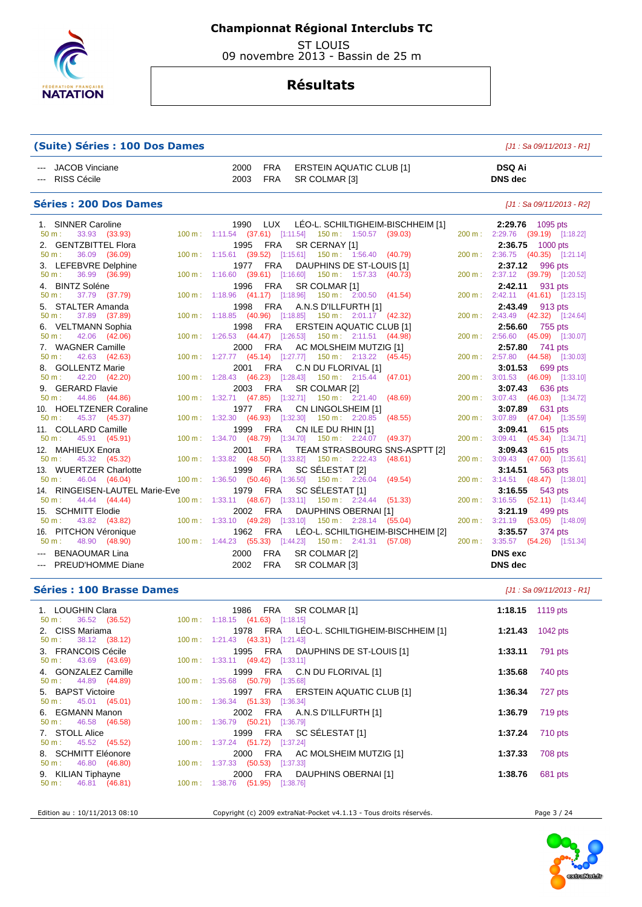# Championnat Régional Interclubs TC

ST LOUIS
09 novembre 2013 - Bassin de 25 m

## Résultats

### (Suite) Séries : 100 Dos Dames

*[J1 : Sa 09/11/2013 - R1]*

| Rg | Nom | Année | Nat | Club | Temps |
|---|---|---|---|---|---|
| --- | JACOB Vinciane | 2000 | FRA | ERSTEIN AQUATIC CLUB [1] | DSQ Ai |
| --- | RISS Cécile | 2003 | FRA | SR COLMAR [3] | DNS dec |

### Séries : 200 Dos Dames

*[J1 : Sa 09/11/2013 - R2]*

| Rg | Nom | Année | Nat | Club | Temps | Points | 50 m | 100 m | 150 m | 200 m |
|---|---|---|---|---|---|---|---|---|---|---|
| 1. | SINNER Caroline | 1990 | LUX | LÉO-L. SCHILTIGHEIM-BISCHHEIM [1] | 2:29.76 | 1095 pts | 33.93 (33.93) | 1:11.54 (37.61) [1:11.54] | 1:50.57 (39.03) | 2:29.76 (39.19) [1:18.22] |
| 2. | GENTZBITTEL Flora | 1995 | FRA | SR CERNAY [1] | 2:36.75 | 1000 pts | 36.09 (36.09) | 1:15.61 (39.52) [1:15.61] | 1:56.40 (40.79) | 2:36.75 (40.35) [1:21.14] |
| 3. | LEFEBVRE Delphine | 1977 | FRA | DAUPHINS DE ST-LOUIS [1] | 2:37.12 | 996 pts | 36.99 (36.99) | 1:16.60 (39.61) [1:16.60] | 1:57.33 (40.73) | 2:37.12 (39.79) [1:20.52] |
| 4. | BINTZ Soléne | 1996 | FRA | SR COLMAR [1] | 2:42.11 | 931 pts | 37.79 (37.79) | 1:18.96 (41.17) [1:18.96] | 2:00.50 (41.54) | 2:42.11 (41.61) [1:23.15] |
| 5. | STALTER Amanda | 1998 | FRA | A.N.S D'ILLFURTH [1] | 2:43.49 | 913 pts | 37.89 (37.89) | 1:18.85 (40.96) [1:18.85] | 2:01.17 (42.32) | 2:43.49 (42.32) [1:24.64] |
| 6. | VELTMANN Sophia | 1998 | FRA | ERSTEIN AQUATIC CLUB [1] | 2:56.60 | 755 pts | 42.06 (42.06) | 1:26.53 (44.47) [1:26.53] | 2:11.51 (44.98) | 2:56.60 (45.09) [1:30.07] |
| 7. | WAGNER Camille | 2000 | FRA | AC MOLSHEIM MUTZIG [1] | 2:57.80 | 741 pts | 42.63 (42.63) | 1:27.77 (45.14) [1:27.77] | 2:13.22 (45.45) | 2:57.80 (44.58) [1:30.03] |
| 8. | GOLLENTZ Marie | 2001 | FRA | C.N DU FLORIVAL [1] | 3:01.53 | 699 pts | 42.20 (42.20) | 1:28.43 (46.23) [1:28.43] | 2:15.44 (47.01) | 3:01.53 (46.09) [1:33.10] |
| 9. | GERARD Flavie | 2003 | FRA | SR COLMAR [2] | 3:07.43 | 636 pts | 44.86 (44.86) | 1:32.71 (47.85) [1:32.71] | 2:21.40 (48.69) | 3:07.43 (46.03) [1:34.72] |
| 10. | HOELTZENER Coraline | 1977 | FRA | CN LINGOLSHEIM [1] | 3:07.89 | 631 pts | 45.37 (45.37) | 1:32.30 (46.93) [1:32.30] | 2:20.85 (48.55) | 3:07.89 (47.04) [1:35.59] |
| 11. | COLLARD Camille | 1999 | FRA | CN ILE DU RHIN [1] | 3:09.41 | 615 pts | 45.91 (45.91) | 1:34.70 (48.79) [1:34.70] | 2:24.07 (49.37) | 3:09.41 (45.34) [1:34.71] |
| 12. | MAHIEUX Enora | 2001 | FRA | TEAM STRASBOURG SNS-ASPTT [2] | 3:09.43 | 615 pts | 45.32 (45.32) | 1:33.82 (48.50) [1:33.82] | 2:22.43 (48.61) | 3:09.43 (47.00) [1:35.61] |
| 13. | WUERTZER Charlotte | 1999 | FRA | SC SÉLESTAT [2] | 3:14.51 | 563 pts | 46.04 (46.04) | 1:36.50 (50.46) [1:36.50] | 2:26.04 (49.54) | 3:14.51 (48.47) [1:38.01] |
| 14. | RINGEISEN-LAUTEL Marie-Eve | 1979 | FRA | SC SÉLESTAT [1] | 3:16.55 | 543 pts | 44.44 (44.44) | 1:33.11 (48.67) [1:33.11] | 2:24.44 (51.33) | 3:16.55 (52.11) [1:43.44] |
| 15. | SCHMITT Elodie | 2002 | FRA | DAUPHINS OBERNAI [1] | 3:21.19 | 499 pts | 43.82 (43.82) | 1:33.10 (49.28) [1:33.10] | 2:28.14 (55.04) | 3:21.19 (53.05) [1:48.09] |
| 16. | PITCHON Véronique | 1962 | FRA | LÉO-L. SCHILTIGHEIM-BISCHHEIM [2] | 3:35.57 | 374 pts | 48.90 (48.90) | 1:44.23 (55.33) [1:44.23] | 2:41.31 (57.08) | 3:35.57 (54.26) [1:51.34] |
| --- | BENAOUMAR Lina | 2000 | FRA | SR COLMAR [2] | DNS exc | | | | | |
| --- | PREUD'HOMME Diane | 2002 | FRA | SR COLMAR [3] | DNS dec | | | | | |

### Séries : 100 Brasse Dames

*[J1 : Sa 09/11/2013 - R1]*

| Rg | Nom | Année | Nat | Club | Temps | Points | 50 m | 100 m |
|---|---|---|---|---|---|---|---|---|
| 1. | LOUGHIN Clara | 1986 | FRA | SR COLMAR [1] | 1:18.15 | 1119 pts | 36.52 (36.52) | 1:18.15 (41.63) [1:18.15] |
| 2. | CISS Mariama | 1978 | FRA | LÉO-L. SCHILTIGHEIM-BISCHHEIM [1] | 1:21.43 | 1042 pts | 38.12 (38.12) | 1:21.43 (43.31) [1:21.43] |
| 3. | FRANCOIS Cécile | 1995 | FRA | DAUPHINS DE ST-LOUIS [1] | 1:33.11 | 791 pts | 43.69 (43.69) | 1:33.11 (49.42) [1:33.11] |
| 4. | GONZALEZ Camille | 1999 | FRA | C.N DU FLORIVAL [1] | 1:35.68 | 740 pts | 44.89 (44.89) | 1:35.68 (50.79) [1:35.68] |
| 5. | BAPST Victoire | 1997 | FRA | ERSTEIN AQUATIC CLUB [1] | 1:36.34 | 727 pts | 45.01 (45.01) | 1:36.34 (51.33) [1:36.34] |
| 6. | EGMANN Manon | 2002 | FRA | A.N.S D'ILLFURTH [1] | 1:36.79 | 719 pts | 46.58 (46.58) | 1:36.79 (50.21) [1:36.79] |
| 7. | STOLL Alice | 1999 | FRA | SC SÉLESTAT [1] | 1:37.24 | 710 pts | 45.52 (45.52) | 1:37.24 (51.72) [1:37.24] |
| 8. | SCHMITT Eléonore | 2000 | FRA | AC MOLSHEIM MUTZIG [1] | 1:37.33 | 708 pts | 46.80 (46.80) | 1:37.33 (50.53) [1:37.33] |
| 9. | KILIAN Tiphayne | 2000 | FRA | DAUPHINS OBERNAI [1] | 1:38.76 | 681 pts | 46.81 (46.81) | 1:38.76 (51.95) [1:38.76] |

Edition au : 10/11/2013 08:10 — Copyright (c) 2009 extraNat-Pocket v4.1.13 - Tous droits réservés.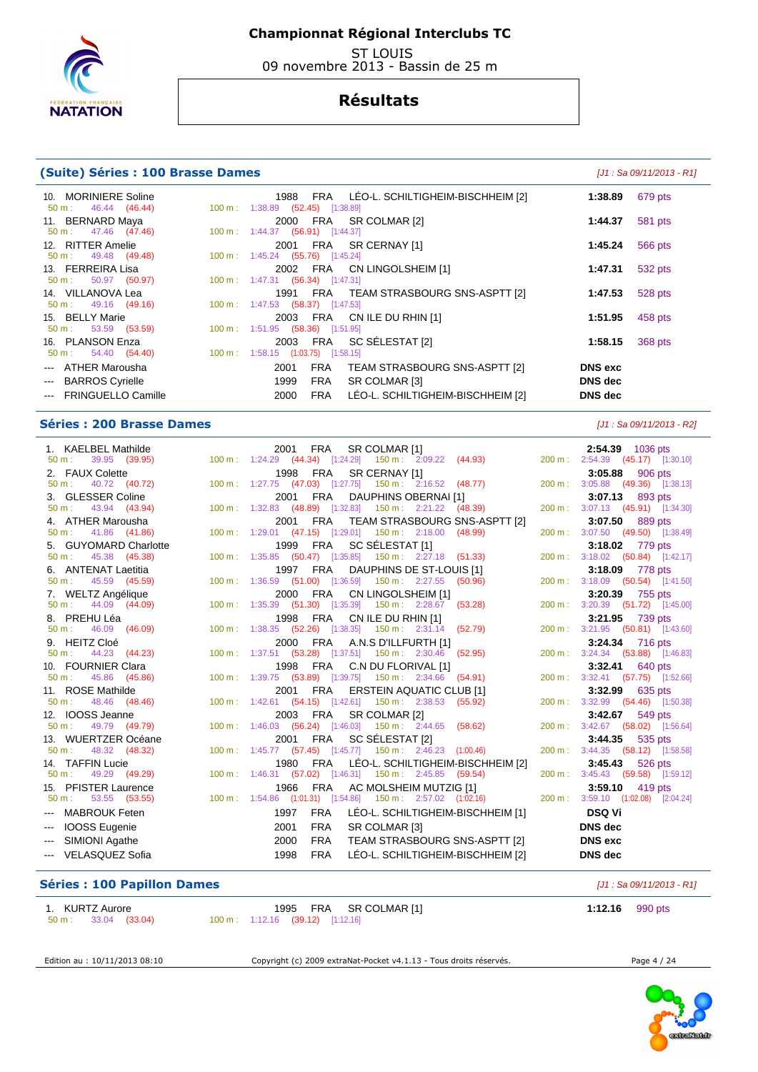# Championnat Régional Interclubs TC

ST LOUIS
09 novembre 2013 - Bassin de 25 m

## Résultats

### (Suite) Séries : 100 Brasse Dames

*[J1 : Sa 09/11/2013 - R1]*

| Place | Nom | Année | Nat. | Club | Temps | Points |
|---|---|---|---|---|---|---|
| 10. | MORINIERE Soline | 1988 | FRA | LÉO-L. SCHILTIGHEIM-BISCHHEIM [2] | 1:38.89 | 679 pts |
| | 50 m : 46.44 (46.44) | 100 m : 1:38.89 (52.45) [1:38.89] | | | | |
| 11. | BERNARD Maya | 2000 | FRA | SR COLMAR [2] | 1:44.37 | 581 pts |
| | 50 m : 47.46 (47.46) | 100 m : 1:44.37 (56.91) [1:44.37] | | | | |
| 12. | RITTER Amelie | 2001 | FRA | SR CERNAY [1] | 1:45.24 | 566 pts |
| | 50 m : 49.48 (49.48) | 100 m : 1:45.24 (55.76) [1:45.24] | | | | |
| 13. | FERREIRA Lisa | 2002 | FRA | CN LINGOLSHEIM [1] | 1:47.31 | 532 pts |
| | 50 m : 50.97 (50.97) | 100 m : 1:47.31 (56.34) [1:47.31] | | | | |
| 14. | VILLANOVA Lea | 1991 | FRA | TEAM STRASBOURG SNS-ASPTT [2] | 1:47.53 | 528 pts |
| | 50 m : 49.16 (49.16) | 100 m : 1:47.53 (58.37) [1:47.53] | | | | |
| 15. | BELLY Marie | 2003 | FRA | CN ILE DU RHIN [1] | 1:51.95 | 458 pts |
| | 50 m : 53.59 (53.59) | 100 m : 1:51.95 (58.36) [1:51.95] | | | | |
| 16. | PLANSON Enza | 2003 | FRA | SC SÉLESTAT [2] | 1:58.15 | 368 pts |
| | 50 m : 54.40 (54.40) | 100 m : 1:58.15 (1:03.75) [1:58.15] | | | | |
| --- | ATHER Marousha | 2001 | FRA | TEAM STRASBOURG SNS-ASPTT [2] | DNS exc | |
| --- | BARROS Cyrielle | 1999 | FRA | SR COLMAR [3] | DNS dec | |
| --- | FRINGUELLO Camille | 2000 | FRA | LÉO-L. SCHILTIGHEIM-BISCHHEIM [2] | DNS dec | |

### Séries : 200 Brasse Dames

*[J1 : Sa 09/11/2013 - R2]*

| Place | Nom | Année | Nat. | Club | Temps | Points |
|---|---|---|---|---|---|---|
| 1. | KAELBEL Mathilde | 2001 | FRA | SR COLMAR [1] | 2:54.39 | 1036 pts |
| | 50 m : 39.95 (39.95) | 100 m : 1:24.29 (44.34) [1:24.29] | 150 m : 2:09.22 (44.93) | 200 m : 2:54.39 (45.17) [1:30.10] | | |
| 2. | FAUX Colette | 1998 | FRA | SR CERNAY [1] | 3:05.88 | 906 pts |
| | 50 m : 40.72 (40.72) | 100 m : 1:27.75 (47.03) [1:27.75] | 150 m : 2:16.52 (48.77) | 200 m : 3:05.88 (49.36) [1:38.13] | | |
| 3. | GLESSER Coline | 2001 | FRA | DAUPHINS OBERNAI [1] | 3:07.13 | 893 pts |
| | 50 m : 43.94 (43.94) | 100 m : 1:32.83 (48.89) [1:32.83] | 150 m : 2:21.22 (48.39) | 200 m : 3:07.13 (45.91) [1:34.30] | | |
| 4. | ATHER Marousha | 2001 | FRA | TEAM STRASBOURG SNS-ASPTT [2] | 3:07.50 | 889 pts |
| | 50 m : 41.86 (41.86) | 100 m : 1:29.01 (47.15) [1:29.01] | 150 m : 2:18.00 (48.99) | 200 m : 3:07.50 (49.50) [1:38.49] | | |
| 5. | GUYOMARD Charlotte | 1999 | FRA | SC SÉLESTAT [1] | 3:18.02 | 779 pts |
| | 50 m : 45.38 (45.38) | 100 m : 1:35.85 (50.47) [1:35.85] | 150 m : 2:27.18 (51.33) | 200 m : 3:18.02 (50.84) [1:42.17] | | |
| 6. | ANTENAT Laetitia | 1997 | FRA | DAUPHINS DE ST-LOUIS [1] | 3:18.09 | 778 pts |
| | 50 m : 45.59 (45.59) | 100 m : 1:36.59 (51.00) [1:36.59] | 150 m : 2:27.55 (50.96) | 200 m : 3:18.09 (50.54) [1:41.50] | | |
| 7. | WELTZ Angélique | 2000 | FRA | CN LINGOLSHEIM [1] | 3:20.39 | 755 pts |
| | 50 m : 44.09 (44.09) | 100 m : 1:35.39 (51.30) [1:35.39] | 150 m : 2:28.67 (53.28) | 200 m : 3:20.39 (51.72) [1:45.00] | | |
| 8. | PREHU Léa | 1998 | FRA | CN ILE DU RHIN [1] | 3:21.95 | 739 pts |
| | 50 m : 46.09 (46.09) | 100 m : 1:38.35 (52.26) [1:38.35] | 150 m : 2:31.14 (52.79) | 200 m : 3:21.95 (50.81) [1:43.60] | | |
| 9. | HEITZ Cloé | 2000 | FRA | A.N.S D'ILLFURTH [1] | 3:24.34 | 716 pts |
| | 50 m : 44.23 (44.23) | 100 m : 1:37.51 (53.28) [1:37.51] | 150 m : 2:30.46 (52.95) | 200 m : 3:24.34 (53.88) [1:46.83] | | |
| 10. | FOURNIER Clara | 1998 | FRA | C.N DU FLORIVAL [1] | 3:32.41 | 640 pts |
| | 50 m : 45.86 (45.86) | 100 m : 1:39.75 (53.89) [1:39.75] | 150 m : 2:34.66 (54.91) | 200 m : 3:32.41 (57.75) [1:52.66] | | |
| 11. | ROSE Mathilde | 2001 | FRA | ERSTEIN AQUATIC CLUB [1] | 3:32.99 | 635 pts |
| | 50 m : 48.46 (48.46) | 100 m : 1:42.61 (54.15) [1:42.61] | 150 m : 2:38.53 (55.92) | 200 m : 3:32.99 (54.46) [1:50.38] | | |
| 12. | IOOSS Jeanne | 2003 | FRA | SR COLMAR [2] | 3:42.67 | 549 pts |
| | 50 m : 49.79 (49.79) | 100 m : 1:46.03 (56.24) [1:46.03] | 150 m : 2:44.65 (58.62) | 200 m : 3:42.67 (58.02) [1:56.64] | | |
| 13. | WUERTZER Océane | 2001 | FRA | SC SÉLESTAT [2] | 3:44.35 | 535 pts |
| | 50 m : 48.32 (48.32) | 100 m : 1:45.77 (57.45) [1:45.77] | 150 m : 2:46.23 (1:00.46) | 200 m : 3:44.35 (58.12) [1:58.58] | | |
| 14. | TAFFIN Lucie | 1980 | FRA | LÉO-L. SCHILTIGHEIM-BISCHHEIM [2] | 3:45.43 | 526 pts |
| | 50 m : 49.29 (49.29) | 100 m : 1:46.31 (57.02) [1:46.31] | 150 m : 2:45.85 (59.54) | 200 m : 3:45.43 (59.58) [1:59.12] | | |
| 15. | PFISTER Laurence | 1966 | FRA | AC MOLSHEIM MUTZIG [1] | 3:59.10 | 419 pts |
| | 50 m : 53.55 (53.55) | 100 m : 1:54.86 (1:01.31) [1:54.86] | 150 m : 2:57.02 (1:02.16) | 200 m : 3:59.10 (1:02.08) [2:04.24] | | |
| --- | MABROUK Feten | 1997 | FRA | LÉO-L. SCHILTIGHEIM-BISCHHEIM [1] | DSQ Vi | |
| --- | IOOSS Eugenie | 2001 | FRA | SR COLMAR [3] | DNS dec | |
| --- | SIMIONI Agathe | 2000 | FRA | TEAM STRASBOURG SNS-ASPTT [2] | DNS exc | |
| --- | VELASQUEZ Sofia | 1998 | FRA | LÉO-L. SCHILTIGHEIM-BISCHHEIM [2] | DNS dec | |

### Séries : 100 Papillon Dames

*[J1 : Sa 09/11/2013 - R1]*

| Place | Nom | Année | Nat. | Club | Temps | Points |
|---|---|---|---|---|---|---|
| 1. | KURTZ Aurore | 1995 | FRA | SR COLMAR [1] | 1:12.16 | 990 pts |
| | 50 m : 33.04 (33.04) | 100 m : 1:12.16 (39.12) [1:12.16] | | | | |

Edition au : 10/11/2013 08:10 — Copyright (c) 2009 extraNat-Pocket v4.1.13 - Tous droits réservés.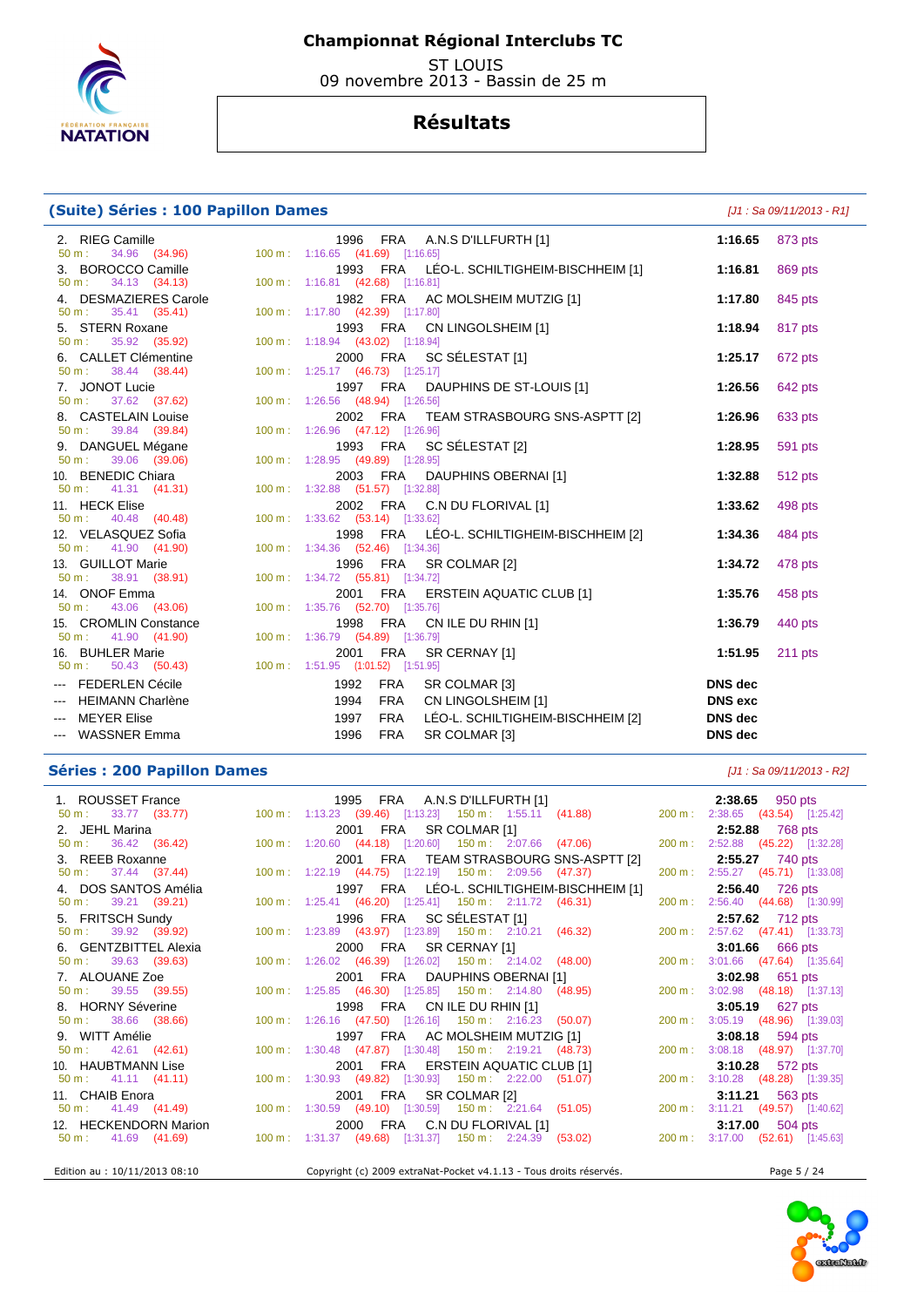# Championnat Régional Interclubs TC

ST LOUIS
09 novembre 2013 - Bassin de 25 m

## Résultats

### (Suite) Séries : 100 Papillon Dames

*[J1 : Sa 09/11/2013 - R1]*

| Rang | Nom | Année | Nat. | Club | Temps | Points |
|---|---|---|---|---|---|---|
| 2. | RIEG Camille | 1996 | FRA | A.N.S D'ILLFURTH [1] | 1:16.65 | 873 pts |
| | 50 m : 34.96 (34.96) — 100 m : 1:16.65 (41.69) [1:16.65] | | | | | |
| 3. | BOROCCO Camille | 1993 | FRA | LÉO-L. SCHILTIGHEIM-BISCHHEIM [1] | 1:16.81 | 869 pts |
| | 50 m : 34.13 (34.13) — 100 m : 1:16.81 (42.68) [1:16.81] | | | | | |
| 4. | DESMAZIERES Carole | 1982 | FRA | AC MOLSHEIM MUTZIG [1] | 1:17.80 | 845 pts |
| | 50 m : 35.41 (35.41) — 100 m : 1:17.80 (42.39) [1:17.80] | | | | | |
| 5. | STERN Roxane | 1993 | FRA | CN LINGOLSHEIM [1] | 1:18.94 | 817 pts |
| | 50 m : 35.92 (35.92) — 100 m : 1:18.94 (43.02) [1:18.94] | | | | | |
| 6. | CALLET Clémentine | 2000 | FRA | SC SÉLESTAT [1] | 1:25.17 | 672 pts |
| | 50 m : 38.44 (38.44) — 100 m : 1:25.17 (46.73) [1:25.17] | | | | | |
| 7. | JONOT Lucie | 1997 | FRA | DAUPHINS DE ST-LOUIS [1] | 1:26.56 | 642 pts |
| | 50 m : 37.62 (37.62) — 100 m : 1:26.56 (48.94) [1:26.56] | | | | | |
| 8. | CASTELAIN Louise | 2002 | FRA | TEAM STRASBOURG SNS-ASPTT [2] | 1:26.96 | 633 pts |
| | 50 m : 39.84 (39.84) — 100 m : 1:26.96 (47.12) [1:26.96] | | | | | |
| 9. | DANGUEL Mégane | 1993 | FRA | SC SÉLESTAT [2] | 1:28.95 | 591 pts |
| | 50 m : 39.06 (39.06) — 100 m : 1:28.95 (49.89) [1:28.95] | | | | | |
| 10. | BENEDIC Chiara | 2003 | FRA | DAUPHINS OBERNAI [1] | 1:32.88 | 512 pts |
| | 50 m : 41.31 (41.31) — 100 m : 1:32.88 (51.57) [1:32.88] | | | | | |
| 11. | HECK Elise | 2002 | FRA | C.N DU FLORIVAL [1] | 1:33.62 | 498 pts |
| | 50 m : 40.48 (40.48) — 100 m : 1:33.62 (53.14) [1:33.62] | | | | | |
| 12. | VELASQUEZ Sofia | 1998 | FRA | LÉO-L. SCHILTIGHEIM-BISCHHEIM [2] | 1:34.36 | 484 pts |
| | 50 m : 41.90 (41.90) — 100 m : 1:34.36 (52.46) [1:34.36] | | | | | |
| 13. | GUILLOT Marie | 1996 | FRA | SR COLMAR [2] | 1:34.72 | 478 pts |
| | 50 m : 38.91 (38.91) — 100 m : 1:34.72 (55.81) [1:34.72] | | | | | |
| 14. | ONOF Emma | 2001 | FRA | ERSTEIN AQUATIC CLUB [1] | 1:35.76 | 458 pts |
| | 50 m : 43.06 (43.06) — 100 m : 1:35.76 (52.70) [1:35.76] | | | | | |
| 15. | CROMLIN Constance | 1998 | FRA | CN ILE DU RHIN [1] | 1:36.79 | 440 pts |
| | 50 m : 41.90 (41.90) — 100 m : 1:36.79 (54.89) [1:36.79] | | | | | |
| 16. | BUHLER Marie | 2001 | FRA | SR CERNAY [1] | 1:51.95 | 211 pts |
| | 50 m : 50.43 (50.43) — 100 m : 1:51.95 (1:01.52) [1:51.95] | | | | | |
| --- | FEDERLEN Cécile | 1992 | FRA | SR COLMAR [3] | DNS dec | |
| --- | HEIMANN Charlène | 1994 | FRA | CN LINGOLSHEIM [1] | DNS exc | |
| --- | MEYER Elise | 1997 | FRA | LÉO-L. SCHILTIGHEIM-BISCHHEIM [2] | DNS dec | |
| --- | WASSNER Emma | 1996 | FRA | SR COLMAR [3] | DNS dec | |

### Séries : 200 Papillon Dames

*[J1 : Sa 09/11/2013 - R2]*

| Rang | Nom | Année | Nat. | Club | Temps | Points |
|---|---|---|---|---|---|---|
| 1. | ROUSSET France | 1995 | FRA | A.N.S D'ILLFURTH [1] | 2:38.65 | 950 pts |
| | 50 m : 33.77 (33.77) — 100 m : 1:13.23 (39.46) [1:13.23] — 150 m : 1:55.11 (41.88) — 200 m : 2:38.65 (43.54) [1:25.42] | | | | | |
| 2. | JEHL Marina | 2001 | FRA | SR COLMAR [1] | 2:52.88 | 768 pts |
| | 50 m : 36.42 (36.42) — 100 m : 1:20.60 (44.18) [1:20.60] — 150 m : 2:07.66 (47.06) — 200 m : 2:52.88 (45.22) [1:32.28] | | | | | |
| 3. | REEB Roxanne | 2001 | FRA | TEAM STRASBOURG SNS-ASPTT [2] | 2:55.27 | 740 pts |
| | 50 m : 37.44 (37.44) — 100 m : 1:22.19 (44.75) [1:22.19] — 150 m : 2:09.56 (47.37) — 200 m : 2:55.27 (45.71) [1:33.08] | | | | | |
| 4. | DOS SANTOS Amélia | 1997 | FRA | LÉO-L. SCHILTIGHEIM-BISCHHEIM [1] | 2:56.40 | 726 pts |
| | 50 m : 39.21 (39.21) — 100 m : 1:25.41 (46.20) [1:25.41] — 150 m : 2:11.72 (46.31) — 200 m : 2:56.40 (44.68) [1:30.99] | | | | | |
| 5. | FRITSCH Sundy | 1996 | FRA | SC SÉLESTAT [1] | 2:57.62 | 712 pts |
| | 50 m : 39.92 (39.92) — 100 m : 1:23.89 (43.97) [1:23.89] — 150 m : 2:10.21 (46.32) — 200 m : 2:57.62 (47.41) [1:33.73] | | | | | |
| 6. | GENTZBITTEL Alexia | 2000 | FRA | SR CERNAY [1] | 3:01.66 | 666 pts |
| | 50 m : 39.63 (39.63) — 100 m : 1:26.02 (46.39) [1:26.02] — 150 m : 2:14.02 (48.00) — 200 m : 3:01.66 (47.64) [1:35.64] | | | | | |
| 7. | ALOUANE Zoe | 2001 | FRA | DAUPHINS OBERNAI [1] | 3:02.98 | 651 pts |
| | 50 m : 39.55 (39.55) — 100 m : 1:25.85 (46.30) [1:25.85] — 150 m : 2:14.80 (48.95) — 200 m : 3:02.98 (48.18) [1:37.13] | | | | | |
| 8. | HORNY Séverine | 1998 | FRA | CN ILE DU RHIN [1] | 3:05.19 | 627 pts |
| | 50 m : 38.66 (38.66) — 100 m : 1:26.16 (47.50) [1:26.16] — 150 m : 2:16.23 (50.07) — 200 m : 3:05.19 (48.96) [1:39.03] | | | | | |
| 9. | WITT Amélie | 1997 | FRA | AC MOLSHEIM MUTZIG [1] | 3:08.18 | 594 pts |
| | 50 m : 42.61 (42.61) — 100 m : 1:30.48 (47.87) [1:30.48] — 150 m : 2:19.21 (48.73) — 200 m : 3:08.18 (48.97) [1:37.70] | | | | | |
| 10. | HAUBTMANN Lise | 2001 | FRA | ERSTEIN AQUATIC CLUB [1] | 3:10.28 | 572 pts |
| | 50 m : 41.11 (41.11) — 100 m : 1:30.93 (49.82) [1:30.93] — 150 m : 2:22.00 (51.07) — 200 m : 3:10.28 (48.28) [1:39.35] | | | | | |
| 11. | CHAIB Enora | 2001 | FRA | SR COLMAR [2] | 3:11.21 | 563 pts |
| | 50 m : 41.49 (41.49) — 100 m : 1:30.59 (49.10) [1:30.59] — 150 m : 2:21.64 (51.05) — 200 m : 3:11.21 (49.57) [1:40.62] | | | | | |
| 12. | HECKENDORN Marion | 2000 | FRA | C.N DU FLORIVAL [1] | 3:17.00 | 504 pts |
| | 50 m : 41.69 (41.69) — 100 m : 1:31.37 (49.68) [1:31.37] — 150 m : 2:24.39 (53.02) — 200 m : 3:17.00 (52.61) [1:45.63] | | | | | |

Edition au : 10/11/2013 08:10 — Copyright (c) 2009 extraNat-Pocket v4.1.13 - Tous droits réservés.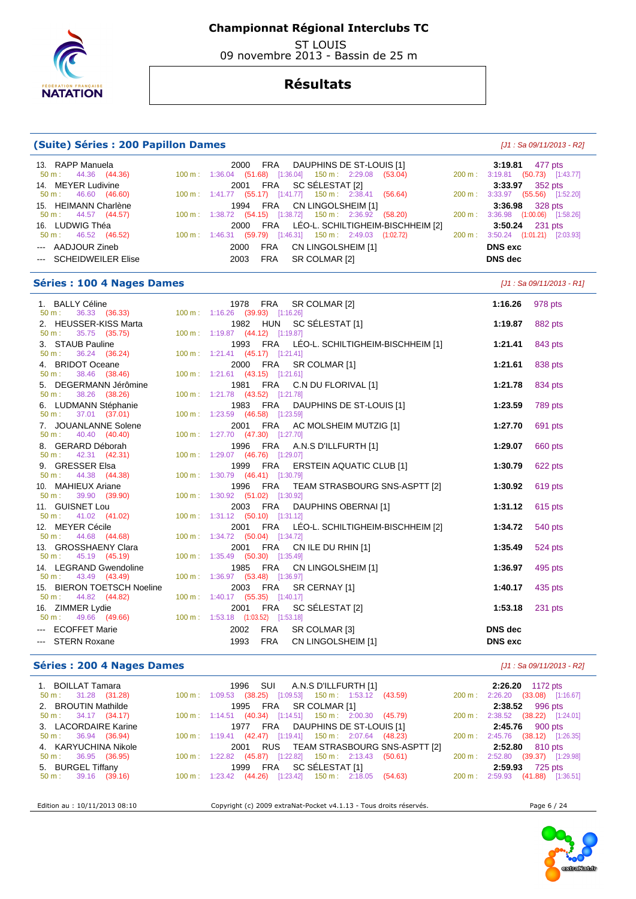## Championnat Régional Interclubs TC

ST LOUIS
09 novembre 2013 - Bassin de 25 m

# Résultats

### (Suite) Séries : 200 Papillon Dames

*[J1 : Sa 09/11/2013 - R2]*

| Rg | Nom | Année | Nat | Club | Temps | Points |
|---|---|---|---|---|---|---|
| 13. | RAPP Manuela | 2000 | FRA | DAUPHINS DE ST-LOUIS [1] | 3:19.81 | 477 pts |
| | 50 m : 44.36 (44.36) / 100 m : 1:36.04 (51.68) [1:36.04] / 150 m : 2:29.08 (53.04) / 200 m : 3:19.81 (50.73) [1:43.77] | | | | | |
| 14. | MEYER Ludivine | 2001 | FRA | SC SÉLESTAT [2] | 3:33.97 | 352 pts |
| | 50 m : 46.60 (46.60) / 100 m : 1:41.77 (55.17) [1:41.77] / 150 m : 2:38.41 (56.64) / 200 m : 3:33.97 (55.56) [1:52.20] | | | | | |
| 15. | HEIMANN Charlène | 1994 | FRA | CN LINGOLSHEIM [1] | 3:36.98 | 328 pts |
| | 50 m : 44.57 (44.57) / 100 m : 1:38.72 (54.15) [1:38.72] / 150 m : 2:36.92 (58.20) / 200 m : 3:36.98 (1:00.06) [1:58.26] | | | | | |
| 16. | LUDWIG Théa | 2000 | FRA | LÉO-L. SCHILTIGHEIM-BISCHHEIM [2] | 3:50.24 | 231 pts |
| | 50 m : 46.52 (46.52) / 100 m : 1:46.31 (59.79) [1:46.31] / 150 m : 2:49.03 (1:02.72) / 200 m : 3:50.24 (1:01.21) [2:03.93] | | | | | |
| --- | AADJOUR Zineb | 2000 | FRA | CN LINGOLSHEIM [1] | DNS exc | |
| --- | SCHEIDWEILER Elise | 2003 | FRA | SR COLMAR [2] | DNS dec | |

### Séries : 100 4 Nages Dames

*[J1 : Sa 09/11/2013 - R1]*

| Rg | Nom | Année | Nat | Club | Temps | Points |
|---|---|---|---|---|---|---|
| 1. | BALLY Céline | 1978 | FRA | SR COLMAR [2] | 1:16.26 | 978 pts |
| | 50 m : 36.33 (36.33) / 100 m : 1:16.26 (39.93) [1:16.26] | | | | | |
| 2. | HEUSSER-KISS Marta | 1982 | HUN | SC SÉLESTAT [1] | 1:19.87 | 882 pts |
| | 50 m : 35.75 (35.75) / 100 m : 1:19.87 (44.12) [1:19.87] | | | | | |
| 3. | STAUB Pauline | 1993 | FRA | LÉO-L. SCHILTIGHEIM-BISCHHEIM [1] | 1:21.41 | 843 pts |
| | 50 m : 36.24 (36.24) / 100 m : 1:21.41 (45.17) [1:21.41] | | | | | |
| 4. | BRIDOT Oceane | 2000 | FRA | SR COLMAR [1] | 1:21.61 | 838 pts |
| | 50 m : 38.46 (38.46) / 100 m : 1:21.61 (43.15) [1:21.61] | | | | | |
| 5. | DEGERMANN Jérômine | 1981 | FRA | C.N DU FLORIVAL [1] | 1:21.78 | 834 pts |
| | 50 m : 38.26 (38.26) / 100 m : 1:21.78 (43.52) [1:21.78] | | | | | |
| 6. | LUDMANN Stéphanie | 1983 | FRA | DAUPHINS DE ST-LOUIS [1] | 1:23.59 | 789 pts |
| | 50 m : 37.01 (37.01) / 100 m : 1:23.59 (46.58) [1:23.59] | | | | | |
| 7. | JOUANLANNE Solene | 2001 | FRA | AC MOLSHEIM MUTZIG [1] | 1:27.70 | 691 pts |
| | 50 m : 40.40 (40.40) / 100 m : 1:27.70 (47.30) [1:27.70] | | | | | |
| 8. | GERARD Déborah | 1996 | FRA | A.N.S D'ILLFURTH [1] | 1:29.07 | 660 pts |
| | 50 m : 42.31 (42.31) / 100 m : 1:29.07 (46.76) [1:29.07] | | | | | |
| 9. | GRESSER Elsa | 1999 | FRA | ERSTEIN AQUATIC CLUB [1] | 1:30.79 | 622 pts |
| | 50 m : 44.38 (44.38) / 100 m : 1:30.79 (46.41) [1:30.79] | | | | | |
| 10. | MAHIEUX Ariane | 1996 | FRA | TEAM STRASBOURG SNS-ASPTT [2] | 1:30.92 | 619 pts |
| | 50 m : 39.90 (39.90) / 100 m : 1:30.92 (51.02) [1:30.92] | | | | | |
| 11. | GUISNET Lou | 2003 | FRA | DAUPHINS OBERNAI [1] | 1:31.12 | 615 pts |
| | 50 m : 41.02 (41.02) / 100 m : 1:31.12 (50.10) [1:31.12] | | | | | |
| 12. | MEYER Cécile | 2001 | FRA | LÉO-L. SCHILTIGHEIM-BISCHHEIM [2] | 1:34.72 | 540 pts |
| | 50 m : 44.68 (44.68) / 100 m : 1:34.72 (50.04) [1:34.72] | | | | | |
| 13. | GROSSHAENY Clara | 2001 | FRA | CN ILE DU RHIN [1] | 1:35.49 | 524 pts |
| | 50 m : 45.19 (45.19) / 100 m : 1:35.49 (50.30) [1:35.49] | | | | | |
| 14. | LEGRAND Gwendoline | 1985 | FRA | CN LINGOLSHEIM [1] | 1:36.97 | 495 pts |
| | 50 m : 43.49 (43.49) / 100 m : 1:36.97 (53.48) [1:36.97] | | | | | |
| 15. | BIERON TOETSCH Noeline | 2003 | FRA | SR CERNAY [1] | 1:40.17 | 435 pts |
| | 50 m : 44.82 (44.82) / 100 m : 1:40.17 (55.35) [1:40.17] | | | | | |
| 16. | ZIMMER Lydie | 2001 | FRA | SC SÉLESTAT [2] | 1:53.18 | 231 pts |
| | 50 m : 49.66 (49.66) / 100 m : 1:53.18 (1:03.52) [1:53.18] | | | | | |
| --- | ECOFFET Marie | 2002 | FRA | SR COLMAR [3] | DNS dec | |
| --- | STERN Roxane | 1993 | FRA | CN LINGOLSHEIM [1] | DNS exc | |

### Séries : 200 4 Nages Dames

*[J1 : Sa 09/11/2013 - R2]*

| Rg | Nom | Année | Nat | Club | Temps | Points |
|---|---|---|---|---|---|---|
| 1. | BOILLAT Tamara | 1996 | SUI | A.N.S D'ILLFURTH [1] | 2:26.20 | 1172 pts |
| | 50 m : 31.28 (31.28) / 100 m : 1:09.53 (38.25) [1:09.53] / 150 m : 1:53.12 (43.59) / 200 m : 2:26.20 (33.08) [1:16.67] | | | | | |
| 2. | BROUTIN Mathilde | 1995 | FRA | SR COLMAR [1] | 2:38.52 | 996 pts |
| | 50 m : 34.17 (34.17) / 100 m : 1:14.51 (40.34) [1:14.51] / 150 m : 2:00.30 (45.79) / 200 m : 2:38.52 (38.22) [1:24.01] | | | | | |
| 3. | LACORDAIRE Karine | 1977 | FRA | DAUPHINS DE ST-LOUIS [1] | 2:45.76 | 900 pts |
| | 50 m : 36.94 (36.94) / 100 m : 1:19.41 (42.47) [1:19.41] / 150 m : 2:07.64 (48.23) / 200 m : 2:45.76 (38.12) [1:26.35] | | | | | |
| 4. | KARYUCHINA Nikole | 2001 | RUS | TEAM STRASBOURG SNS-ASPTT [2] | 2:52.80 | 810 pts |
| | 50 m : 36.95 (36.95) / 100 m : 1:22.82 (45.87) [1:22.82] / 150 m : 2:13.43 (50.61) / 200 m : 2:52.80 (39.37) [1:29.98] | | | | | |
| 5. | BURGEL Tiffany | 1999 | FRA | SC SÉLESTAT [1] | 2:59.93 | 725 pts |
| | 50 m : 39.16 (39.16) / 100 m : 1:23.42 (44.26) [1:23.42] / 150 m : 2:18.05 (54.63) / 200 m : 2:59.93 (41.88) [1:36.51] | | | | | |

Edition au : 10/11/2013 08:10 — Copyright (c) 2009 extraNat-Pocket v4.1.13 - Tous droits réservés.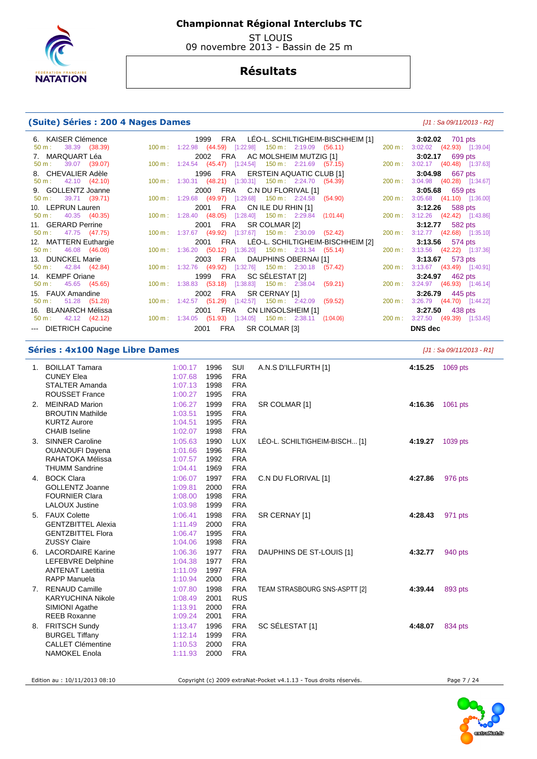# Championnat Régional Interclubs TC

ST LOUIS
09 novembre 2013 - Bassin de 25 m

## Résultats

### (Suite) Séries : 200 4 Nages Dames

*[J1 : Sa 09/11/2013 - R2]*

| Pl. | Nom | Année | Nat. | Club | Temps | Points |
|---|---|---|---|---|---|---|
| 6. | KAISER Clémence | 1999 | FRA | LÉO-L. SCHILTIGHEIM-BISCHHEIM [1] | **3:02.02** | 701 pts |
| | 50 m : 38.39 (38.39) | 100 m : 1:22.98 (44.59) [1:22.98] | | 150 m : 2:19.09 (56.11) | 200 m : 3:02.02 (42.93) [1:39.04] | |
| 7. | MARQUART Léa | 2002 | FRA | AC MOLSHEIM MUTZIG [1] | **3:02.17** | 699 pts |
| | 50 m : 39.07 (39.07) | 100 m : 1:24.54 (45.47) [1:24.54] | | 150 m : 2:21.69 (57.15) | 200 m : 3:02.17 (40.48) [1:37.63] | |
| 8. | CHEVALIER Adèle | 1996 | FRA | ERSTEIN AQUATIC CLUB [1] | **3:04.98** | 667 pts |
| | 50 m : 42.10 (42.10) | 100 m : 1:30.31 (48.21) [1:30.31] | | 150 m : 2:24.70 (54.39) | 200 m : 3:04.98 (40.28) [1:34.67] | |
| 9. | GOLLENTZ Joanne | 2000 | FRA | C.N DU FLORIVAL [1] | **3:05.68** | 659 pts |
| | 50 m : 39.71 (39.71) | 100 m : 1:29.68 (49.97) [1:29.68] | | 150 m : 2:24.58 (54.90) | 200 m : 3:05.68 (41.10) [1:36.00] | |
| 10. | LEPRUN Lauren | 2001 | FRA | CN ILE DU RHIN [1] | **3:12.26** | 588 pts |
| | 50 m : 40.35 (40.35) | 100 m : 1:28.40 (48.05) [1:28.40] | | 150 m : 2:29.84 (1:01.44) | 200 m : 3:12.26 (42.42) [1:43.86] | |
| 11. | GERARD Perrine | 2001 | FRA | SR COLMAR [2] | **3:12.77** | 582 pts |
| | 50 m : 47.75 (47.75) | 100 m : 1:37.67 (49.92) [1:37.67] | | 150 m : 2:30.09 (52.42) | 200 m : 3:12.77 (42.68) [1:35.10] | |
| 12. | MATTERN Euthargie | 2001 | FRA | LÉO-L. SCHILTIGHEIM-BISCHHEIM [2] | **3:13.56** | 574 pts |
| | 50 m : 46.08 (46.08) | 100 m : 1:36.20 (50.12) [1:36.20] | | 150 m : 2:31.34 (55.14) | 200 m : 3:13.56 (42.22) [1:37.36] | |
| 13. | DUNCKEL Marie | 2003 | FRA | DAUPHINS OBERNAI [1] | **3:13.67** | 573 pts |
| | 50 m : 42.84 (42.84) | 100 m : 1:32.76 (49.92) [1:32.76] | | 150 m : 2:30.18 (57.42) | 200 m : 3:13.67 (43.49) [1:40.91] | |
| 14. | KEMPF Oriane | 1999 | FRA | SC SÉLESTAT [2] | **3:24.97** | 462 pts |
| | 50 m : 45.65 (45.65) | 100 m : 1:38.83 (53.18) [1:38.83] | | 150 m : 2:38.04 (59.21) | 200 m : 3:24.97 (46.93) [1:46.14] | |
| 15. | FAUX Amandine | 2002 | FRA | SR CERNAY [1] | **3:26.79** | 445 pts |
| | 50 m : 51.28 (51.28) | 100 m : 1:42.57 (51.29) [1:42.57] | | 150 m : 2:42.09 (59.52) | 200 m : 3:26.79 (44.70) [1:44.22] | |
| 16. | BLANARCH Mélissa | 2001 | FRA | CN LINGOLSHEIM [1] | **3:27.50** | 438 pts |
| | 50 m : 42.12 (42.12) | 100 m : 1:34.05 (51.93) [1:34.05] | | 150 m : 2:38.11 (1:04.06) | 200 m : 3:27.50 (49.39) [1:53.45] | |
| --- | DIETRICH Capucine | 2001 | FRA | SR COLMAR [3] | **DNS dec** | |

### Séries : 4x100 Nage Libre Dames

*[J1 : Sa 09/11/2013 - R1]*

| Pl. | Nom | Temps | Année | Nat. | Club | Temps | Points |
|---|---|---|---|---|---|---|---|
| 1. | BOILLAT Tamara | 1:00.17 | 1996 | SUI | A.N.S D'ILLFURTH [1] | **4:15.25** | 1069 pts |
| | CUNEY Elea | 1:07.68 | 1996 | FRA | | | |
| | STALTER Amanda | 1:07.13 | 1998 | FRA | | | |
| | ROUSSET France | 1:00.27 | 1995 | FRA | | | |
| 2. | MEINRAD Marion | 1:06.27 | 1999 | FRA | SR COLMAR [1] | **4:16.36** | 1061 pts |
| | BROUTIN Mathilde | 1:03.51 | 1995 | FRA | | | |
| | KURTZ Aurore | 1:04.51 | 1995 | FRA | | | |
| | CHAIB Iseline | 1:02.07 | 1998 | FRA | | | |
| 3. | SINNER Caroline | 1:05.63 | 1990 | LUX | LÉO-L. SCHILTIGHEIM-BISCH... [1] | **4:19.27** | 1039 pts |
| | OUANOUFI Dayena | 1:01.66 | 1996 | FRA | | | |
| | RAHATOKA Mélissa | 1:07.57 | 1992 | FRA | | | |
| | THUMM Sandrine | 1:04.41 | 1969 | FRA | | | |
| 4. | BOCK Clara | 1:06.07 | 1997 | FRA | C.N DU FLORIVAL [1] | **4:27.86** | 976 pts |
| | GOLLENTZ Joanne | 1:09.81 | 2000 | FRA | | | |
| | FOURNIER Clara | 1:08.00 | 1998 | FRA | | | |
| | LALOUX Justine | 1:03.98 | 1999 | FRA | | | |
| 5. | FAUX Colette | 1:06.41 | 1998 | FRA | SR CERNAY [1] | **4:28.43** | 971 pts |
| | GENTZBITTEL Alexia | 1:11.49 | 2000 | FRA | | | |
| | GENTZBITTEL Flora | 1:06.47 | 1995 | FRA | | | |
| | ZUSSY Claire | 1:04.06 | 1998 | FRA | | | |
| 6. | LACORDAIRE Karine | 1:06.36 | 1977 | FRA | DAUPHINS DE ST-LOUIS [1] | **4:32.77** | 940 pts |
| | LEFEBVRE Delphine | 1:04.38 | 1977 | FRA | | | |
| | ANTENAT Laetitia | 1:11.09 | 1997 | FRA | | | |
| | RAPP Manuela | 1:10.94 | 2000 | FRA | | | |
| 7. | RENAUD Camille | 1:07.80 | 1998 | FRA | TEAM STRASBOURG SNS-ASPTT [2] | **4:39.44** | 893 pts |
| | KARYUCHINA Nikole | 1:08.49 | 2001 | RUS | | | |
| | SIMIONI Agathe | 1:13.91 | 2000 | FRA | | | |
| | REEB Roxanne | 1:09.24 | 2001 | FRA | | | |
| 8. | FRITSCH Sundy | 1:13.47 | 1996 | FRA | SC SÉLESTAT [1] | **4:48.07** | 834 pts |
| | BURGEL Tiffany | 1:12.14 | 1999 | FRA | | | |
| | CALLET Clémentine | 1:10.53 | 2000 | FRA | | | |
| | NAMOKEL Enola | 1:11.93 | 2000 | FRA | | | |

Edition au : 10/11/2013 08:10 — Copyright (c) 2009 extraNat-Pocket v4.1.13 - Tous droits réservés.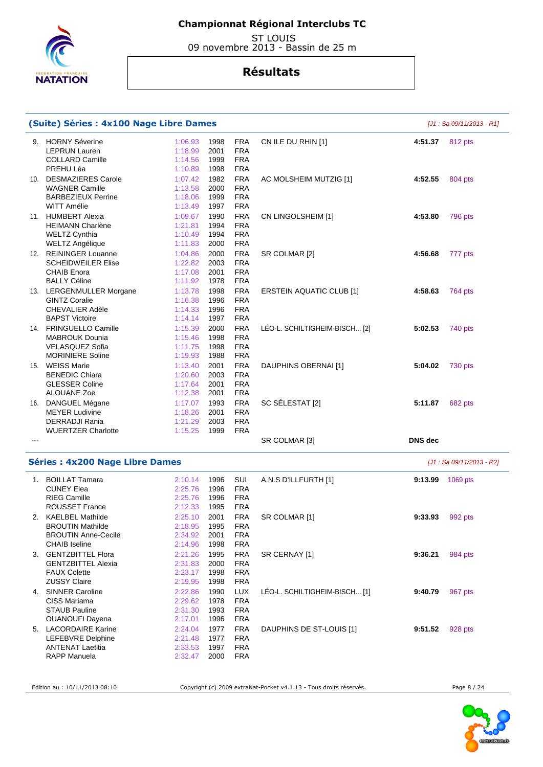# Championnat Régional Interclubs TC

ST LOUIS
09 novembre 2013 - Bassin de 25 m

## Résultats

### (Suite) Séries : 4x100 Nage Libre Dames

*[J1 : Sa 09/11/2013 - R1]*

| Rang | Nom | Temps | Année | Nat. | Club | Temps final | Points |
|---|---|---|---|---|---|---|---|
| 9. | HORNY Séverine | 1:06.93 | 1998 | FRA | CN ILE DU RHIN [1] | **4:51.37** | 812 pts |
| | LEPRUN Lauren | 1:18.99 | 2001 | FRA | | | |
| | COLLARD Camille | 1:14.56 | 1999 | FRA | | | |
| | PREHU Léa | 1:10.89 | 1998 | FRA | | | |
| 10. | DESMAZIERES Carole | 1:07.42 | 1982 | FRA | AC MOLSHEIM MUTZIG [1] | **4:52.55** | 804 pts |
| | WAGNER Camille | 1:13.58 | 2000 | FRA | | | |
| | BARBEZIEUX Perrine | 1:18.06 | 1999 | FRA | | | |
| | WITT Amélie | 1:13.49 | 1997 | FRA | | | |
| 11. | HUMBERT Alexia | 1:09.67 | 1990 | FRA | CN LINGOLSHEIM [1] | **4:53.80** | 796 pts |
| | HEIMANN Charlène | 1:21.81 | 1994 | FRA | | | |
| | WELTZ Cynthia | 1:10.49 | 1994 | FRA | | | |
| | WELTZ Angélique | 1:11.83 | 2000 | FRA | | | |
| 12. | REININGER Louanne | 1:04.86 | 2000 | FRA | SR COLMAR [2] | **4:56.68** | 777 pts |
| | SCHEIDWEILER Elise | 1:22.82 | 2003 | FRA | | | |
| | CHAIB Enora | 1:17.08 | 2001 | FRA | | | |
| | BALLY Céline | 1:11.92 | 1978 | FRA | | | |
| 13. | LERGENMULLER Morgane | 1:13.78 | 1998 | FRA | ERSTEIN AQUATIC CLUB [1] | **4:58.63** | 764 pts |
| | GINTZ Coralie | 1:16.38 | 1996 | FRA | | | |
| | CHEVALIER Adèle | 1:14.33 | 1996 | FRA | | | |
| | BAPST Victoire | 1:14.14 | 1997 | FRA | | | |
| 14. | FRINGUELLO Camille | 1:15.39 | 2000 | FRA | LÉO-L. SCHILTIGHEIM-BISCH... [2] | **5:02.53** | 740 pts |
| | MABROUK Dounia | 1:15.46 | 1998 | FRA | | | |
| | VELASQUEZ Sofia | 1:11.75 | 1998 | FRA | | | |
| | MORINIERE Soline | 1:19.93 | 1988 | FRA | | | |
| 15. | WEISS Marie | 1:13.40 | 2001 | FRA | DAUPHINS OBERNAI [1] | **5:04.02** | 730 pts |
| | BENEDIC Chiara | 1:20.60 | 2003 | FRA | | | |
| | GLESSER Coline | 1:17.64 | 2001 | FRA | | | |
| | ALOUANE Zoe | 1:12.38 | 2001 | FRA | | | |
| 16. | DANGUEL Mégane | 1:17.07 | 1993 | FRA | SC SÉLESTAT [2] | **5:11.87** | 682 pts |
| | MEYER Ludivine | 1:18.26 | 2001 | FRA | | | |
| | DERRADJI Rania | 1:21.29 | 2003 | FRA | | | |
| | WUERTZER Charlotte | 1:15.25 | 1999 | FRA | | | |
| --- | | | | | SR COLMAR [3] | **DNS dec** | |

### Séries : 4x200 Nage Libre Dames

*[J1 : Sa 09/11/2013 - R2]*

| Rang | Nom | Temps | Année | Nat. | Club | Temps final | Points |
|---|---|---|---|---|---|---|---|
| 1. | BOILLAT Tamara | 2:10.14 | 1996 | SUI | A.N.S D'ILLFURTH [1] | **9:13.99** | 1069 pts |
| | CUNEY Elea | 2:25.76 | 1996 | FRA | | | |
| | RIEG Camille | 2:25.76 | 1996 | FRA | | | |
| | ROUSSET France | 2:12.33 | 1995 | FRA | | | |
| 2. | KAELBEL Mathilde | 2:25.10 | 2001 | FRA | SR COLMAR [1] | **9:33.93** | 992 pts |
| | BROUTIN Mathilde | 2:18.95 | 1995 | FRA | | | |
| | BROUTIN Anne-Cecile | 2:34.92 | 2001 | FRA | | | |
| | CHAIB Iseline | 2:14.96 | 1998 | FRA | | | |
| 3. | GENTZBITTEL Flora | 2:21.26 | 1995 | FRA | SR CERNAY [1] | **9:36.21** | 984 pts |
| | GENTZBITTEL Alexia | 2:31.83 | 2000 | FRA | | | |
| | FAUX Colette | 2:23.17 | 1998 | FRA | | | |
| | ZUSSY Claire | 2:19.95 | 1998 | FRA | | | |
| 4. | SINNER Caroline | 2:22.86 | 1990 | LUX | LÉO-L. SCHILTIGHEIM-BISCH... [1] | **9:40.79** | 967 pts |
| | CISS Mariama | 2:29.62 | 1978 | FRA | | | |
| | STAUB Pauline | 2:31.30 | 1993 | FRA | | | |
| | OUANOUFI Dayena | 2:17.01 | 1996 | FRA | | | |
| 5. | LACORDAIRE Karine | 2:24.04 | 1977 | FRA | DAUPHINS DE ST-LOUIS [1] | **9:51.52** | 928 pts |
| | LEFEBVRE Delphine | 2:21.48 | 1977 | FRA | | | |
| | ANTENAT Laetitia | 2:33.53 | 1997 | FRA | | | |
| | RAPP Manuela | 2:32.47 | 2000 | FRA | | | |

Edition au : 10/11/2013 08:10 — Copyright (c) 2009 extraNat-Pocket v4.1.13 - Tous droits réservés.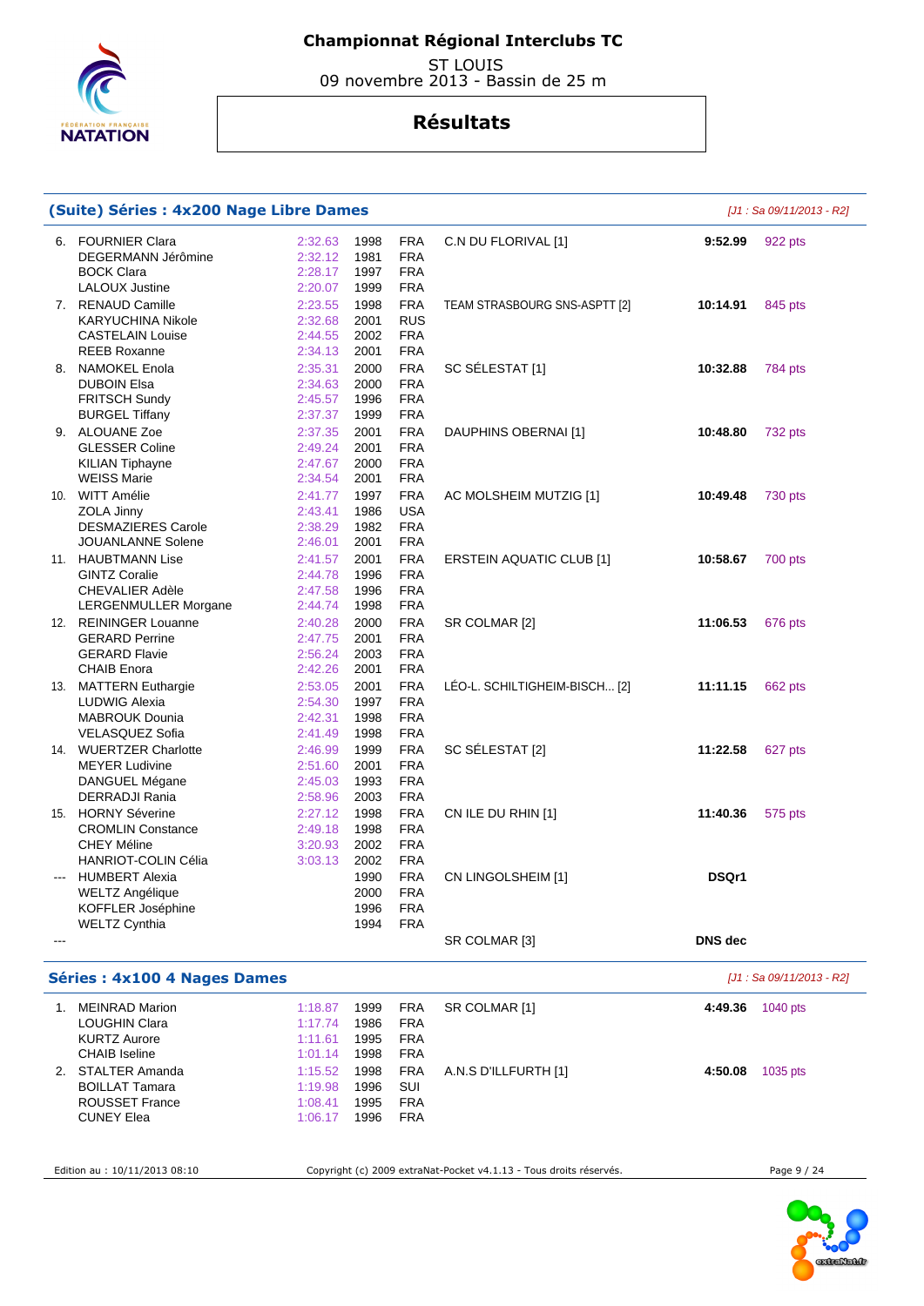# Championnat Régional Interclubs TC

ST LOUIS
09 novembre 2013 - Bassin de 25 m

## Résultats

### (Suite) Séries : 4x200 Nage Libre Dames

*[J1 : Sa 09/11/2013 - R2]*

| Rang | Nom | Temps | Année | Nat. | Club | Temps final | Points |
|---|---|---|---|---|---|---|---|
| 6. | FOURNIER Clara | 2:32.63 | 1998 | FRA | C.N DU FLORIVAL [1] | **9:52.99** | 922 pts |
| | DEGERMANN Jérômine | 2:32.12 | 1981 | FRA | | | |
| | BOCK Clara | 2:28.17 | 1997 | FRA | | | |
| | LALOUX Justine | 2:20.07 | 1999 | FRA | | | |
| 7. | RENAUD Camille | 2:23.55 | 1998 | FRA | TEAM STRASBOURG SNS-ASPTT [2] | **10:14.91** | 845 pts |
| | KARYUCHINA Nikole | 2:32.68 | 2001 | RUS | | | |
| | CASTELAIN Louise | 2:44.55 | 2002 | FRA | | | |
| | REEB Roxanne | 2:34.13 | 2001 | FRA | | | |
| 8. | NAMOKEL Enola | 2:35.31 | 2000 | FRA | SC SÉLESTAT [1] | **10:32.88** | 784 pts |
| | DUBOIN Elsa | 2:34.63 | 2000 | FRA | | | |
| | FRITSCH Sundy | 2:45.57 | 1996 | FRA | | | |
| | BURGEL Tiffany | 2:37.37 | 1999 | FRA | | | |
| 9. | ALOUANE Zoe | 2:37.35 | 2001 | FRA | DAUPHINS OBERNAI [1] | **10:48.80** | 732 pts |
| | GLESSER Coline | 2:49.24 | 2001 | FRA | | | |
| | KILIAN Tiphayne | 2:47.67 | 2000 | FRA | | | |
| | WEISS Marie | 2:34.54 | 2001 | FRA | | | |
| 10. | WITT Amélie | 2:41.77 | 1997 | FRA | AC MOLSHEIM MUTZIG [1] | **10:49.48** | 730 pts |
| | ZOLA Jinny | 2:43.41 | 1986 | USA | | | |
| | DESMAZIERES Carole | 2:38.29 | 1982 | FRA | | | |
| | JOUANLANNE Solene | 2:46.01 | 2001 | FRA | | | |
| 11. | HAUBTMANN Lise | 2:41.57 | 2001 | FRA | ERSTEIN AQUATIC CLUB [1] | **10:58.67** | 700 pts |
| | GINTZ Coralie | 2:44.78 | 1996 | FRA | | | |
| | CHEVALIER Adèle | 2:47.58 | 1996 | FRA | | | |
| | LERGENMULLER Morgane | 2:44.74 | 1998 | FRA | | | |
| 12. | REININGER Louanne | 2:40.28 | 2000 | FRA | SR COLMAR [2] | **11:06.53** | 676 pts |
| | GERARD Perrine | 2:47.75 | 2001 | FRA | | | |
| | GERARD Flavie | 2:56.24 | 2003 | FRA | | | |
| | CHAIB Enora | 2:42.26 | 2001 | FRA | | | |
| 13. | MATTERN Euthargie | 2:53.05 | 2001 | FRA | LÉO-L. SCHILTIGHEIM-BISCH... [2] | **11:11.15** | 662 pts |
| | LUDWIG Alexia | 2:54.30 | 1997 | FRA | | | |
| | MABROUK Dounia | 2:42.31 | 1998 | FRA | | | |
| | VELASQUEZ Sofia | 2:41.49 | 1998 | FRA | | | |
| 14. | WUERTZER Charlotte | 2:46.99 | 1999 | FRA | SC SÉLESTAT [2] | **11:22.58** | 627 pts |
| | MEYER Ludivine | 2:51.60 | 2001 | FRA | | | |
| | DANGUEL Mégane | 2:45.03 | 1993 | FRA | | | |
| | DERRADJI Rania | 2:58.96 | 2003 | FRA | | | |
| 15. | HORNY Séverine | 2:27.12 | 1998 | FRA | CN ILE DU RHIN [1] | **11:40.36** | 575 pts |
| | CROMLIN Constance | 2:49.18 | 1998 | FRA | | | |
| | CHEY Méline | 3:20.93 | 2002 | FRA | | | |
| | HANRIOT-COLIN Célia | 3:03.13 | 2002 | FRA | | | |
| --- | HUMBERT Alexia | | 1990 | FRA | CN LINGOLSHEIM [1] | **DSQr1** | |
| | WELTZ Angélique | | 2000 | FRA | | | |
| | KOFFLER Joséphine | | 1996 | FRA | | | |
| | WELTZ Cynthia | | 1994 | FRA | | | |
| --- | | | | | SR COLMAR [3] | **DNS dec** | |

### Séries : 4x100 4 Nages Dames

*[J1 : Sa 09/11/2013 - R2]*

| Rang | Nom | Temps | Année | Nat. | Club | Temps final | Points |
|---|---|---|---|---|---|---|---|
| 1. | MEINRAD Marion | 1:18.87 | 1999 | FRA | SR COLMAR [1] | **4:49.36** | 1040 pts |
| | LOUGHIN Clara | 1:17.74 | 1986 | FRA | | | |
| | KURTZ Aurore | 1:11.61 | 1995 | FRA | | | |
| | CHAIB Iseline | 1:01.14 | 1998 | FRA | | | |
| 2. | STALTER Amanda | 1:15.52 | 1998 | FRA | A.N.S D'ILLFURTH [1] | **4:50.08** | 1035 pts |
| | BOILLAT Tamara | 1:19.98 | 1996 | SUI | | | |
| | ROUSSET France | 1:08.41 | 1995 | FRA | | | |
| | CUNEY Elea | 1:06.17 | 1996 | FRA | | | |

Edition au : 10/11/2013 08:10 — Copyright (c) 2009 extraNat-Pocket v4.1.13 - Tous droits réservés.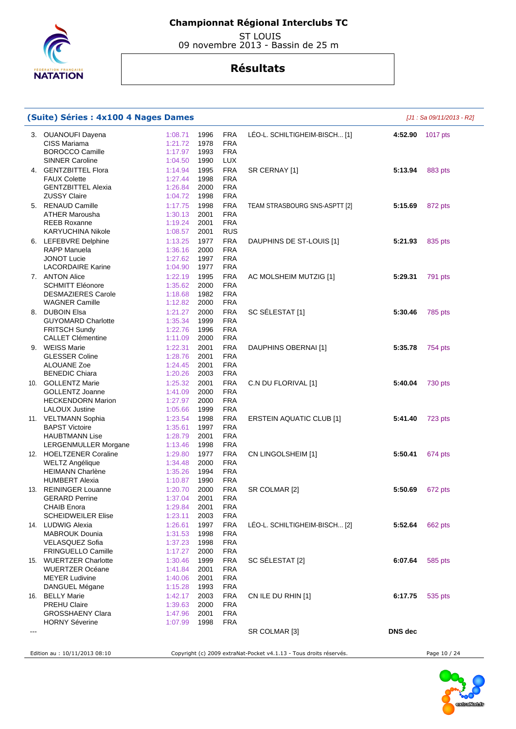# Championnat Régional Interclubs TC

ST LOUIS
09 novembre 2013 - Bassin de 25 m

## Résultats

### (Suite) Séries : 4x100 4 Nages Dames

*[J1 : Sa 09/11/2013 - R2]*

| Rang | Nom | Temps | Année | Nat. | Club | Temps final | Points |
|---|---|---|---|---|---|---|---|
| 3. | OUANOUFI Dayena | 1:08.71 | 1996 | FRA | LÉO-L. SCHILTIGHEIM-BISCH... [1] | **4:52.90** | 1017 pts |
| | CISS Mariama | 1:21.72 | 1978 | FRA | | | |
| | BOROCCO Camille | 1:17.97 | 1993 | FRA | | | |
| | SINNER Caroline | 1:04.50 | 1990 | LUX | | | |
| 4. | GENTZBITTEL Flora | 1:14.94 | 1995 | FRA | SR CERNAY [1] | **5:13.94** | 883 pts |
| | FAUX Colette | 1:27.44 | 1998 | FRA | | | |
| | GENTZBITTEL Alexia | 1:26.84 | 2000 | FRA | | | |
| | ZUSSY Claire | 1:04.72 | 1998 | FRA | | | |
| 5. | RENAUD Camille | 1:17.75 | 1998 | FRA | TEAM STRASBOURG SNS-ASPTT [2] | **5:15.69** | 872 pts |
| | ATHER Marousha | 1:30.13 | 2001 | FRA | | | |
| | REEB Roxanne | 1:19.24 | 2001 | FRA | | | |
| | KARYUCHINA Nikole | 1:08.57 | 2001 | RUS | | | |
| 6. | LEFEBVRE Delphine | 1:13.25 | 1977 | FRA | DAUPHINS DE ST-LOUIS [1] | **5:21.93** | 835 pts |
| | RAPP Manuela | 1:36.16 | 2000 | FRA | | | |
| | JONOT Lucie | 1:27.62 | 1997 | FRA | | | |
| | LACORDAIRE Karine | 1:04.90 | 1977 | FRA | | | |
| 7. | ANTON Alice | 1:22.19 | 1995 | FRA | AC MOLSHEIM MUTZIG [1] | **5:29.31** | 791 pts |
| | SCHMITT Eléonore | 1:35.62 | 2000 | FRA | | | |
| | DESMAZIERES Carole | 1:18.68 | 1982 | FRA | | | |
| | WAGNER Camille | 1:12.82 | 2000 | FRA | | | |
| 8. | DUBOIN Elsa | 1:21.27 | 2000 | FRA | SC SÉLESTAT [1] | **5:30.46** | 785 pts |
| | GUYOMARD Charlotte | 1:35.34 | 1999 | FRA | | | |
| | FRITSCH Sundy | 1:22.76 | 1996 | FRA | | | |
| | CALLET Clémentine | 1:11.09 | 2000 | FRA | | | |
| 9. | WEISS Marie | 1:22.31 | 2001 | FRA | DAUPHINS OBERNAI [1] | **5:35.78** | 754 pts |
| | GLESSER Coline | 1:28.76 | 2001 | FRA | | | |
| | ALOUANE Zoe | 1:24.45 | 2001 | FRA | | | |
| | BENEDIC Chiara | 1:20.26 | 2003 | FRA | | | |
| 10. | GOLLENTZ Marie | 1:25.32 | 2001 | FRA | C.N DU FLORIVAL [1] | **5:40.04** | 730 pts |
| | GOLLENTZ Joanne | 1:41.09 | 2000 | FRA | | | |
| | HECKENDORN Marion | 1:27.97 | 2000 | FRA | | | |
| | LALOUX Justine | 1:05.66 | 1999 | FRA | | | |
| 11. | VELTMANN Sophia | 1:23.54 | 1998 | FRA | ERSTEIN AQUATIC CLUB [1] | **5:41.40** | 723 pts |
| | BAPST Victoire | 1:35.61 | 1997 | FRA | | | |
| | HAUBTMANN Lise | 1:28.79 | 2001 | FRA | | | |
| | LERGENMULLER Morgane | 1:13.46 | 1998 | FRA | | | |
| 12. | HOELTZENER Coraline | 1:29.80 | 1977 | FRA | CN LINGOLSHEIM [1] | **5:50.41** | 674 pts |
| | WELTZ Angélique | 1:34.48 | 2000 | FRA | | | |
| | HEIMANN Charlène | 1:35.26 | 1994 | FRA | | | |
| | HUMBERT Alexia | 1:10.87 | 1990 | FRA | | | |
| 13. | REININGER Louanne | 1:20.70 | 2000 | FRA | SR COLMAR [2] | **5:50.69** | 672 pts |
| | GERARD Perrine | 1:37.04 | 2001 | FRA | | | |
| | CHAIB Enora | 1:29.84 | 2001 | FRA | | | |
| | SCHEIDWEILER Elise | 1:23.11 | 2003 | FRA | | | |
| 14. | LUDWIG Alexia | 1:26.61 | 1997 | FRA | LÉO-L. SCHILTIGHEIM-BISCH... [2] | **5:52.64** | 662 pts |
| | MABROUK Dounia | 1:31.53 | 1998 | FRA | | | |
| | VELASQUEZ Sofia | 1:37.23 | 1998 | FRA | | | |
| | FRINGUELLO Camille | 1:17.27 | 2000 | FRA | | | |
| 15. | WUERTZER Charlotte | 1:30.46 | 1999 | FRA | SC SÉLESTAT [2] | **6:07.64** | 585 pts |
| | WUERTZER Océane | 1:41.84 | 2001 | FRA | | | |
| | MEYER Ludivine | 1:40.06 | 2001 | FRA | | | |
| | DANGUEL Mégane | 1:15.28 | 1993 | FRA | | | |
| 16. | BELLY Marie | 1:42.17 | 2003 | FRA | CN ILE DU RHIN [1] | **6:17.75** | 535 pts |
| | PREHU Claire | 1:39.63 | 2000 | FRA | | | |
| | GROSSHAENY Clara | 1:47.96 | 2001 | FRA | | | |
| | HORNY Séverine | 1:07.99 | 1998 | FRA | | | |
| --- | | | | | SR COLMAR [3] | **DNS dec** | |

Edition au : 10/11/2013 08:10 — Copyright (c) 2009 extraNat-Pocket v4.1.13 - Tous droits réservés.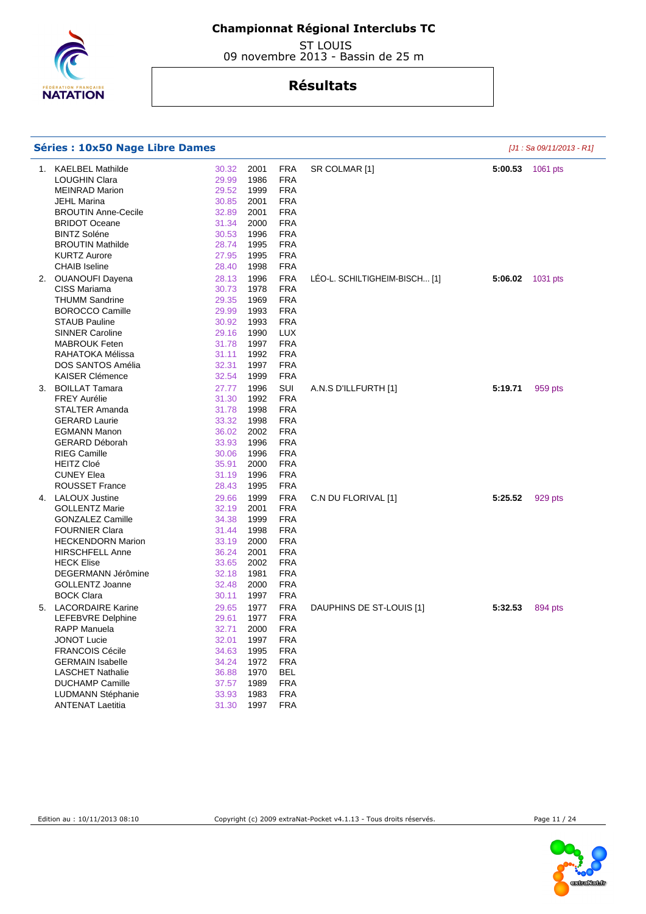# Championnat Régional Interclubs TC

ST LOUIS
09 novembre 2013 - Bassin de 25 m

## Résultats

### Séries : 10x50 Nage Libre Dames

*[J1 : Sa 09/11/2013 - R1]*

| Rang | Nom | Temps | Année | Nat. | Club | Temps final | Points |
|---|---|---|---|---|---|---|---|
| 1. | KAELBEL Mathilde | 30.32 | 2001 | FRA | SR COLMAR [1] | **5:00.53** | 1061 pts |
| | LOUGHIN Clara | 29.99 | 1986 | FRA | | | |
| | MEINRAD Marion | 29.52 | 1999 | FRA | | | |
| | JEHL Marina | 30.85 | 2001 | FRA | | | |
| | BROUTIN Anne-Cecile | 32.89 | 2001 | FRA | | | |
| | BRIDOT Oceane | 31.34 | 2000 | FRA | | | |
| | BINTZ Soléne | 30.53 | 1996 | FRA | | | |
| | BROUTIN Mathilde | 28.74 | 1995 | FRA | | | |
| | KURTZ Aurore | 27.95 | 1995 | FRA | | | |
| | CHAIB Iseline | 28.40 | 1998 | FRA | | | |
| 2. | OUANOUFI Dayena | 28.13 | 1996 | FRA | LÉO-L. SCHILTIGHEIM-BISCH... [1] | **5:06.02** | 1031 pts |
| | CISS Mariama | 30.73 | 1978 | FRA | | | |
| | THUMM Sandrine | 29.35 | 1969 | FRA | | | |
| | BOROCCO Camille | 29.99 | 1993 | FRA | | | |
| | STAUB Pauline | 30.92 | 1993 | FRA | | | |
| | SINNER Caroline | 29.16 | 1990 | LUX | | | |
| | MABROUK Feten | 31.78 | 1997 | FRA | | | |
| | RAHATOKA Mélissa | 31.11 | 1992 | FRA | | | |
| | DOS SANTOS Amélia | 32.31 | 1997 | FRA | | | |
| | KAISER Clémence | 32.54 | 1999 | FRA | | | |
| 3. | BOILLAT Tamara | 27.77 | 1996 | SUI | A.N.S D'ILLFURTH [1] | **5:19.71** | 959 pts |
| | FREY Aurélie | 31.30 | 1992 | FRA | | | |
| | STALTER Amanda | 31.78 | 1998 | FRA | | | |
| | GERARD Laurie | 33.32 | 1998 | FRA | | | |
| | EGMANN Manon | 36.02 | 2002 | FRA | | | |
| | GERARD Déborah | 33.93 | 1996 | FRA | | | |
| | RIEG Camille | 30.06 | 1996 | FRA | | | |
| | HEITZ Cloé | 35.91 | 2000 | FRA | | | |
| | CUNEY Elea | 31.19 | 1996 | FRA | | | |
| | ROUSSET France | 28.43 | 1995 | FRA | | | |
| 4. | LALOUX Justine | 29.66 | 1999 | FRA | C.N DU FLORIVAL [1] | **5:25.52** | 929 pts |
| | GOLLENTZ Marie | 32.19 | 2001 | FRA | | | |
| | GONZALEZ Camille | 34.38 | 1999 | FRA | | | |
| | FOURNIER Clara | 31.44 | 1998 | FRA | | | |
| | HECKENDORN Marion | 33.19 | 2000 | FRA | | | |
| | HIRSCHFELL Anne | 36.24 | 2001 | FRA | | | |
| | HECK Elise | 33.65 | 2002 | FRA | | | |
| | DEGERMANN Jérômine | 32.18 | 1981 | FRA | | | |
| | GOLLENTZ Joanne | 32.48 | 2000 | FRA | | | |
| | BOCK Clara | 30.11 | 1997 | FRA | | | |
| 5. | LACORDAIRE Karine | 29.65 | 1977 | FRA | DAUPHINS DE ST-LOUIS [1] | **5:32.53** | 894 pts |
| | LEFEBVRE Delphine | 29.61 | 1977 | FRA | | | |
| | RAPP Manuela | 32.71 | 2000 | FRA | | | |
| | JONOT Lucie | 32.01 | 1997 | FRA | | | |
| | FRANCOIS Cécile | 34.63 | 1995 | FRA | | | |
| | GERMAIN Isabelle | 34.24 | 1972 | FRA | | | |
| | LASCHET Nathalie | 36.88 | 1970 | BEL | | | |
| | DUCHAMP Camille | 37.57 | 1989 | FRA | | | |
| | LUDMANN Stéphanie | 33.93 | 1983 | FRA | | | |
| | ANTENAT Laetitia | 31.30 | 1997 | FRA | | | |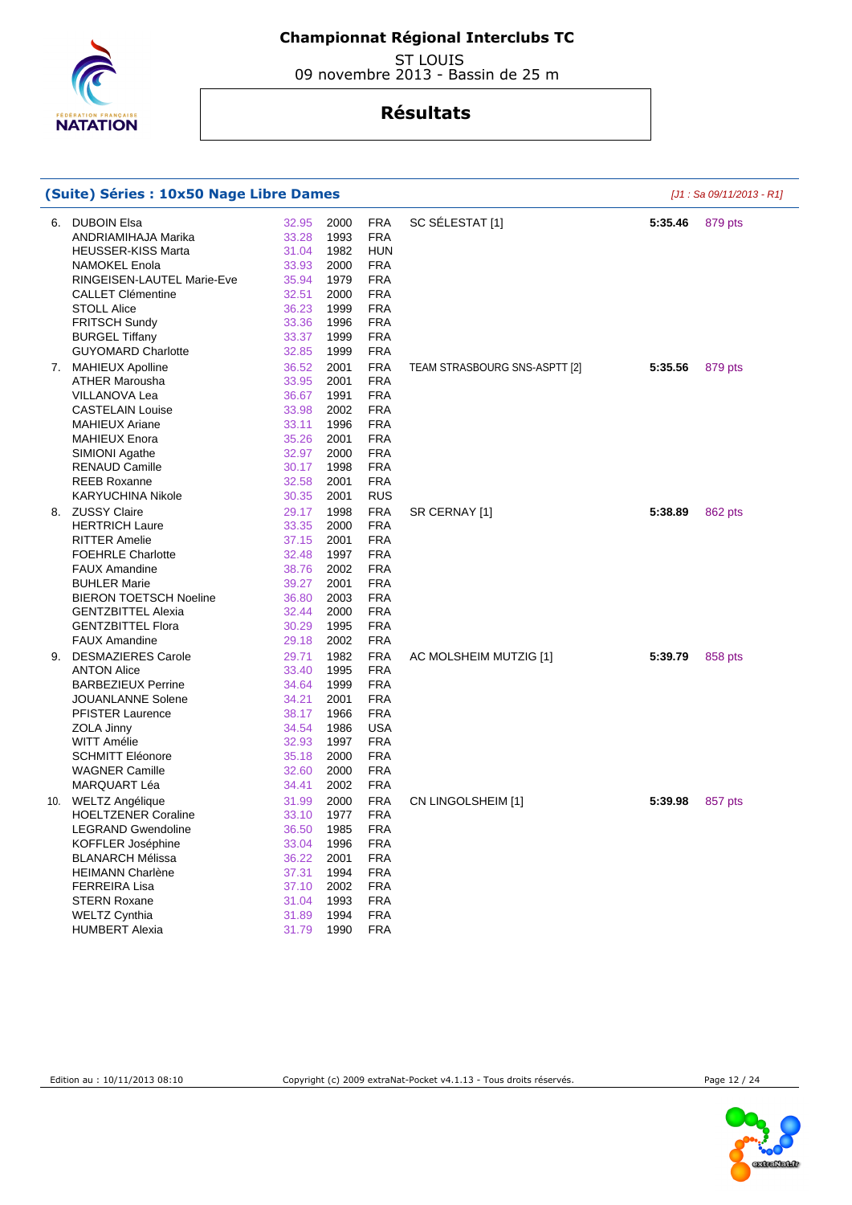# Championnat Régional Interclubs TC

ST LOUIS
09 novembre 2013 - Bassin de 25 m

## Résultats

### (Suite) Séries : 10x50 Nage Libre Dames

*[J1 : Sa 09/11/2013 - R1]*

| Place | Nom | Temps | Année | Nat. | Club | Temps final | Points |
|---|---|---|---|---|---|---|---|
| 6. | DUBOIN Elsa | 32.95 | 2000 | FRA | SC SÉLESTAT [1] | **5:35.46** | 879 pts |
| | ANDRIAMIHAJA Marika | 33.28 | 1993 | FRA | | | |
| | HEUSSER-KISS Marta | 31.04 | 1982 | HUN | | | |
| | NAMOKEL Enola | 33.93 | 2000 | FRA | | | |
| | RINGEISEN-LAUTEL Marie-Eve | 35.94 | 1979 | FRA | | | |
| | CALLET Clémentine | 32.51 | 2000 | FRA | | | |
| | STOLL Alice | 36.23 | 1999 | FRA | | | |
| | FRITSCH Sundy | 33.36 | 1996 | FRA | | | |
| | BURGEL Tiffany | 33.37 | 1999 | FRA | | | |
| | GUYOMARD Charlotte | 32.85 | 1999 | FRA | | | |
| 7. | MAHIEUX Apolline | 36.52 | 2001 | FRA | TEAM STRASBOURG SNS-ASPTT [2] | **5:35.56** | 879 pts |
| | ATHER Marousha | 33.95 | 2001 | FRA | | | |
| | VILLANOVA Lea | 36.67 | 1991 | FRA | | | |
| | CASTELAIN Louise | 33.98 | 2002 | FRA | | | |
| | MAHIEUX Ariane | 33.11 | 1996 | FRA | | | |
| | MAHIEUX Enora | 35.26 | 2001 | FRA | | | |
| | SIMIONI Agathe | 32.97 | 2000 | FRA | | | |
| | RENAUD Camille | 30.17 | 1998 | FRA | | | |
| | REEB Roxanne | 32.58 | 2001 | FRA | | | |
| | KARYUCHINA Nikole | 30.35 | 2001 | RUS | | | |
| 8. | ZUSSY Claire | 29.17 | 1998 | FRA | SR CERNAY [1] | **5:38.89** | 862 pts |
| | HERTRICH Laure | 33.35 | 2000 | FRA | | | |
| | RITTER Amelie | 37.15 | 2001 | FRA | | | |
| | FOEHRLE Charlotte | 32.48 | 1997 | FRA | | | |
| | FAUX Amandine | 38.76 | 2002 | FRA | | | |
| | BUHLER Marie | 39.27 | 2001 | FRA | | | |
| | BIERON TOETSCH Noeline | 36.80 | 2003 | FRA | | | |
| | GENTZBITTEL Alexia | 32.44 | 2000 | FRA | | | |
| | GENTZBITTEL Flora | 30.29 | 1995 | FRA | | | |
| | FAUX Amandine | 29.18 | 2002 | FRA | | | |
| 9. | DESMAZIERES Carole | 29.71 | 1982 | FRA | AC MOLSHEIM MUTZIG [1] | **5:39.79** | 858 pts |
| | ANTON Alice | 33.40 | 1995 | FRA | | | |
| | BARBEZIEUX Perrine | 34.64 | 1999 | FRA | | | |
| | JOUANLANNE Solene | 34.21 | 2001 | FRA | | | |
| | PFISTER Laurence | 38.17 | 1966 | FRA | | | |
| | ZOLA Jinny | 34.54 | 1986 | USA | | | |
| | WITT Amélie | 32.93 | 1997 | FRA | | | |
| | SCHMITT Eléonore | 35.18 | 2000 | FRA | | | |
| | WAGNER Camille | 32.60 | 2000 | FRA | | | |
| | MARQUART Léa | 34.41 | 2002 | FRA | | | |
| 10. | WELTZ Angélique | 31.99 | 2000 | FRA | CN LINGOLSHEIM [1] | **5:39.98** | 857 pts |
| | HOELTZENER Coraline | 33.10 | 1977 | FRA | | | |
| | LEGRAND Gwendoline | 36.50 | 1985 | FRA | | | |
| | KOFFLER Joséphine | 33.04 | 1996 | FRA | | | |
| | BLANARCH Mélissa | 36.22 | 2001 | FRA | | | |
| | HEIMANN Charlène | 37.31 | 1994 | FRA | | | |
| | FERREIRA Lisa | 37.10 | 2002 | FRA | | | |
| | STERN Roxane | 31.04 | 1993 | FRA | | | |
| | WELTZ Cynthia | 31.89 | 1994 | FRA | | | |
| | HUMBERT Alexia | 31.79 | 1990 | FRA | | | |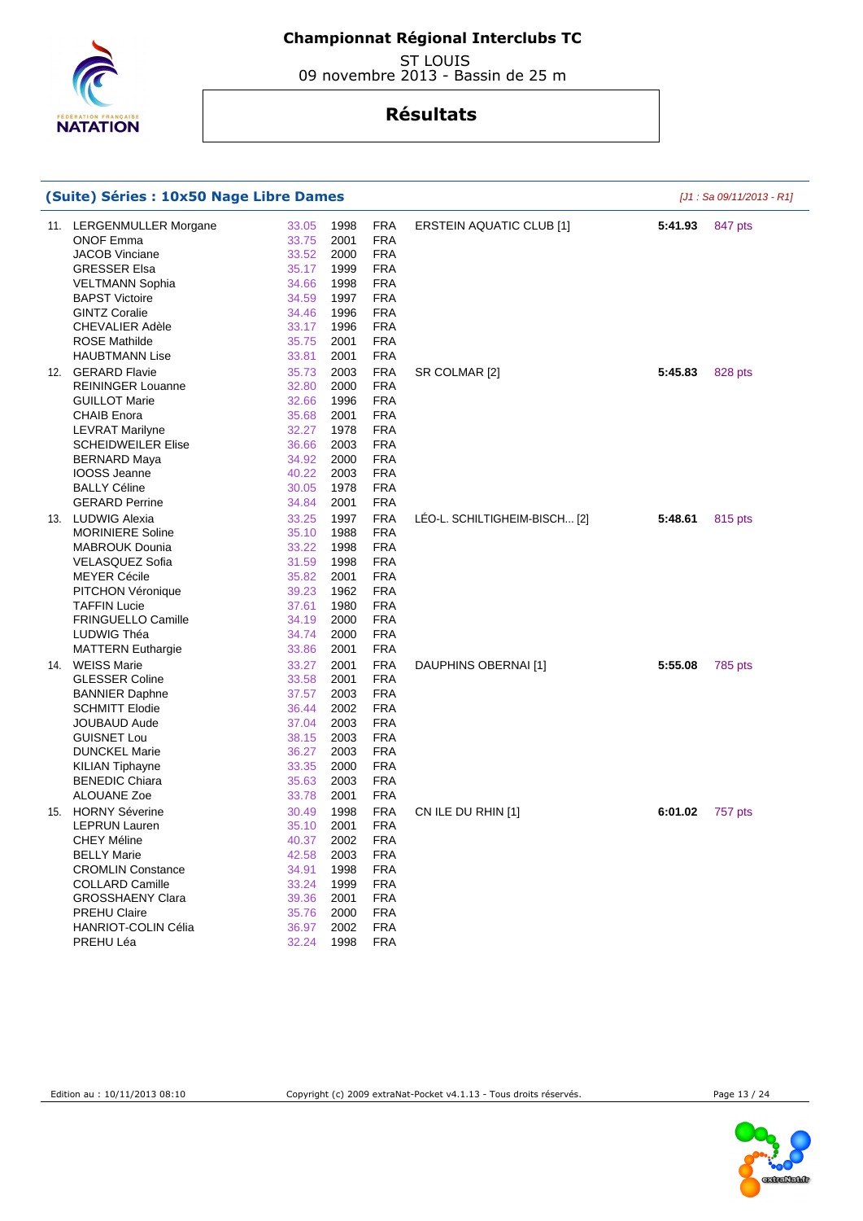# Championnat Régional Interclubs TC

ST LOUIS
09 novembre 2013 - Bassin de 25 m

## Résultats

### (Suite) Séries : 10x50 Nage Libre Dames

*[J1 : Sa 09/11/2013 - R1]*

| Rang | Nom | Temps | Année | Nat. | Club | Temps final | Points |
|---|---|---|---|---|---|---|---|
| 11. | LERGENMULLER Morgane | 33.05 | 1998 | FRA | ERSTEIN AQUATIC CLUB [1] | **5:41.93** | 847 pts |
| | ONOF Emma | 33.75 | 2001 | FRA | | | |
| | JACOB Vinciane | 33.52 | 2000 | FRA | | | |
| | GRESSER Elsa | 35.17 | 1999 | FRA | | | |
| | VELTMANN Sophia | 34.66 | 1998 | FRA | | | |
| | BAPST Victoire | 34.59 | 1997 | FRA | | | |
| | GINTZ Coralie | 34.46 | 1996 | FRA | | | |
| | CHEVALIER Adèle | 33.17 | 1996 | FRA | | | |
| | ROSE Mathilde | 35.75 | 2001 | FRA | | | |
| | HAUBTMANN Lise | 33.81 | 2001 | FRA | | | |
| 12. | GERARD Flavie | 35.73 | 2003 | FRA | SR COLMAR [2] | **5:45.83** | 828 pts |
| | REININGER Louanne | 32.80 | 2000 | FRA | | | |
| | GUILLOT Marie | 32.66 | 1996 | FRA | | | |
| | CHAIB Enora | 35.68 | 2001 | FRA | | | |
| | LEVRAT Marilyne | 32.27 | 1978 | FRA | | | |
| | SCHEIDWEILER Elise | 36.66 | 2003 | FRA | | | |
| | BERNARD Maya | 34.92 | 2000 | FRA | | | |
| | IOOSS Jeanne | 40.22 | 2003 | FRA | | | |
| | BALLY Céline | 30.05 | 1978 | FRA | | | |
| | GERARD Perrine | 34.84 | 2001 | FRA | | | |
| 13. | LUDWIG Alexia | 33.25 | 1997 | FRA | LÉO-L. SCHILTIGHEIM-BISCH... [2] | **5:48.61** | 815 pts |
| | MORINIERE Soline | 35.10 | 1988 | FRA | | | |
| | MABROUK Dounia | 33.22 | 1998 | FRA | | | |
| | VELASQUEZ Sofia | 31.59 | 1998 | FRA | | | |
| | MEYER Cécile | 35.82 | 2001 | FRA | | | |
| | PITCHON Véronique | 39.23 | 1962 | FRA | | | |
| | TAFFIN Lucie | 37.61 | 1980 | FRA | | | |
| | FRINGUELLO Camille | 34.19 | 2000 | FRA | | | |
| | LUDWIG Théa | 34.74 | 2000 | FRA | | | |
| | MATTERN Euthargie | 33.86 | 2001 | FRA | | | |
| 14. | WEISS Marie | 33.27 | 2001 | FRA | DAUPHINS OBERNAI [1] | **5:55.08** | 785 pts |
| | GLESSER Coline | 33.58 | 2001 | FRA | | | |
| | BANNIER Daphne | 37.57 | 2003 | FRA | | | |
| | SCHMITT Elodie | 36.44 | 2002 | FRA | | | |
| | JOUBAUD Aude | 37.04 | 2003 | FRA | | | |
| | GUISNET Lou | 38.15 | 2003 | FRA | | | |
| | DUNCKEL Marie | 36.27 | 2003 | FRA | | | |
| | KILIAN Tiphayne | 33.35 | 2000 | FRA | | | |
| | BENEDIC Chiara | 35.63 | 2003 | FRA | | | |
| | ALOUANE Zoe | 33.78 | 2001 | FRA | | | |
| 15. | HORNY Séverine | 30.49 | 1998 | FRA | CN ILE DU RHIN [1] | **6:01.02** | 757 pts |
| | LEPRUN Lauren | 35.10 | 2001 | FRA | | | |
| | CHEY Méline | 40.37 | 2002 | FRA | | | |
| | BELLY Marie | 42.58 | 2003 | FRA | | | |
| | CROMLIN Constance | 34.91 | 1998 | FRA | | | |
| | COLLARD Camille | 33.24 | 1999 | FRA | | | |
| | GROSSHAENY Clara | 39.36 | 2001 | FRA | | | |
| | PREHU Claire | 35.76 | 2000 | FRA | | | |
| | HANRIOT-COLIN Célia | 36.97 | 2002 | FRA | | | |
| | PREHU Léa | 32.24 | 1998 | FRA | | | |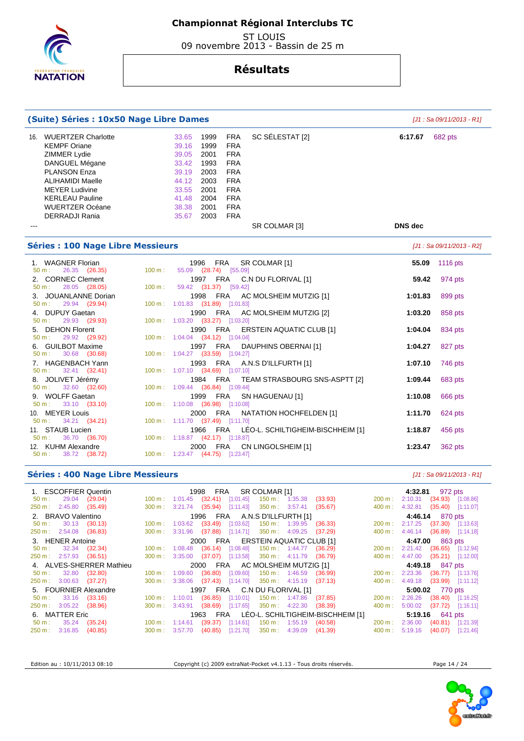# Championnat Régional Interclubs TC

ST LOUIS
09 novembre 2013 - Bassin de 25 m

## Résultats

### (Suite) Séries : 10x50 Nage Libre Dames

*[J1 : Sa 09/11/2013 - R1]*

| Rang | Nom | Temps | Année | Nat. | Club | Temps final | Points |
|---|---|---|---|---|---|---|---|
| 16. | WUERTZER Charlotte | 33.65 | 1999 | FRA | SC SÉLESTAT [2] | 6:17.67 | 682 pts |
| | KEMPF Oriane | 39.16 | 1999 | FRA | | | |
| | ZIMMER Lydie | 39.05 | 2001 | FRA | | | |
| | DANGUEL Mégane | 33.42 | 1993 | FRA | | | |
| | PLANSON Enza | 39.19 | 2003 | FRA | | | |
| | ALIHAMIDI Maelle | 44.12 | 2003 | FRA | | | |
| | MEYER Ludivine | 33.55 | 2001 | FRA | | | |
| | KERLEAU Pauline | 41.48 | 2004 | FRA | | | |
| | WUERTZER Océane | 38.38 | 2001 | FRA | | | |
| | DERRADJI Rania | 35.67 | 2003 | FRA | | | |
| --- | | | | | SR COLMAR [3] | DNS dec | |

### Séries : 100 Nage Libre Messieurs

*[J1 : Sa 09/11/2013 - R2]*

| Rang | Nom | Année | Nat. | Club | 50 m | 100 m | Temps | Points |
|---|---|---|---|---|---|---|---|---|
| 1. | WAGNER Florian | 1996 | FRA | SR COLMAR [1] | 26.35 (26.35) | 55.09 (28.74) [55.09] | 55.09 | 1116 pts |
| 2. | CORNEC Clement | 1997 | FRA | C.N DU FLORIVAL [1] | 28.05 (28.05) | 59.42 (31.37) [59.42] | 59.42 | 974 pts |
| 3. | JOUANLANNE Dorian | 1998 | FRA | AC MOLSHEIM MUTZIG [1] | 29.94 (29.94) | 1:01.83 (31.89) [1:01.83] | 1:01.83 | 899 pts |
| 4. | DUPUY Gaetan | 1990 | FRA | AC MOLSHEIM MUTZIG [2] | 29.93 (29.93) | 1:03.20 (33.27) [1:03.20] | 1:03.20 | 858 pts |
| 5. | DEHON Florent | 1990 | FRA | ERSTEIN AQUATIC CLUB [1] | 29.92 (29.92) | 1:04.04 (34.12) [1:04.04] | 1:04.04 | 834 pts |
| 6. | GUILBOT Maxime | 1997 | FRA | DAUPHINS OBERNAI [1] | 30.68 (30.68) | 1:04.27 (33.59) [1:04.27] | 1:04.27 | 827 pts |
| 7. | HAGENBACH Yann | 1993 | FRA | A.N.S D'ILLFURTH [1] | 32.41 (32.41) | 1:07.10 (34.69) [1:07.10] | 1:07.10 | 746 pts |
| 8. | JOLIVET Jérémy | 1984 | FRA | TEAM STRASBOURG SNS-ASPTT [2] | 32.60 (32.60) | 1:09.44 (36.84) [1:09.44] | 1:09.44 | 683 pts |
| 9. | WOLFF Gaetan | 1999 | FRA | SN HAGUENAU [1] | 33.10 (33.10) | 1:10.08 (36.98) [1:10.08] | 1:10.08 | 666 pts |
| 10. | MEYER Louis | 2000 | FRA | NATATION HOCHFELDEN [1] | 34.21 (34.21) | 1:11.70 (37.49) [1:11.70] | 1:11.70 | 624 pts |
| 11. | STAUB Lucien | 1966 | FRA | LÉO-L. SCHILTIGHEIM-BISCHHEIM [1] | 36.70 (36.70) | 1:18.87 (42.17) [1:18.87] | 1:18.87 | 456 pts |
| 12. | KUHM Alexandre | 2000 | FRA | CN LINGOLSHEIM [1] | 38.72 (38.72) | 1:23.47 (44.75) [1:23.47] | 1:23.47 | 362 pts |

### Séries : 400 Nage Libre Messieurs

*[J1 : Sa 09/11/2013 - R1]*

| Rang | Nom | Année | Nat. | Club | Temps | Points |
|---|---|---|---|---|---|---|
| 1. | ESCOFFIER Quentin | 1998 | FRA | SR COLMAR [1] | 4:32.81 | 972 pts |
| 2. | BRAVO Valentino | 1996 | FRA | A.N.S D'ILLFURTH [1] | 4:46.14 | 870 pts |
| 3. | HENER Antoine | 2000 | FRA | ERSTEIN AQUATIC CLUB [1] | 4:47.00 | 863 pts |
| 4. | ALVES-SHERRER Mathieu | 2000 | FRA | AC MOLSHEIM MUTZIG [1] | 4:49.18 | 847 pts |
| 5. | FOURNIER Alexandre | 1997 | FRA | C.N DU FLORIVAL [1] | 5:00.02 | 770 pts |
| 6. | MATTER Eric | 1963 | FRA | LÉO-L. SCHILTIGHEIM-BISCHHEIM [1] | 5:19.16 | 641 pts |

Temps intermédiaires :

| Rang | 50 m | 100 m | 150 m | 200 m | 250 m | 300 m | 350 m | 400 m |
|---|---|---|---|---|---|---|---|---|
| 1. | 29.04 (29.04) | 1:01.45 (32.41) [1:01.45] | 1:35.38 (33.93) | 2:10.31 (34.93) [1:08.86] | 2:45.80 (35.49) | 3:21.74 (35.94) [1:11.43] | 3:57.41 (35.67) | 4:32.81 (35.40) [1:11.07] |
| 2. | 30.13 (30.13) | 1:03.62 (33.49) [1:03.62] | 1:39.95 (36.33) | 2:17.25 (37.30) [1:13.63] | 2:54.08 (36.83) | 3:31.96 (37.88) [1:14.71] | 4:09.25 (37.29) | 4:46.14 (36.89) [1:14.18] |
| 3. | 32.34 (32.34) | 1:08.48 (36.14) [1:08.48] | 1:44.77 (36.29) | 2:21.42 (36.65) [1:12.94] | 2:57.93 (36.51) | 3:35.00 (37.07) [1:13.58] | 4:11.79 (36.79) | 4:47.00 (35.21) [1:12.00] |
| 4. | 32.80 (32.80) | 1:09.60 (36.80) [1:09.60] | 1:46.59 (36.99) | 2:23.36 (36.77) [1:13.76] | 3:00.63 (37.27) | 3:38.06 (37.43) [1:14.70] | 4:15.19 (37.13) | 4:49.18 (33.99) [1:11.12] |
| 5. | 33.16 (33.16) | 1:10.01 (36.85) [1:10.01] | 1:47.86 (37.85) | 2:26.26 (38.40) [1:16.25] | 3:05.22 (38.96) | 3:43.91 (38.69) [1:17.65] | 4:22.30 (38.39) | 5:00.02 (37.72) [1:16.11] |
| 6. | 35.24 (35.24) | 1:14.61 (39.37) [1:14.61] | 1:55.19 (40.58) | 2:36.00 (40.81) [1:21.39] | 3:16.85 (40.85) | 3:57.70 (40.85) [1:21.70] | 4:39.09 (41.39) | 5:19.16 (40.07) [1:21.46] |

Edition au : 10/11/2013 08:10 — Copyright (c) 2009 extraNat-Pocket v4.1.13 - Tous droits réservés.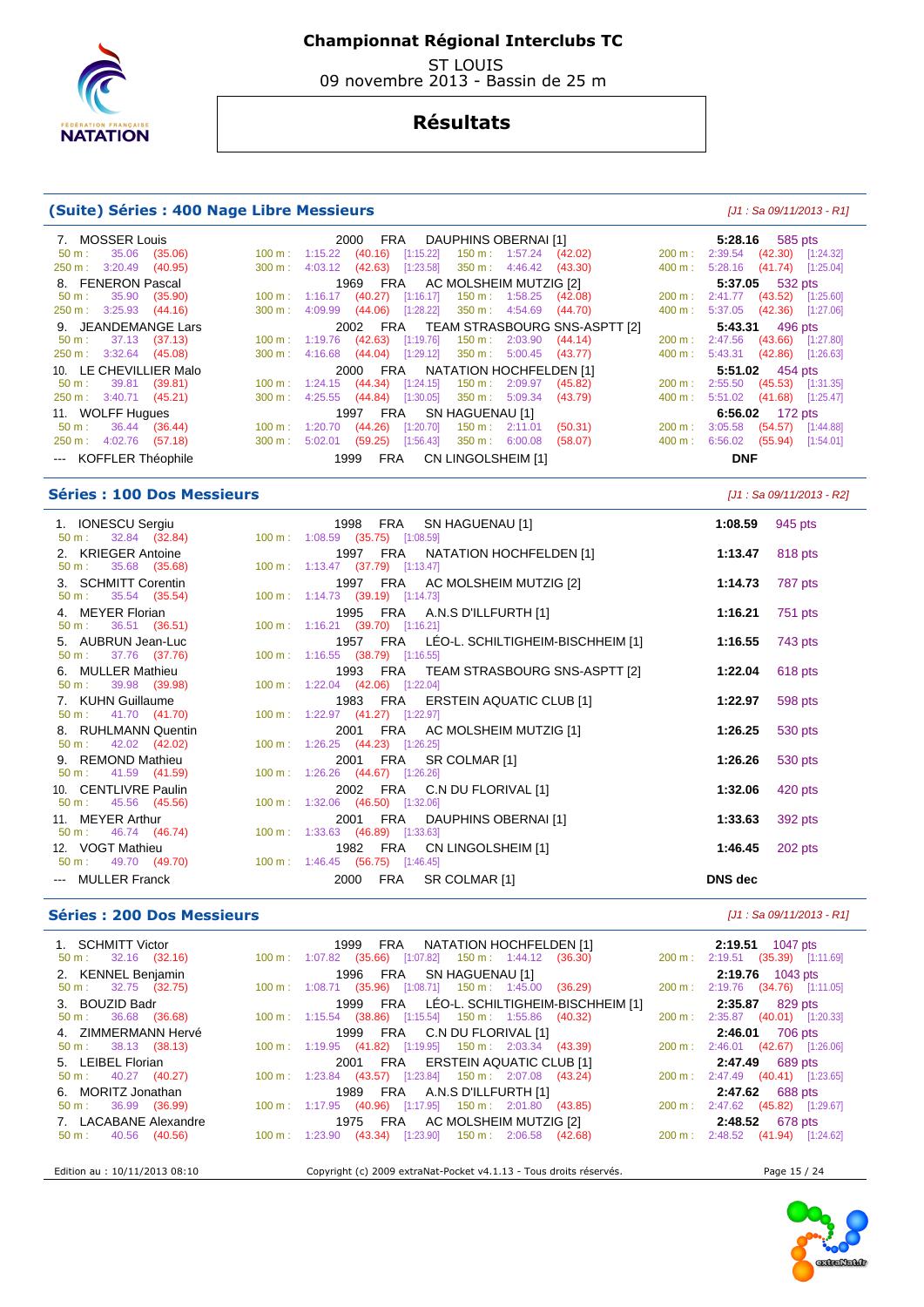# Championnat Régional Interclubs TC

ST LOUIS
09 novembre 2013 - Bassin de 25 m

## Résultats

### (Suite) Séries : 400 Nage Libre Messieurs

*[J1 : Sa 09/11/2013 - R1]*

7. MOSSER Louis — 2000 FRA — DAUPHINS OBERNAI [1] — **5:28.16** 585 pts
50 m : 35.06 (35.06) — 100 m : 1:15.22 (40.16) [1:15.22] — 150 m : 1:57.24 (42.02) — 200 m : 2:39.54 (42.30) [1:24.32]
250 m : 3:20.49 (40.95) — 300 m : 4:03.12 (42.63) [1:23.58] — 350 m : 4:46.42 (43.30) — 400 m : 5:28.16 (41.74) [1:25.04]

8. FENERON Pascal — 1969 FRA — AC MOLSHEIM MUTZIG [2] — **5:37.05** 532 pts
50 m : 35.90 (35.90) — 100 m : 1:16.17 (40.27) [1:16.17] — 150 m : 1:58.25 (42.08) — 200 m : 2:41.77 (43.52) [1:25.60]
250 m : 3:25.93 (44.16) — 300 m : 4:09.99 (44.06) [1:28.22] — 350 m : 4:54.69 (44.70) — 400 m : 5:37.05 (42.36) [1:27.06]

9. JEANDEMANGE Lars — 2002 FRA — TEAM STRASBOURG SNS-ASPTT [2] — **5:43.31** 496 pts
50 m : 37.13 (37.13) — 100 m : 1:19.76 (42.63) [1:19.76] — 150 m : 2:03.90 (44.14) — 200 m : 2:47.56 (43.66) [1:27.80]
250 m : 3:32.64 (45.08) — 300 m : 4:16.68 (44.04) [1:29.12] — 350 m : 5:00.45 (43.77) — 400 m : 5:43.31 (42.86) [1:26.63]

10. LE CHEVILLIER Malo — 2000 FRA — NATATION HOCHFELDEN [1] — **5:51.02** 454 pts
50 m : 39.81 (39.81) — 100 m : 1:24.15 (44.34) [1:24.15] — 150 m : 2:09.97 (45.82) — 200 m : 2:55.50 (45.53) [1:31.35]
250 m : 3:40.71 (45.21) — 300 m : 4:25.55 (44.84) [1:30.05] — 350 m : 5:09.34 (43.79) — 400 m : 5:51.02 (41.68) [1:25.47]

11. WOLFF Hugues — 1997 FRA — SN HAGUENAU [1] — **6:56.02** 172 pts
50 m : 36.44 (36.44) — 100 m : 1:20.70 (44.26) [1:20.70] — 150 m : 2:11.01 (50.31) — 200 m : 3:05.58 (54.57) [1:44.88]
250 m : 4:02.76 (57.18) — 300 m : 5:02.01 (59.25) [1:56.43] — 350 m : 6:00.08 (58.07) — 400 m : 6:56.02 (55.94) [1:54.01]

--- KOFFLER Théophile — 1999 FRA — CN LINGOLSHEIM [1] — **DNF**

### Séries : 100 Dos Messieurs

*[J1 : Sa 09/11/2013 - R2]*

1. IONESCU Sergiu — 1998 FRA — SN HAGUENAU [1] — **1:08.59** 945 pts
50 m : 32.84 (32.84) — 100 m : 1:08.59 (35.75) [1:08.59]

2. KRIEGER Antoine — 1997 FRA — NATATION HOCHFELDEN [1] — **1:13.47** 818 pts
50 m : 35.68 (35.68) — 100 m : 1:13.47 (37.79) [1:13.47]

3. SCHMITT Corentin — 1997 FRA — AC MOLSHEIM MUTZIG [2] — **1:14.73** 787 pts
50 m : 35.54 (35.54) — 100 m : 1:14.73 (39.19) [1:14.73]

4. MEYER Florian — 1995 FRA — A.N.S D'ILLFURTH [1] — **1:16.21** 751 pts
50 m : 36.51 (36.51) — 100 m : 1:16.21 (39.70) [1:16.21]

5. AUBRUN Jean-Luc — 1957 FRA — LÉO-L. SCHILTIGHEIM-BISCHHEIM [1] — **1:16.55** 743 pts
50 m : 37.76 (37.76) — 100 m : 1:16.55 (38.79) [1:16.55]

6. MULLER Mathieu — 1993 FRA — TEAM STRASBOURG SNS-ASPTT [2] — **1:22.04** 618 pts
50 m : 39.98 (39.98) — 100 m : 1:22.04 (42.06) [1:22.04]

7. KUHN Guillaume — 1983 FRA — ERSTEIN AQUATIC CLUB [1] — **1:22.97** 598 pts
50 m : 41.70 (41.70) — 100 m : 1:22.97 (41.27) [1:22.97]

8. RUHLMANN Quentin — 2001 FRA — AC MOLSHEIM MUTZIG [1] — **1:26.25** 530 pts
50 m : 42.02 (42.02) — 100 m : 1:26.25 (44.23) [1:26.25]

9. REMOND Mathieu — 2001 FRA — SR COLMAR [1] — **1:26.26** 530 pts
50 m : 41.59 (41.59) — 100 m : 1:26.26 (44.67) [1:26.26]

10. CENTLIVRE Paulin — 2002 FRA — C.N DU FLORIVAL [1] — **1:32.06** 420 pts
50 m : 45.56 (45.56) — 100 m : 1:32.06 (46.50) [1:32.06]

11. MEYER Arthur — 2001 FRA — DAUPHINS OBERNAI [1] — **1:33.63** 392 pts
50 m : 46.74 (46.74) — 100 m : 1:33.63 (46.89) [1:33.63]

12. VOGT Mathieu — 1982 FRA — CN LINGOLSHEIM [1] — **1:46.45** 202 pts
50 m : 49.70 (49.70) — 100 m : 1:46.45 (56.75) [1:46.45]

--- MULLER Franck — 2000 FRA — SR COLMAR [1] — **DNS dec**

### Séries : 200 Dos Messieurs

*[J1 : Sa 09/11/2013 - R1]*

1. SCHMITT Victor — 1999 FRA — NATATION HOCHFELDEN [1] — **2:19.51** 1047 pts
50 m : 32.16 (32.16) — 100 m : 1:07.82 (35.66) [1:07.82] — 150 m : 1:44.12 (36.30) — 200 m : 2:19.51 (35.39) [1:11.69]

2. KENNEL Benjamin — 1996 FRA — SN HAGUENAU [1] — **2:19.76** 1043 pts
50 m : 32.75 (32.75) — 100 m : 1:08.71 (35.96) [1:08.71] — 150 m : 1:45.00 (36.29) — 200 m : 2:19.76 (34.76) [1:11.05]

3. BOUZID Badr — 1999 FRA — LÉO-L. SCHILTIGHEIM-BISCHHEIM [1] — **2:35.87** 829 pts
50 m : 36.68 (36.68) — 100 m : 1:15.54 (38.86) [1:15.54] — 150 m : 1:55.86 (40.32) — 200 m : 2:35.87 (40.01) [1:20.33]

4. ZIMMERMANN Hervé — 1999 FRA — C.N DU FLORIVAL [1] — **2:46.01** 706 pts
50 m : 38.13 (38.13) — 100 m : 1:19.95 (41.82) [1:19.95] — 150 m : 2:03.34 (43.39) — 200 m : 2:46.01 (42.67) [1:26.06]

5. LEIBEL Florian — 2001 FRA — ERSTEIN AQUATIC CLUB [1] — **2:47.49** 689 pts
50 m : 40.27 (40.27) — 100 m : 1:23.84 (43.57) [1:23.84] — 150 m : 2:07.08 (43.24) — 200 m : 2:47.49 (40.41) [1:23.65]

6. MORITZ Jonathan — 1989 FRA — A.N.S D'ILLFURTH [1] — **2:47.62** 688 pts
50 m : 36.99 (36.99) — 100 m : 1:17.95 (40.96) [1:17.95] — 150 m : 2:01.80 (43.85) — 200 m : 2:47.62 (45.82) [1:29.67]

7. LACABANE Alexandre — 1975 FRA — AC MOLSHEIM MUTZIG [2] — **2:48.52** 678 pts
50 m : 40.56 (40.56) — 100 m : 1:23.90 (43.34) [1:23.90] — 150 m : 2:06.58 (42.68) — 200 m : 2:48.52 (41.94) [1:24.62]

Edition au : 10/11/2013 08:10 — Copyright (c) 2009 extraNat-Pocket v4.1.13 - Tous droits réservés.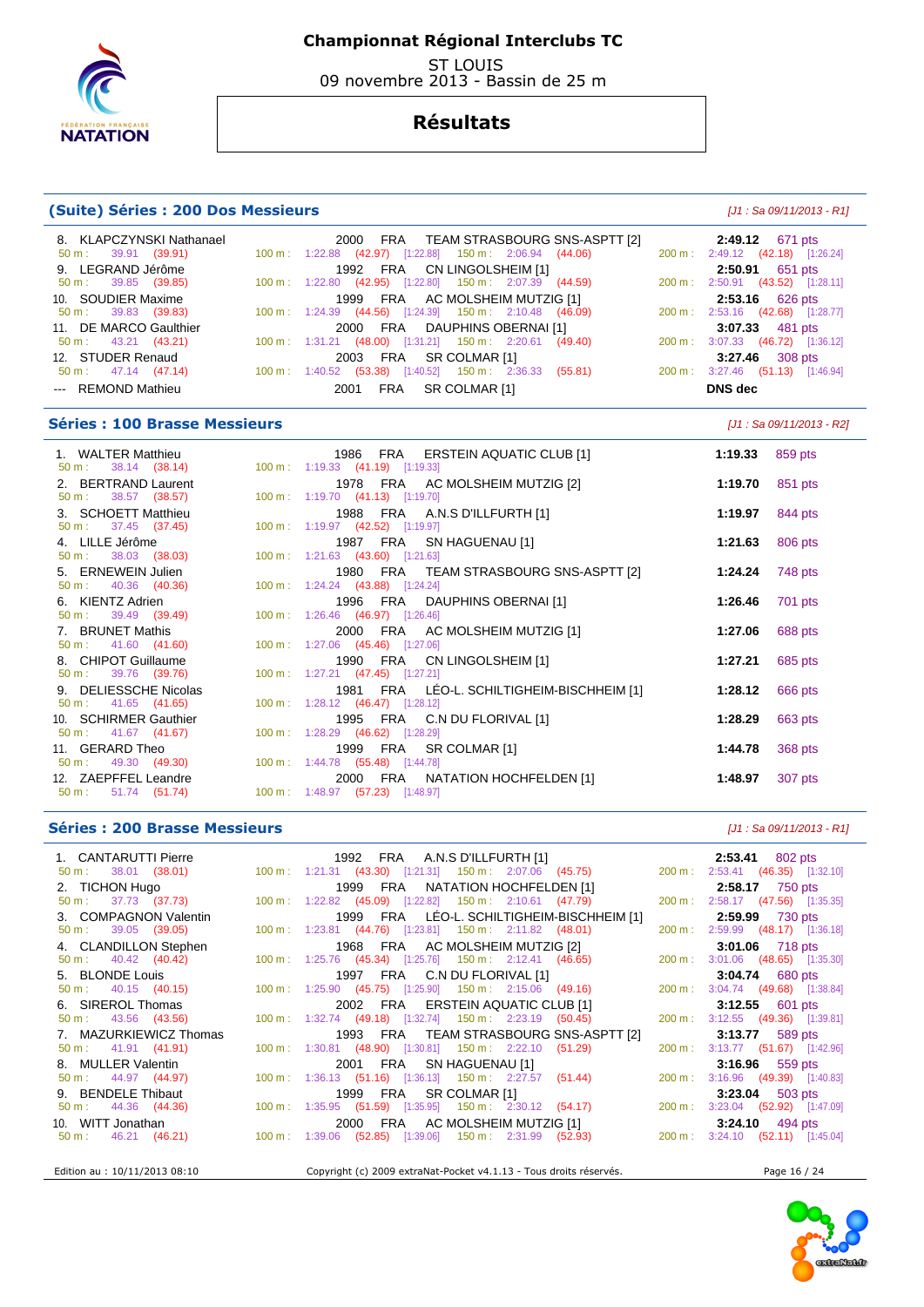# Championnat Régional Interclubs TC

ST LOUIS
09 novembre 2013 - Bassin de 25 m

## Résultats

### (Suite) Séries : 200 Dos Messieurs

*[J1 : Sa 09/11/2013 - R1]*

8. KLAPCZYNSKI Nathanael — 2000 FRA — TEAM STRASBOURG SNS-ASPTT [2] — **2:49.12** 671 pts
   50 m : 39.91 (39.91) — 100 m : 1:22.88 (42.97) [1:22.88] — 150 m : 2:06.94 (44.06) — 200 m : 2:49.12 (42.18) [1:26.24]
9. LEGRAND Jérôme — 1992 FRA — CN LINGOLSHEIM [1] — **2:50.91** 651 pts
   50 m : 39.85 (39.85) — 100 m : 1:22.80 (42.95) [1:22.80] — 150 m : 2:07.39 (44.59) — 200 m : 2:50.91 (43.52) [1:28.11]
10. SOUDIER Maxime — 1999 FRA — AC MOLSHEIM MUTZIG [1] — **2:53.16** 626 pts
   50 m : 39.83 (39.83) — 100 m : 1:24.39 (44.56) [1:24.39] — 150 m : 2:10.48 (46.09) — 200 m : 2:53.16 (42.68) [1:28.77]
11. DE MARCO Gaulthier — 2000 FRA — DAUPHINS OBERNAI [1] — **3:07.33** 481 pts
   50 m : 43.21 (43.21) — 100 m : 1:31.21 (48.00) [1:31.21] — 150 m : 2:20.61 (49.40) — 200 m : 3:07.33 (46.72) [1:36.12]
12. STUDER Renaud — 2003 FRA — SR COLMAR [1] — **3:27.46** 308 pts
   50 m : 47.14 (47.14) — 100 m : 1:40.52 (53.38) [1:40.52] — 150 m : 2:36.33 (55.81) — 200 m : 3:27.46 (51.13) [1:46.94]

--- REMOND Mathieu — 2001 FRA — SR COLMAR [1] — **DNS dec**

### Séries : 100 Brasse Messieurs

*[J1 : Sa 09/11/2013 - R2]*

1. WALTER Matthieu — 1986 FRA — ERSTEIN AQUATIC CLUB [1] — **1:19.33** 859 pts
   50 m : 38.14 (38.14) — 100 m : 1:19.33 (41.19) [1:19.33]
2. BERTRAND Laurent — 1978 FRA — AC MOLSHEIM MUTZIG [2] — **1:19.70** 851 pts
   50 m : 38.57 (38.57) — 100 m : 1:19.70 (41.13) [1:19.70]
3. SCHOETT Matthieu — 1988 FRA — A.N.S D'ILLFURTH [1] — **1:19.97** 844 pts
   50 m : 37.45 (37.45) — 100 m : 1:19.97 (42.52) [1:19.97]
4. LILLE Jérôme — 1987 FRA — SN HAGUENAU [1] — **1:21.63** 806 pts
   50 m : 38.03 (38.03) — 100 m : 1:21.63 (43.60) [1:21.63]
5. ERNEWEIN Julien — 1980 FRA — TEAM STRASBOURG SNS-ASPTT [2] — **1:24.24** 748 pts
   50 m : 40.36 (40.36) — 100 m : 1:24.24 (43.88) [1:24.24]
6. KIENTZ Adrien — 1996 FRA — DAUPHINS OBERNAI [1] — **1:26.46** 701 pts
   50 m : 39.49 (39.49) — 100 m : 1:26.46 (46.97) [1:26.46]
7. BRUNET Mathis — 2000 FRA — AC MOLSHEIM MUTZIG [1] — **1:27.06** 688 pts
   50 m : 41.60 (41.60) — 100 m : 1:27.06 (45.46) [1:27.06]
8. CHIPOT Guillaume — 1990 FRA — CN LINGOLSHEIM [1] — **1:27.21** 685 pts
   50 m : 39.76 (39.76) — 100 m : 1:27.21 (47.45) [1:27.21]
9. DELIESSCHE Nicolas — 1981 FRA — LÉO-L. SCHILTIGHEIM-BISCHHEIM [1] — **1:28.12** 666 pts
   50 m : 41.65 (41.65) — 100 m : 1:28.12 (46.47) [1:28.12]
10. SCHIRMER Gauthier — 1995 FRA — C.N DU FLORIVAL [1] — **1:28.29** 663 pts
   50 m : 41.67 (41.67) — 100 m : 1:28.29 (46.62) [1:28.29]
11. GERARD Theo — 1999 FRA — SR COLMAR [1] — **1:44.78** 368 pts
   50 m : 49.30 (49.30) — 100 m : 1:44.78 (55.48) [1:44.78]
12. ZAEPFFEL Leandre — 2000 FRA — NATATION HOCHFELDEN [1] — **1:48.97** 307 pts
   50 m : 51.74 (51.74) — 100 m : 1:48.97 (57.23) [1:48.97]

### Séries : 200 Brasse Messieurs

*[J1 : Sa 09/11/2013 - R1]*

1. CANTARUTTI Pierre — 1992 FRA — A.N.S D'ILLFURTH [1] — **2:53.41** 802 pts
   50 m : 38.01 (38.01) — 100 m : 1:21.31 (43.30) [1:21.31] — 150 m : 2:07.06 (45.75) — 200 m : 2:53.41 (46.35) [1:32.10]
2. TICHON Hugo — 1999 FRA — NATATION HOCHFELDEN [1] — **2:58.17** 750 pts
   50 m : 37.73 (37.73) — 100 m : 1:22.82 (45.09) [1:22.82] — 150 m : 2:10.61 (47.79) — 200 m : 2:58.17 (47.56) [1:35.35]
3. COMPAGNON Valentin — 1999 FRA — LÉO-L. SCHILTIGHEIM-BISCHHEIM [1] — **2:59.99** 730 pts
   50 m : 39.05 (39.05) — 100 m : 1:23.81 (44.76) [1:23.81] — 150 m : 2:11.82 (48.01) — 200 m : 2:59.99 (48.17) [1:36.18]
4. CLANDILLON Stephen — 1968 FRA — AC MOLSHEIM MUTZIG [2] — **3:01.06** 718 pts
   50 m : 40.42 (40.42) — 100 m : 1:25.76 (45.34) [1:25.76] — 150 m : 2:12.41 (46.65) — 200 m : 3:01.06 (48.65) [1:35.30]
5. BLONDE Louis — 1997 FRA — C.N DU FLORIVAL [1] — **3:04.74** 680 pts
   50 m : 40.15 (40.15) — 100 m : 1:25.90 (45.75) [1:25.90] — 150 m : 2:15.06 (49.16) — 200 m : 3:04.74 (49.68) [1:38.84]
6. SIREROL Thomas — 2002 FRA — ERSTEIN AQUATIC CLUB [1] — **3:12.55** 601 pts
   50 m : 43.56 (43.56) — 100 m : 1:32.74 (49.18) [1:32.74] — 150 m : 2:23.19 (50.45) — 200 m : 3:12.55 (49.36) [1:39.81]
7. MAZURKIEWICZ Thomas — 1993 FRA — TEAM STRASBOURG SNS-ASPTT [2] — **3:13.77** 589 pts
   50 m : 41.91 (41.91) — 100 m : 1:30.81 (48.90) [1:30.81] — 150 m : 2:22.10 (51.29) — 200 m : 3:13.77 (51.67) [1:42.96]
8. MULLER Valentin — 2001 FRA — SN HAGUENAU [1] — **3:16.96** 559 pts
   50 m : 44.97 (44.97) — 100 m : 1:36.13 (51.16) [1:36.13] — 150 m : 2:27.57 (51.44) — 200 m : 3:16.96 (49.39) [1:40.83]
9. BENDELE Thibaut — 1999 FRA — SR COLMAR [1] — **3:23.04** 503 pts
   50 m : 44.36 (44.36) — 100 m : 1:35.95 (51.59) [1:35.95] — 150 m : 2:30.12 (54.17) — 200 m : 3:23.04 (52.92) [1:47.09]
10. WITT Jonathan — 2000 FRA — AC MOLSHEIM MUTZIG [1] — **3:24.10** 494 pts
   50 m : 46.21 (46.21) — 100 m : 1:39.06 (52.85) [1:39.06] — 150 m : 2:31.99 (52.93) — 200 m : 3:24.10 (52.11) [1:45.04]

Edition au : 10/11/2013 08:10 — Copyright (c) 2009 extraNat-Pocket v4.1.13 - Tous droits réservés.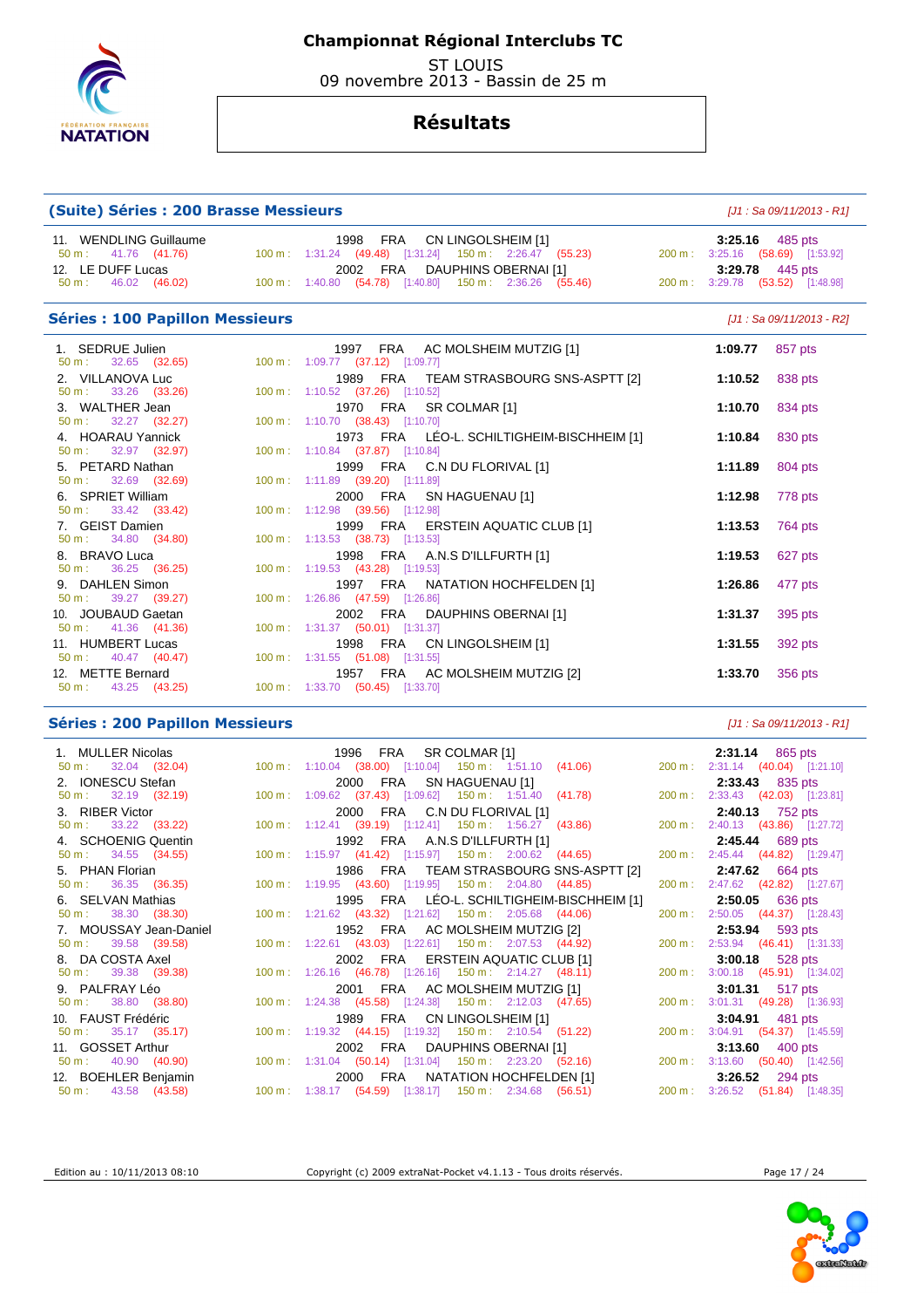# Championnat Régional Interclubs TC

ST LOUIS
09 novembre 2013 - Bassin de 25 m

## Résultats

### (Suite) Séries : 200 Brasse Messieurs

*[J1 : Sa 09/11/2013 - R1]*

| Rang | Nom | Année | Nat. | Club | Temps | Points |
|---|---|---|---|---|---|---|
| 11. | WENDLING Guillaume | 1998 | FRA | CN LINGOLSHEIM [1] | 3:25.16 | 485 pts |
| | 50 m : 41.76 (41.76) | 100 m : 1:31.24 (49.48) [1:31.24] | | 150 m : 2:26.47 (55.23) | 200 m : 3:25.16 (58.69) [1:53.92] | |
| 12. | LE DUFF Lucas | 2002 | FRA | DAUPHINS OBERNAI [1] | 3:29.78 | 445 pts |
| | 50 m : 46.02 (46.02) | 100 m : 1:40.80 (54.78) [1:40.80] | | 150 m : 2:36.26 (55.46) | 200 m : 3:29.78 (53.52) [1:48.98] | |

### Séries : 100 Papillon Messieurs

*[J1 : Sa 09/11/2013 - R2]*

| Rang | Nom | Année | Nat. | Club | Temps | Points |
|---|---|---|---|---|---|---|
| 1. | SEDRUE Julien | 1997 | FRA | AC MOLSHEIM MUTZIG [1] | 1:09.77 | 857 pts |
| | 50 m : 32.65 (32.65) | 100 m : 1:09.77 (37.12) [1:09.77] | | | | |
| 2. | VILLANOVA Luc | 1989 | FRA | TEAM STRASBOURG SNS-ASPTT [2] | 1:10.52 | 838 pts |
| | 50 m : 33.26 (33.26) | 100 m : 1:10.52 (37.26) [1:10.52] | | | | |
| 3. | WALTHER Jean | 1970 | FRA | SR COLMAR [1] | 1:10.70 | 834 pts |
| | 50 m : 32.27 (32.27) | 100 m : 1:10.70 (38.43) [1:10.70] | | | | |
| 4. | HOARAU Yannick | 1973 | FRA | LÉO-L. SCHILTIGHEIM-BISCHHEIM [1] | 1:10.84 | 830 pts |
| | 50 m : 32.97 (32.97) | 100 m : 1:10.84 (37.87) [1:10.84] | | | | |
| 5. | PETARD Nathan | 1999 | FRA | C.N DU FLORIVAL [1] | 1:11.89 | 804 pts |
| | 50 m : 32.69 (32.69) | 100 m : 1:11.89 (39.20) [1:11.89] | | | | |
| 6. | SPRIET William | 2000 | FRA | SN HAGUENAU [1] | 1:12.98 | 778 pts |
| | 50 m : 33.42 (33.42) | 100 m : 1:12.98 (39.56) [1:12.98] | | | | |
| 7. | GEIST Damien | 1999 | FRA | ERSTEIN AQUATIC CLUB [1] | 1:13.53 | 764 pts |
| | 50 m : 34.80 (34.80) | 100 m : 1:13.53 (38.73) [1:13.53] | | | | |
| 8. | BRAVO Luca | 1998 | FRA | A.N.S D'ILLFURTH [1] | 1:19.53 | 627 pts |
| | 50 m : 36.25 (36.25) | 100 m : 1:19.53 (43.28) [1:19.53] | | | | |
| 9. | DAHLEN Simon | 1997 | FRA | NATATION HOCHFELDEN [1] | 1:26.86 | 477 pts |
| | 50 m : 39.27 (39.27) | 100 m : 1:26.86 (47.59) [1:26.86] | | | | |
| 10. | JOUBAUD Gaetan | 2002 | FRA | DAUPHINS OBERNAI [1] | 1:31.37 | 395 pts |
| | 50 m : 41.36 (41.36) | 100 m : 1:31.37 (50.01) [1:31.37] | | | | |
| 11. | HUMBERT Lucas | 1998 | FRA | CN LINGOLSHEIM [1] | 1:31.55 | 392 pts |
| | 50 m : 40.47 (40.47) | 100 m : 1:31.55 (51.08) [1:31.55] | | | | |
| 12. | METTE Bernard | 1957 | FRA | AC MOLSHEIM MUTZIG [2] | 1:33.70 | 356 pts |
| | 50 m : 43.25 (43.25) | 100 m : 1:33.70 (50.45) [1:33.70] | | | | |

### Séries : 200 Papillon Messieurs

*[J1 : Sa 09/11/2013 - R1]*

| Rang | Nom | Année | Nat. | Club | Temps | Points |
|---|---|---|---|---|---|---|
| 1. | MULLER Nicolas | 1996 | FRA | SR COLMAR [1] | 2:31.14 | 865 pts |
| | 50 m : 32.04 (32.04) | 100 m : 1:10.04 (38.00) [1:10.04] | | 150 m : 1:51.10 (41.06) | 200 m : 2:31.14 (40.04) [1:21.10] | |
| 2. | IONESCU Stefan | 2000 | FRA | SN HAGUENAU [1] | 2:33.43 | 835 pts |
| | 50 m : 32.19 (32.19) | 100 m : 1:09.62 (37.43) [1:09.62] | | 150 m : 1:51.40 (41.78) | 200 m : 2:33.43 (42.03) [1:23.81] | |
| 3. | RIBER Victor | 2000 | FRA | C.N DU FLORIVAL [1] | 2:40.13 | 752 pts |
| | 50 m : 33.22 (33.22) | 100 m : 1:12.41 (39.19) [1:12.41] | | 150 m : 1:56.27 (43.86) | 200 m : 2:40.13 (43.86) [1:27.72] | |
| 4. | SCHOENIG Quentin | 1992 | FRA | A.N.S D'ILLFURTH [1] | 2:45.44 | 689 pts |
| | 50 m : 34.55 (34.55) | 100 m : 1:15.97 (41.42) [1:15.97] | | 150 m : 2:00.62 (44.65) | 200 m : 2:45.44 (44.82) [1:29.47] | |
| 5. | PHAN Florian | 1986 | FRA | TEAM STRASBOURG SNS-ASPTT [2] | 2:47.62 | 664 pts |
| | 50 m : 36.35 (36.35) | 100 m : 1:19.95 (43.60) [1:19.95] | | 150 m : 2:04.80 (44.85) | 200 m : 2:47.62 (42.82) [1:27.67] | |
| 6. | SELVAN Mathias | 1995 | FRA | LÉO-L. SCHILTIGHEIM-BISCHHEIM [1] | 2:50.05 | 636 pts |
| | 50 m : 38.30 (38.30) | 100 m : 1:21.62 (43.32) [1:21.62] | | 150 m : 2:05.68 (44.06) | 200 m : 2:50.05 (44.37) [1:28.43] | |
| 7. | MOUSSAY Jean-Daniel | 1952 | FRA | AC MOLSHEIM MUTZIG [2] | 2:53.94 | 593 pts |
| | 50 m : 39.58 (39.58) | 100 m : 1:22.61 (43.03) [1:22.61] | | 150 m : 2:07.53 (44.92) | 200 m : 2:53.94 (46.41) [1:31.33] | |
| 8. | DA COSTA Axel | 2002 | FRA | ERSTEIN AQUATIC CLUB [1] | 3:00.18 | 528 pts |
| | 50 m : 39.38 (39.38) | 100 m : 1:26.16 (46.78) [1:26.16] | | 150 m : 2:14.27 (48.11) | 200 m : 3:00.18 (45.91) [1:34.02] | |
| 9. | PALFRAY Léo | 2001 | FRA | AC MOLSHEIM MUTZIG [1] | 3:01.31 | 517 pts |
| | 50 m : 38.80 (38.80) | 100 m : 1:24.38 (45.58) [1:24.38] | | 150 m : 2:12.03 (47.65) | 200 m : 3:01.31 (49.28) [1:36.93] | |
| 10. | FAUST Frédéric | 1989 | FRA | CN LINGOLSHEIM [1] | 3:04.91 | 481 pts |
| | 50 m : 35.17 (35.17) | 100 m : 1:19.32 (44.15) [1:19.32] | | 150 m : 2:10.54 (51.22) | 200 m : 3:04.91 (54.37) [1:45.59] | |
| 11. | GOSSET Arthur | 2002 | FRA | DAUPHINS OBERNAI [1] | 3:13.60 | 400 pts |
| | 50 m : 40.90 (40.90) | 100 m : 1:31.04 (50.14) [1:31.04] | | 150 m : 2:23.20 (52.16) | 200 m : 3:13.60 (50.40) [1:42.56] | |
| 12. | BOEHLER Benjamin | 2000 | FRA | NATATION HOCHFELDEN [1] | 3:26.52 | 294 pts |
| | 50 m : 43.58 (43.58) | 100 m : 1:38.17 (54.59) [1:38.17] | | 150 m : 2:34.68 (56.51) | 200 m : 3:26.52 (51.84) [1:48.35] | |

Edition au : 10/11/2013 08:10 — Copyright (c) 2009 extraNat-Pocket v4.1.13 - Tous droits réservés.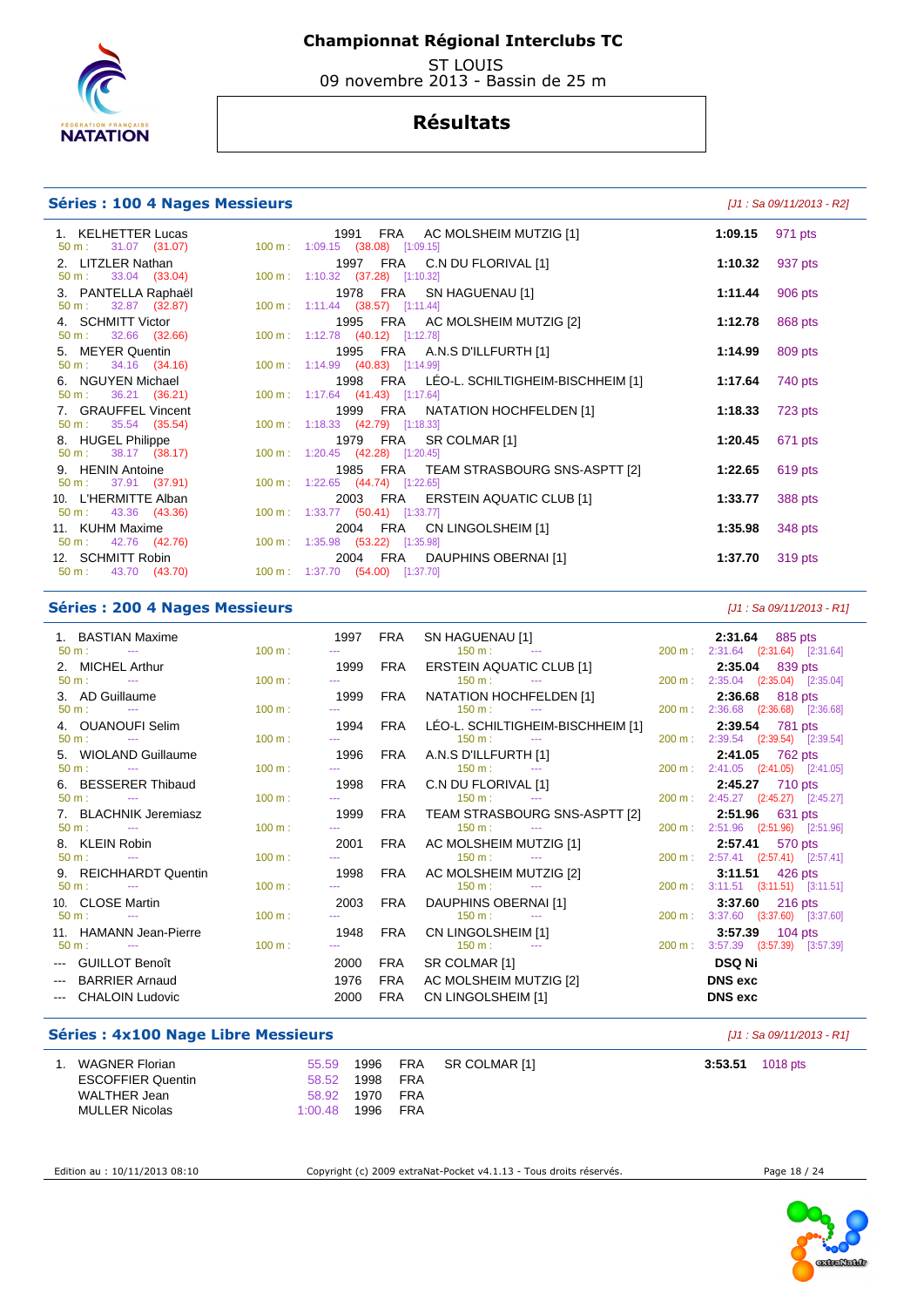# Championnat Régional Interclubs TC

ST LOUIS
09 novembre 2013 - Bassin de 25 m

## Résultats

### Séries : 100 4 Nages Messieurs

*[J1 : Sa 09/11/2013 - R2]*

| Rang | Nom | Année | Nat. | Club | Temps | Points |
|---|---|---|---|---|---|---|
| 1. | KELHETTER Lucas | 1991 | FRA | AC MOLSHEIM MUTZIG [1] | **1:09.15** | 971 pts |
| | 50 m : 31.07 (31.07) | 100 m : 1:09.15 (38.08) [1:09.15] | | | | |
| 2. | LITZLER Nathan | 1997 | FRA | C.N DU FLORIVAL [1] | **1:10.32** | 937 pts |
| | 50 m : 33.04 (33.04) | 100 m : 1:10.32 (37.28) [1:10.32] | | | | |
| 3. | PANTELLA Raphaël | 1978 | FRA | SN HAGUENAU [1] | **1:11.44** | 906 pts |
| | 50 m : 32.87 (32.87) | 100 m : 1:11.44 (38.57) [1:11.44] | | | | |
| 4. | SCHMITT Victor | 1995 | FRA | AC MOLSHEIM MUTZIG [2] | **1:12.78** | 868 pts |
| | 50 m : 32.66 (32.66) | 100 m : 1:12.78 (40.12) [1:12.78] | | | | |
| 5. | MEYER Quentin | 1995 | FRA | A.N.S D'ILLFURTH [1] | **1:14.99** | 809 pts |
| | 50 m : 34.16 (34.16) | 100 m : 1:14.99 (40.83) [1:14.99] | | | | |
| 6. | NGUYEN Michael | 1998 | FRA | LÉO-L. SCHILTIGHEIM-BISCHHEIM [1] | **1:17.64** | 740 pts |
| | 50 m : 36.21 (36.21) | 100 m : 1:17.64 (41.43) [1:17.64] | | | | |
| 7. | GRAUFFEL Vincent | 1999 | FRA | NATATION HOCHFELDEN [1] | **1:18.33** | 723 pts |
| | 50 m : 35.54 (35.54) | 100 m : 1:18.33 (42.79) [1:18.33] | | | | |
| 8. | HUGEL Philippe | 1979 | FRA | SR COLMAR [1] | **1:20.45** | 671 pts |
| | 50 m : 38.17 (38.17) | 100 m : 1:20.45 (42.28) [1:20.45] | | | | |
| 9. | HENIN Antoine | 1985 | FRA | TEAM STRASBOURG SNS-ASPTT [2] | **1:22.65** | 619 pts |
| | 50 m : 37.91 (37.91) | 100 m : 1:22.65 (44.74) [1:22.65] | | | | |
| 10. | L'HERMITTE Alban | 2003 | FRA | ERSTEIN AQUATIC CLUB [1] | **1:33.77** | 388 pts |
| | 50 m : 43.36 (43.36) | 100 m : 1:33.77 (50.41) [1:33.77] | | | | |
| 11. | KUHM Maxime | 2004 | FRA | CN LINGOLSHEIM [1] | **1:35.98** | 348 pts |
| | 50 m : 42.76 (42.76) | 100 m : 1:35.98 (53.22) [1:35.98] | | | | |
| 12. | SCHMITT Robin | 2004 | FRA | DAUPHINS OBERNAI [1] | **1:37.70** | 319 pts |
| | 50 m : 43.70 (43.70) | 100 m : 1:37.70 (54.00) [1:37.70] | | | | |

### Séries : 200 4 Nages Messieurs

*[J1 : Sa 09/11/2013 - R1]*

| Rang | Nom | Année | Nat. | Club | Temps | Points |
|---|---|---|---|---|---|---|
| 1. | BASTIAN Maxime | 1997 | FRA | SN HAGUENAU [1] | **2:31.64** | 885 pts |
| | 50 m : --- / 100 m : --- / 150 m : --- | | | | 200 m : 2:31.64 (2:31.64) [2:31.64] | |
| 2. | MICHEL Arthur | 1999 | FRA | ERSTEIN AQUATIC CLUB [1] | **2:35.04** | 839 pts |
| | 50 m : --- / 100 m : --- / 150 m : --- | | | | 200 m : 2:35.04 (2:35.04) [2:35.04] | |
| 3. | AD Guillaume | 1999 | FRA | NATATION HOCHFELDEN [1] | **2:36.68** | 818 pts |
| | 50 m : --- / 100 m : --- / 150 m : --- | | | | 200 m : 2:36.68 (2:36.68) [2:36.68] | |
| 4. | OUANOUFI Selim | 1994 | FRA | LÉO-L. SCHILTIGHEIM-BISCHHEIM [1] | **2:39.54** | 781 pts |
| | 50 m : --- / 100 m : --- / 150 m : --- | | | | 200 m : 2:39.54 (2:39.54) [2:39.54] | |
| 5. | WIOLAND Guillaume | 1996 | FRA | A.N.S D'ILLFURTH [1] | **2:41.05** | 762 pts |
| | 50 m : --- / 100 m : --- / 150 m : --- | | | | 200 m : 2:41.05 (2:41.05) [2:41.05] | |
| 6. | BESSERER Thibaud | 1998 | FRA | C.N DU FLORIVAL [1] | **2:45.27** | 710 pts |
| | 50 m : --- / 100 m : --- / 150 m : --- | | | | 200 m : 2:45.27 (2:45.27) [2:45.27] | |
| 7. | BLACHNIK Jeremiasz | 1999 | FRA | TEAM STRASBOURG SNS-ASPTT [2] | **2:51.96** | 631 pts |
| | 50 m : --- / 100 m : --- / 150 m : --- | | | | 200 m : 2:51.96 (2:51.96) [2:51.96] | |
| 8. | KLEIN Robin | 2001 | FRA | AC MOLSHEIM MUTZIG [1] | **2:57.41** | 570 pts |
| | 50 m : --- / 100 m : --- / 150 m : --- | | | | 200 m : 2:57.41 (2:57.41) [2:57.41] | |
| 9. | REICHHARDT Quentin | 1998 | FRA | AC MOLSHEIM MUTZIG [2] | **3:11.51** | 426 pts |
| | 50 m : --- / 100 m : --- / 150 m : --- | | | | 200 m : 3:11.51 (3:11.51) [3:11.51] | |
| 10. | CLOSE Martin | 2003 | FRA | DAUPHINS OBERNAI [1] | **3:37.60** | 216 pts |
| | 50 m : --- / 100 m : --- / 150 m : --- | | | | 200 m : 3:37.60 (3:37.60) [3:37.60] | |
| 11. | HAMANN Jean-Pierre | 1948 | FRA | CN LINGOLSHEIM [1] | **3:57.39** | 104 pts |
| | 50 m : --- / 100 m : --- / 150 m : --- | | | | 200 m : 3:57.39 (3:57.39) [3:57.39] | |
| --- | GUILLOT Benoît | 2000 | FRA | SR COLMAR [1] | **DSQ Ni** | |
| --- | BARRIER Arnaud | 1976 | FRA | AC MOLSHEIM MUTZIG [2] | **DNS exc** | |
| --- | CHALOIN Ludovic | 2000 | FRA | CN LINGOLSHEIM [1] | **DNS exc** | |

### Séries : 4x100 Nage Libre Messieurs

*[J1 : Sa 09/11/2013 - R1]*

| Rang | Nom | Temps | Année | Nat. | Club | Temps final | Points |
|---|---|---|---|---|---|---|---|
| 1. | WAGNER Florian | 55.59 | 1996 | FRA | SR COLMAR [1] | **3:53.51** | 1018 pts |
| | ESCOFFIER Quentin | 58.52 | 1998 | FRA | | | |
| | WALTHER Jean | 58.92 | 1970 | FRA | | | |
| | MULLER Nicolas | 1:00.48 | 1996 | FRA | | | |

Edition au : 10/11/2013 08:10 — Copyright (c) 2009 extraNat-Pocket v4.1.13 - Tous droits réservés.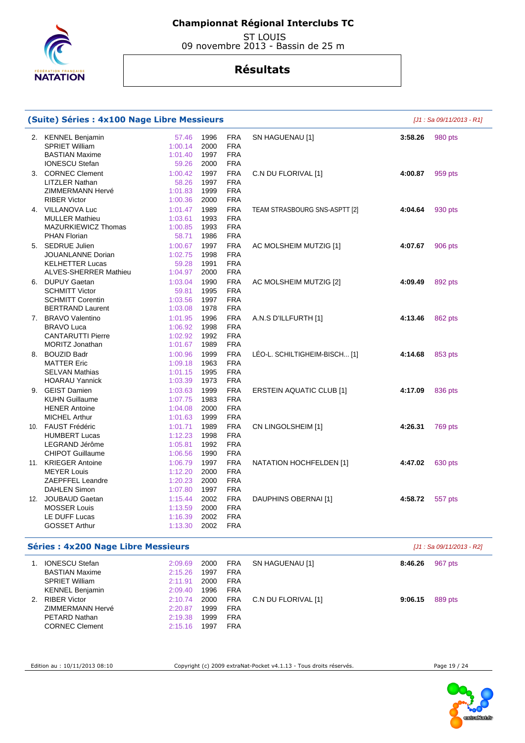# Championnat Régional Interclubs TC

ST LOUIS
09 novembre 2013 - Bassin de 25 m

## Résultats

### (Suite) Séries : 4x100 Nage Libre Messieurs

*[J1 : Sa 09/11/2013 - R1]*

| Rang | Nom | Temps | Année | Nat. | Club | Temps final | Points |
|---|---|---|---|---|---|---|---|
| 2. | KENNEL Benjamin | 57.46 | 1996 | FRA | SN HAGUENAU [1] | 3:58.26 | 980 pts |
| | SPRIET William | 1:00.14 | 2000 | FRA | | | |
| | BASTIAN Maxime | 1:01.40 | 1997 | FRA | | | |
| | IONESCU Stefan | 59.26 | 2000 | FRA | | | |
| 3. | CORNEC Clement | 1:00.42 | 1997 | FRA | C.N DU FLORIVAL [1] | 4:00.87 | 959 pts |
| | LITZLER Nathan | 58.26 | 1997 | FRA | | | |
| | ZIMMERMANN Hervé | 1:01.83 | 1999 | FRA | | | |
| | RIBER Victor | 1:00.36 | 2000 | FRA | | | |
| 4. | VILLANOVA Luc | 1:01.47 | 1989 | FRA | TEAM STRASBOURG SNS-ASPTT [2] | 4:04.64 | 930 pts |
| | MULLER Mathieu | 1:03.61 | 1993 | FRA | | | |
| | MAZURKIEWICZ Thomas | 1:00.85 | 1993 | FRA | | | |
| | PHAN Florian | 58.71 | 1986 | FRA | | | |
| 5. | SEDRUE Julien | 1:00.67 | 1997 | FRA | AC MOLSHEIM MUTZIG [1] | 4:07.67 | 906 pts |
| | JOUANLANNE Dorian | 1:02.75 | 1998 | FRA | | | |
| | KELHETTER Lucas | 59.28 | 1991 | FRA | | | |
| | ALVES-SHERRER Mathieu | 1:04.97 | 2000 | FRA | | | |
| 6. | DUPUY Gaetan | 1:03.04 | 1990 | FRA | AC MOLSHEIM MUTZIG [2] | 4:09.49 | 892 pts |
| | SCHMITT Victor | 59.81 | 1995 | FRA | | | |
| | SCHMITT Corentin | 1:03.56 | 1997 | FRA | | | |
| | BERTRAND Laurent | 1:03.08 | 1978 | FRA | | | |
| 7. | BRAVO Valentino | 1:01.95 | 1996 | FRA | A.N.S D'ILLFURTH [1] | 4:13.46 | 862 pts |
| | BRAVO Luca | 1:06.92 | 1998 | FRA | | | |
| | CANTARUTTI Pierre | 1:02.92 | 1992 | FRA | | | |
| | MORITZ Jonathan | 1:01.67 | 1989 | FRA | | | |
| 8. | BOUZID Badr | 1:00.96 | 1999 | FRA | LÉO-L. SCHILTIGHEIM-BISCH... [1] | 4:14.68 | 853 pts |
| | MATTER Eric | 1:09.18 | 1963 | FRA | | | |
| | SELVAN Mathias | 1:01.15 | 1995 | FRA | | | |
| | HOARAU Yannick | 1:03.39 | 1973 | FRA | | | |
| 9. | GEIST Damien | 1:03.63 | 1999 | FRA | ERSTEIN AQUATIC CLUB [1] | 4:17.09 | 836 pts |
| | KUHN Guillaume | 1:07.75 | 1983 | FRA | | | |
| | HENER Antoine | 1:04.08 | 2000 | FRA | | | |
| | MICHEL Arthur | 1:01.63 | 1999 | FRA | | | |
| 10. | FAUST Frédéric | 1:01.71 | 1989 | FRA | CN LINGOLSHEIM [1] | 4:26.31 | 769 pts |
| | HUMBERT Lucas | 1:12.23 | 1998 | FRA | | | |
| | LEGRAND Jérôme | 1:05.81 | 1992 | FRA | | | |
| | CHIPOT Guillaume | 1:06.56 | 1990 | FRA | | | |
| 11. | KRIEGER Antoine | 1:06.79 | 1997 | FRA | NATATION HOCHFELDEN [1] | 4:47.02 | 630 pts |
| | MEYER Louis | 1:12.20 | 2000 | FRA | | | |
| | ZAEPFFEL Leandre | 1:20.23 | 2000 | FRA | | | |
| | DAHLEN Simon | 1:07.80 | 1997 | FRA | | | |
| 12. | JOUBAUD Gaetan | 1:15.44 | 2002 | FRA | DAUPHINS OBERNAI [1] | 4:58.72 | 557 pts |
| | MOSSER Louis | 1:13.59 | 2000 | FRA | | | |
| | LE DUFF Lucas | 1:16.39 | 2002 | FRA | | | |
| | GOSSET Arthur | 1:13.30 | 2002 | FRA | | | |

### Séries : 4x200 Nage Libre Messieurs

*[J1 : Sa 09/11/2013 - R2]*

| Rang | Nom | Temps | Année | Nat. | Club | Temps final | Points |
|---|---|---|---|---|---|---|---|
| 1. | IONESCU Stefan | 2:09.69 | 2000 | FRA | SN HAGUENAU [1] | 8:46.26 | 967 pts |
| | BASTIAN Maxime | 2:15.26 | 1997 | FRA | | | |
| | SPRIET William | 2:11.91 | 2000 | FRA | | | |
| | KENNEL Benjamin | 2:09.40 | 1996 | FRA | | | |
| 2. | RIBER Victor | 2:10.74 | 2000 | FRA | C.N DU FLORIVAL [1] | 9:06.15 | 889 pts |
| | ZIMMERMANN Hervé | 2:20.87 | 1999 | FRA | | | |
| | PETARD Nathan | 2:19.38 | 1999 | FRA | | | |
| | CORNEC Clement | 2:15.16 | 1997 | FRA | | | |

Edition au : 10/11/2013 08:10 — Copyright (c) 2009 extraNat-Pocket v4.1.13 - Tous droits réservés.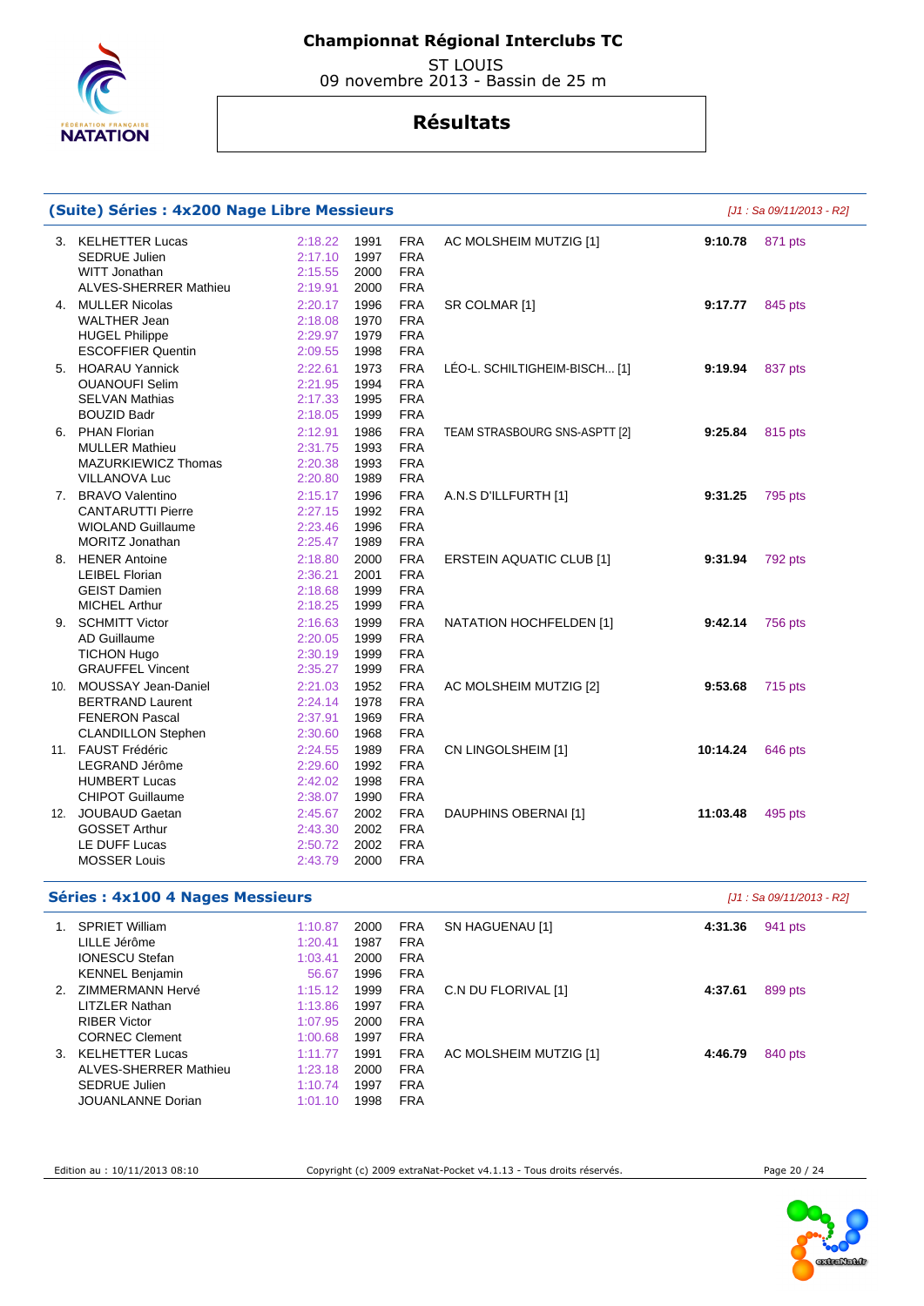# Championnat Régional Interclubs TC

ST LOUIS
09 novembre 2013 - Bassin de 25 m

## Résultats

### (Suite) Séries : 4x200 Nage Libre Messieurs

*[J1 : Sa 09/11/2013 - R2]*

| Pl. | Nom | Temps | Année | Nat. | Club | Temps final | Points |
|---|---|---|---|---|---|---|---|
| 3. | KELHETTER Lucas | 2:18.22 | 1991 | FRA | AC MOLSHEIM MUTZIG [1] | **9:10.78** | 871 pts |
| | SEDRUE Julien | 2:17.10 | 1997 | FRA | | | |
| | WITT Jonathan | 2:15.55 | 2000 | FRA | | | |
| | ALVES-SHERRER Mathieu | 2:19.91 | 2000 | FRA | | | |
| 4. | MULLER Nicolas | 2:20.17 | 1996 | FRA | SR COLMAR [1] | **9:17.77** | 845 pts |
| | WALTHER Jean | 2:18.08 | 1970 | FRA | | | |
| | HUGEL Philippe | 2:29.97 | 1979 | FRA | | | |
| | ESCOFFIER Quentin | 2:09.55 | 1998 | FRA | | | |
| 5. | HOARAU Yannick | 2:22.61 | 1973 | FRA | LÉO-L. SCHILTIGHEIM-BISCH... [1] | **9:19.94** | 837 pts |
| | OUANOUFI Selim | 2:21.95 | 1994 | FRA | | | |
| | SELVAN Mathias | 2:17.33 | 1995 | FRA | | | |
| | BOUZID Badr | 2:18.05 | 1999 | FRA | | | |
| 6. | PHAN Florian | 2:12.91 | 1986 | FRA | TEAM STRASBOURG SNS-ASPTT [2] | **9:25.84** | 815 pts |
| | MULLER Mathieu | 2:31.75 | 1993 | FRA | | | |
| | MAZURKIEWICZ Thomas | 2:20.38 | 1993 | FRA | | | |
| | VILLANOVA Luc | 2:20.80 | 1989 | FRA | | | |
| 7. | BRAVO Valentino | 2:15.17 | 1996 | FRA | A.N.S D'ILLFURTH [1] | **9:31.25** | 795 pts |
| | CANTARUTTI Pierre | 2:27.15 | 1992 | FRA | | | |
| | WIOLAND Guillaume | 2:23.46 | 1996 | FRA | | | |
| | MORITZ Jonathan | 2:25.47 | 1989 | FRA | | | |
| 8. | HENER Antoine | 2:18.80 | 2000 | FRA | ERSTEIN AQUATIC CLUB [1] | **9:31.94** | 792 pts |
| | LEIBEL Florian | 2:36.21 | 2001 | FRA | | | |
| | GEIST Damien | 2:18.68 | 1999 | FRA | | | |
| | MICHEL Arthur | 2:18.25 | 1999 | FRA | | | |
| 9. | SCHMITT Victor | 2:16.63 | 1999 | FRA | NATATION HOCHFELDEN [1] | **9:42.14** | 756 pts |
| | AD Guillaume | 2:20.05 | 1999 | FRA | | | |
| | TICHON Hugo | 2:30.19 | 1999 | FRA | | | |
| | GRAUFFEL Vincent | 2:35.27 | 1999 | FRA | | | |
| 10. | MOUSSAY Jean-Daniel | 2:21.03 | 1952 | FRA | AC MOLSHEIM MUTZIG [2] | **9:53.68** | 715 pts |
| | BERTRAND Laurent | 2:24.14 | 1978 | FRA | | | |
| | FENERON Pascal | 2:37.91 | 1969 | FRA | | | |
| | CLANDILLON Stephen | 2:30.60 | 1968 | FRA | | | |
| 11. | FAUST Frédéric | 2:24.55 | 1989 | FRA | CN LINGOLSHEIM [1] | **10:14.24** | 646 pts |
| | LEGRAND Jérôme | 2:29.60 | 1992 | FRA | | | |
| | HUMBERT Lucas | 2:42.02 | 1998 | FRA | | | |
| | CHIPOT Guillaume | 2:38.07 | 1990 | FRA | | | |
| 12. | JOUBAUD Gaetan | 2:45.67 | 2002 | FRA | DAUPHINS OBERNAI [1] | **11:03.48** | 495 pts |
| | GOSSET Arthur | 2:43.30 | 2002 | FRA | | | |
| | LE DUFF Lucas | 2:50.72 | 2002 | FRA | | | |
| | MOSSER Louis | 2:43.79 | 2000 | FRA | | | |

### Séries : 4x100 4 Nages Messieurs

*[J1 : Sa 09/11/2013 - R2]*

| Pl. | Nom | Temps | Année | Nat. | Club | Temps final | Points |
|---|---|---|---|---|---|---|---|
| 1. | SPRIET William | 1:10.87 | 2000 | FRA | SN HAGUENAU [1] | **4:31.36** | 941 pts |
| | LILLE Jérôme | 1:20.41 | 1987 | FRA | | | |
| | IONESCU Stefan | 1:03.41 | 2000 | FRA | | | |
| | KENNEL Benjamin | 56.67 | 1996 | FRA | | | |
| 2. | ZIMMERMANN Hervé | 1:15.12 | 1999 | FRA | C.N DU FLORIVAL [1] | **4:37.61** | 899 pts |
| | LITZLER Nathan | 1:13.86 | 1997 | FRA | | | |
| | RIBER Victor | 1:07.95 | 2000 | FRA | | | |
| | CORNEC Clement | 1:00.68 | 1997 | FRA | | | |
| 3. | KELHETTER Lucas | 1:11.77 | 1991 | FRA | AC MOLSHEIM MUTZIG [1] | **4:46.79** | 840 pts |
| | ALVES-SHERRER Mathieu | 1:23.18 | 2000 | FRA | | | |
| | SEDRUE Julien | 1:10.74 | 1997 | FRA | | | |
| | JOUANLANNE Dorian | 1:01.10 | 1998 | FRA | | | |

Edition au : 10/11/2013 08:10 — Copyright (c) 2009 extraNat-Pocket v4.1.13 - Tous droits réservés.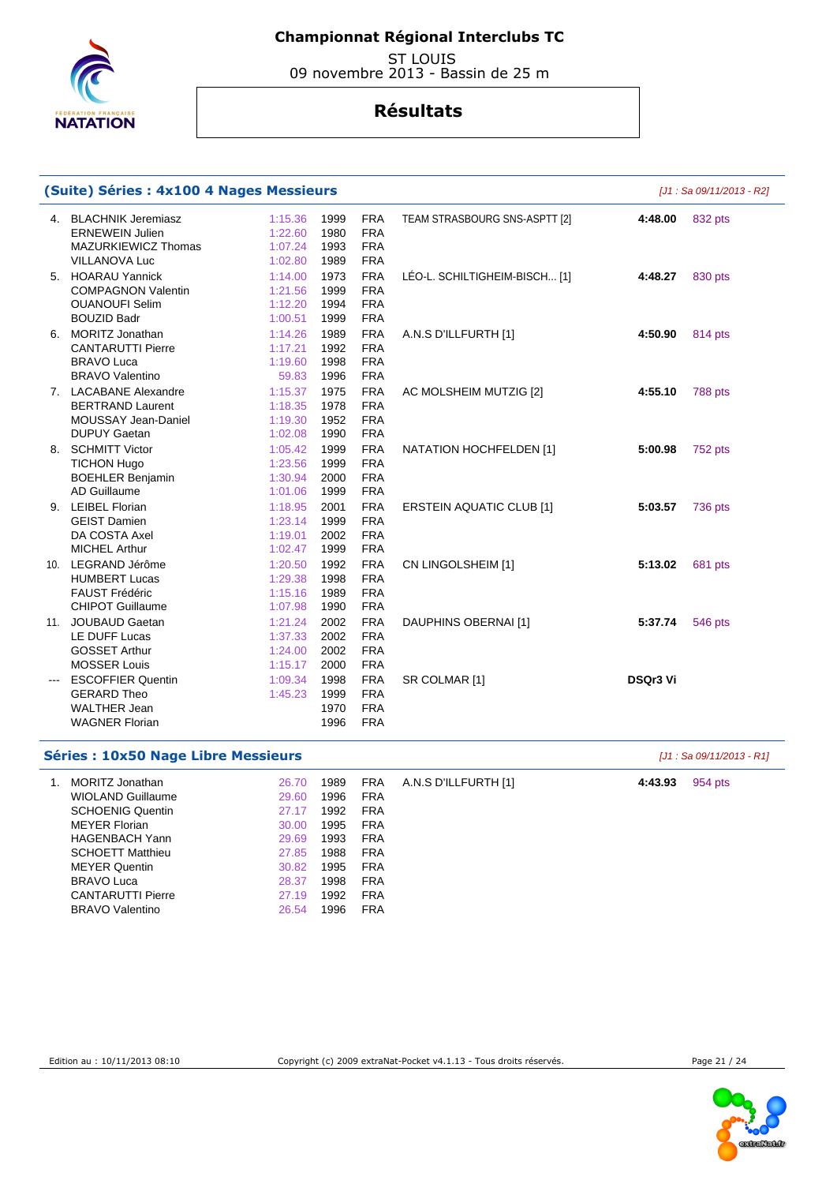# Championnat Régional Interclubs TC

ST LOUIS
09 novembre 2013 - Bassin de 25 m

## Résultats

### (Suite) Séries : 4x100 4 Nages Messieurs

*[J1 : Sa 09/11/2013 - R2]*

| Rang | Nageur | Temps | Année | Nat. | Club | Temps final | Points |
|---|---|---|---|---|---|---|---|
| 4. | BLACHNIK Jeremiasz | 1:15.36 | 1999 | FRA | TEAM STRASBOURG SNS-ASPTT [2] | 4:48.00 | 832 pts |
| | ERNEWEIN Julien | 1:22.60 | 1980 | FRA | | | |
| | MAZURKIEWICZ Thomas | 1:07.24 | 1993 | FRA | | | |
| | VILLANOVA Luc | 1:02.80 | 1989 | FRA | | | |
| 5. | HOARAU Yannick | 1:14.00 | 1973 | FRA | LÉO-L. SCHILTIGHEIM-BISCH... [1] | 4:48.27 | 830 pts |
| | COMPAGNON Valentin | 1:21.56 | 1999 | FRA | | | |
| | OUANOUFI Selim | 1:12.20 | 1994 | FRA | | | |
| | BOUZID Badr | 1:00.51 | 1999 | FRA | | | |
| 6. | MORITZ Jonathan | 1:14.26 | 1989 | FRA | A.N.S D'ILLFURTH [1] | 4:50.90 | 814 pts |
| | CANTARUTTI Pierre | 1:17.21 | 1992 | FRA | | | |
| | BRAVO Luca | 1:19.60 | 1998 | FRA | | | |
| | BRAVO Valentino | 59.83 | 1996 | FRA | | | |
| 7. | LACABANE Alexandre | 1:15.37 | 1975 | FRA | AC MOLSHEIM MUTZIG [2] | 4:55.10 | 788 pts |
| | BERTRAND Laurent | 1:18.35 | 1978 | FRA | | | |
| | MOUSSAY Jean-Daniel | 1:19.30 | 1952 | FRA | | | |
| | DUPUY Gaetan | 1:02.08 | 1990 | FRA | | | |
| 8. | SCHMITT Victor | 1:05.42 | 1999 | FRA | NATATION HOCHFELDEN [1] | 5:00.98 | 752 pts |
| | TICHON Hugo | 1:23.56 | 1999 | FRA | | | |
| | BOEHLER Benjamin | 1:30.94 | 2000 | FRA | | | |
| | AD Guillaume | 1:01.06 | 1999 | FRA | | | |
| 9. | LEIBEL Florian | 1:18.95 | 2001 | FRA | ERSTEIN AQUATIC CLUB [1] | 5:03.57 | 736 pts |
| | GEIST Damien | 1:23.14 | 1999 | FRA | | | |
| | DA COSTA Axel | 1:19.01 | 2002 | FRA | | | |
| | MICHEL Arthur | 1:02.47 | 1999 | FRA | | | |
| 10. | LEGRAND Jérôme | 1:20.50 | 1992 | FRA | CN LINGOLSHEIM [1] | 5:13.02 | 681 pts |
| | HUMBERT Lucas | 1:29.38 | 1998 | FRA | | | |
| | FAUST Frédéric | 1:15.16 | 1989 | FRA | | | |
| | CHIPOT Guillaume | 1:07.98 | 1990 | FRA | | | |
| 11. | JOUBAUD Gaetan | 1:21.24 | 2002 | FRA | DAUPHINS OBERNAI [1] | 5:37.74 | 546 pts |
| | LE DUFF Lucas | 1:37.33 | 2002 | FRA | | | |
| | GOSSET Arthur | 1:24.00 | 2002 | FRA | | | |
| | MOSSER Louis | 1:15.17 | 2000 | FRA | | | |
| --- | ESCOFFIER Quentin | 1:09.34 | 1998 | FRA | SR COLMAR [1] | DSQr3 Vi | |
| | GERARD Theo | 1:45.23 | 1999 | FRA | | | |
| | WALTHER Jean | | 1970 | FRA | | | |
| | WAGNER Florian | | 1996 | FRA | | | |

### Séries : 10x50 Nage Libre Messieurs

*[J1 : Sa 09/11/2013 - R1]*

| Rang | Nageur | Temps | Année | Nat. | Club | Temps final | Points |
|---|---|---|---|---|---|---|---|
| 1. | MORITZ Jonathan | 26.70 | 1989 | FRA | A.N.S D'ILLFURTH [1] | 4:43.93 | 954 pts |
| | WIOLAND Guillaume | 29.60 | 1996 | FRA | | | |
| | SCHOENIG Quentin | 27.17 | 1992 | FRA | | | |
| | MEYER Florian | 30.00 | 1995 | FRA | | | |
| | HAGENBACH Yann | 29.69 | 1993 | FRA | | | |
| | SCHOETT Matthieu | 27.85 | 1988 | FRA | | | |
| | MEYER Quentin | 30.82 | 1995 | FRA | | | |
| | BRAVO Luca | 28.37 | 1998 | FRA | | | |
| | CANTARUTTI Pierre | 27.19 | 1992 | FRA | | | |
| | BRAVO Valentino | 26.54 | 1996 | FRA | | | |

Edition au : 10/11/2013 08:10 — Copyright (c) 2009 extraNat-Pocket v4.1.13 - Tous droits réservés.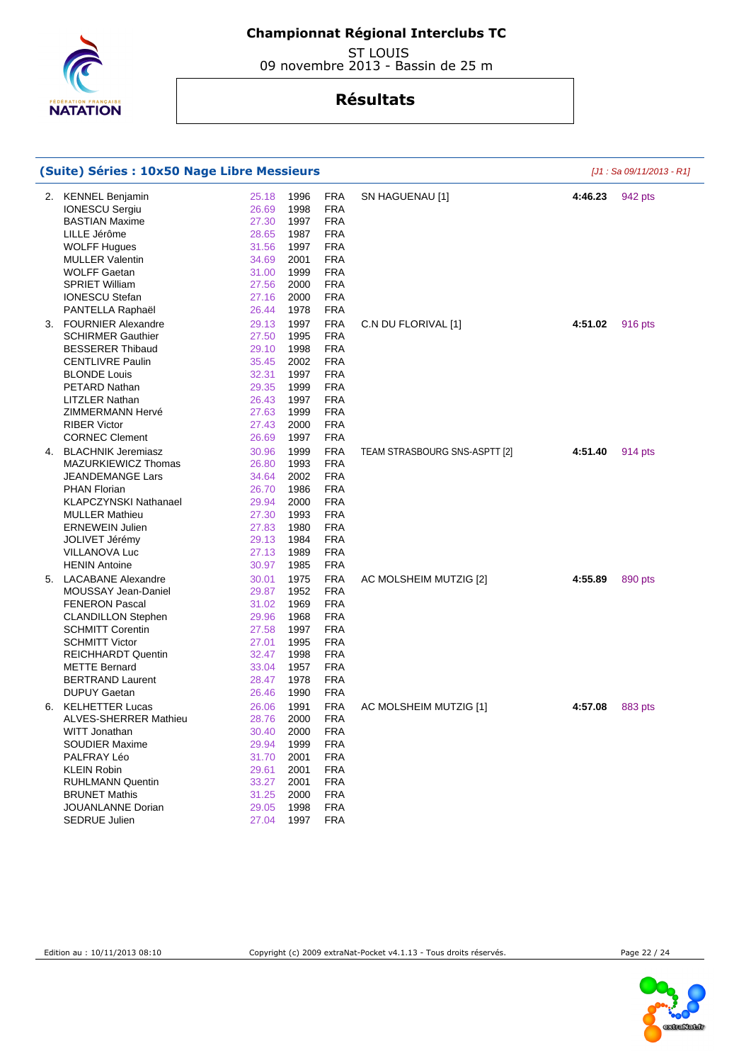# Championnat Régional Interclubs TC

ST LOUIS
09 novembre 2013 - Bassin de 25 m

## Résultats

### (Suite) Séries : 10x50 Nage Libre Messieurs

*[J1 : Sa 09/11/2013 - R1]*

| Place | Nom | Temps | Année | Nat. | Club | Temps final | Points |
|---|---|---|---|---|---|---|---|
| 2. | KENNEL Benjamin | 25.18 | 1996 | FRA | SN HAGUENAU [1] | **4:46.23** | 942 pts |
| | IONESCU Sergiu | 26.69 | 1998 | FRA | | | |
| | BASTIAN Maxime | 27.30 | 1997 | FRA | | | |
| | LILLE Jérôme | 28.65 | 1987 | FRA | | | |
| | WOLFF Hugues | 31.56 | 1997 | FRA | | | |
| | MULLER Valentin | 34.69 | 2001 | FRA | | | |
| | WOLFF Gaetan | 31.00 | 1999 | FRA | | | |
| | SPRIET William | 27.56 | 2000 | FRA | | | |
| | IONESCU Stefan | 27.16 | 2000 | FRA | | | |
| | PANTELLA Raphaël | 26.44 | 1978 | FRA | | | |
| 3. | FOURNIER Alexandre | 29.13 | 1997 | FRA | C.N DU FLORIVAL [1] | **4:51.02** | 916 pts |
| | SCHIRMER Gauthier | 27.50 | 1995 | FRA | | | |
| | BESSERER Thibaud | 29.10 | 1998 | FRA | | | |
| | CENTLIVRE Paulin | 35.45 | 2002 | FRA | | | |
| | BLONDE Louis | 32.31 | 1997 | FRA | | | |
| | PETARD Nathan | 29.35 | 1999 | FRA | | | |
| | LITZLER Nathan | 26.43 | 1997 | FRA | | | |
| | ZIMMERMANN Hervé | 27.63 | 1999 | FRA | | | |
| | RIBER Victor | 27.43 | 2000 | FRA | | | |
| | CORNEC Clement | 26.69 | 1997 | FRA | | | |
| 4. | BLACHNIK Jeremiasz | 30.96 | 1999 | FRA | TEAM STRASBOURG SNS-ASPTT [2] | **4:51.40** | 914 pts |
| | MAZURKIEWICZ Thomas | 26.80 | 1993 | FRA | | | |
| | JEANDEMANGE Lars | 34.64 | 2002 | FRA | | | |
| | PHAN Florian | 26.70 | 1986 | FRA | | | |
| | KLAPCZYNSKI Nathanael | 29.94 | 2000 | FRA | | | |
| | MULLER Mathieu | 27.30 | 1993 | FRA | | | |
| | ERNEWEIN Julien | 27.83 | 1980 | FRA | | | |
| | JOLIVET Jérémy | 29.13 | 1984 | FRA | | | |
| | VILLANOVA Luc | 27.13 | 1989 | FRA | | | |
| | HENIN Antoine | 30.97 | 1985 | FRA | | | |
| 5. | LACABANE Alexandre | 30.01 | 1975 | FRA | AC MOLSHEIM MUTZIG [2] | **4:55.89** | 890 pts |
| | MOUSSAY Jean-Daniel | 29.87 | 1952 | FRA | | | |
| | FENERON Pascal | 31.02 | 1969 | FRA | | | |
| | CLANDILLON Stephen | 29.96 | 1968 | FRA | | | |
| | SCHMITT Corentin | 27.58 | 1997 | FRA | | | |
| | SCHMITT Victor | 27.01 | 1995 | FRA | | | |
| | REICHHARDT Quentin | 32.47 | 1998 | FRA | | | |
| | METTE Bernard | 33.04 | 1957 | FRA | | | |
| | BERTRAND Laurent | 28.47 | 1978 | FRA | | | |
| | DUPUY Gaetan | 26.46 | 1990 | FRA | | | |
| 6. | KELHETTER Lucas | 26.06 | 1991 | FRA | AC MOLSHEIM MUTZIG [1] | **4:57.08** | 883 pts |
| | ALVES-SHERRER Mathieu | 28.76 | 2000 | FRA | | | |
| | WITT Jonathan | 30.40 | 2000 | FRA | | | |
| | SOUDIER Maxime | 29.94 | 1999 | FRA | | | |
| | PALFRAY Léo | 31.70 | 2001 | FRA | | | |
| | KLEIN Robin | 29.61 | 2001 | FRA | | | |
| | RUHLMANN Quentin | 33.27 | 2001 | FRA | | | |
| | BRUNET Mathis | 31.25 | 2000 | FRA | | | |
| | JOUANLANNE Dorian | 29.05 | 1998 | FRA | | | |
| | SEDRUE Julien | 27.04 | 1997 | FRA | | | |

Edition au : 10/11/2013 08:10 Copyright (c) 2009 extraNat-Pocket v4.1.13 - Tous droits réservés.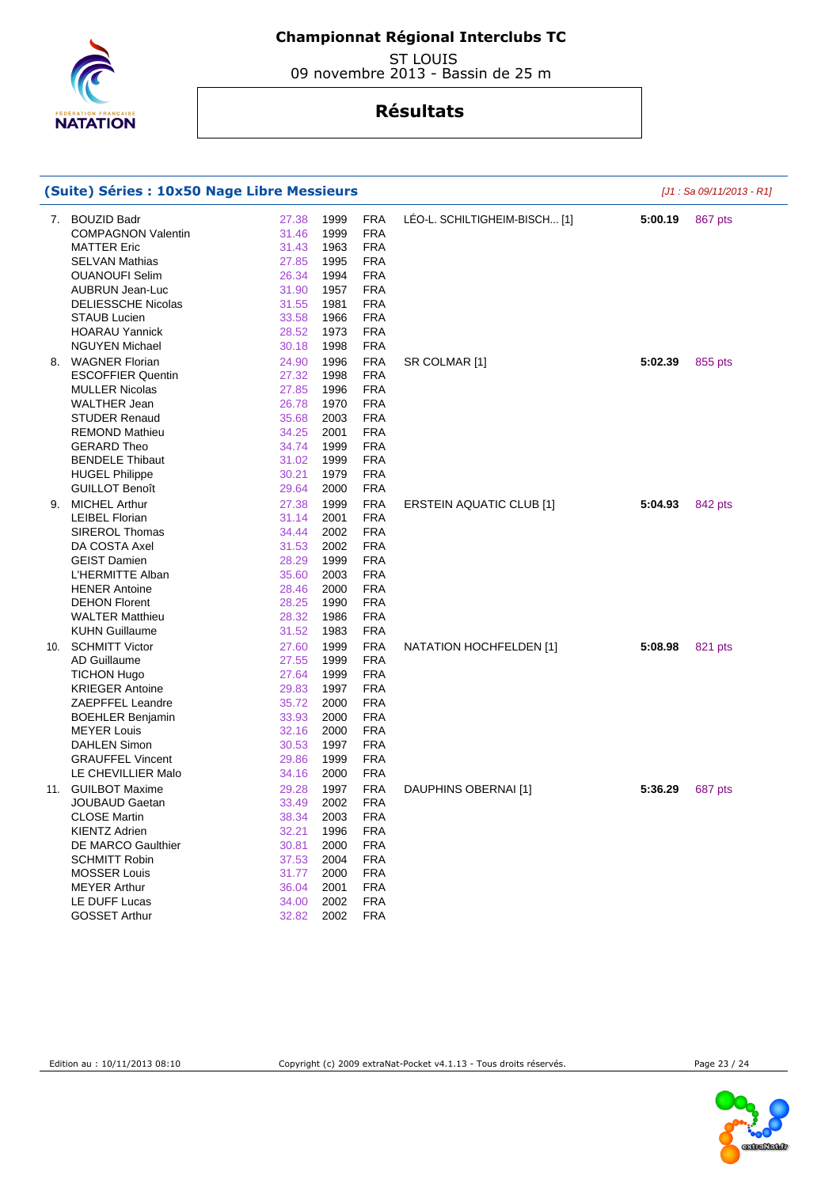# Championnat Régional Interclubs TC

ST LOUIS
09 novembre 2013 - Bassin de 25 m

## Résultats

### (Suite) Séries : 10x50 Nage Libre Messieurs

*[J1 : Sa 09/11/2013 - R1]*

| Rang | Nom | Temps | Année | Nat. | Club | Temps final | Points |
|---|---|---|---|---|---|---|---|
| 7. | BOUZID Badr | 27.38 | 1999 | FRA | LÉO-L. SCHILTIGHEIM-BISCH... [1] | **5:00.19** | 867 pts |
| | COMPAGNON Valentin | 31.46 | 1999 | FRA | | | |
| | MATTER Eric | 31.43 | 1963 | FRA | | | |
| | SELVAN Mathias | 27.85 | 1995 | FRA | | | |
| | OUANOUFI Selim | 26.34 | 1994 | FRA | | | |
| | AUBRUN Jean-Luc | 31.90 | 1957 | FRA | | | |
| | DELIESSCHE Nicolas | 31.55 | 1981 | FRA | | | |
| | STAUB Lucien | 33.58 | 1966 | FRA | | | |
| | HOARAU Yannick | 28.52 | 1973 | FRA | | | |
| | NGUYEN Michael | 30.18 | 1998 | FRA | | | |
| 8. | WAGNER Florian | 24.90 | 1996 | FRA | SR COLMAR [1] | **5:02.39** | 855 pts |
| | ESCOFFIER Quentin | 27.32 | 1998 | FRA | | | |
| | MULLER Nicolas | 27.85 | 1996 | FRA | | | |
| | WALTHER Jean | 26.78 | 1970 | FRA | | | |
| | STUDER Renaud | 35.68 | 2003 | FRA | | | |
| | REMOND Mathieu | 34.25 | 2001 | FRA | | | |
| | GERARD Theo | 34.74 | 1999 | FRA | | | |
| | BENDELE Thibaut | 31.02 | 1999 | FRA | | | |
| | HUGEL Philippe | 30.21 | 1979 | FRA | | | |
| | GUILLOT Benoît | 29.64 | 2000 | FRA | | | |
| 9. | MICHEL Arthur | 27.38 | 1999 | FRA | ERSTEIN AQUATIC CLUB [1] | **5:04.93** | 842 pts |
| | LEIBEL Florian | 31.14 | 2001 | FRA | | | |
| | SIREROL Thomas | 34.44 | 2002 | FRA | | | |
| | DA COSTA Axel | 31.53 | 2002 | FRA | | | |
| | GEIST Damien | 28.29 | 1999 | FRA | | | |
| | L'HERMITTE Alban | 35.60 | 2003 | FRA | | | |
| | HENER Antoine | 28.46 | 2000 | FRA | | | |
| | DEHON Florent | 28.25 | 1990 | FRA | | | |
| | WALTER Matthieu | 28.32 | 1986 | FRA | | | |
| | KUHN Guillaume | 31.52 | 1983 | FRA | | | |
| 10. | SCHMITT Victor | 27.60 | 1999 | FRA | NATATION HOCHFELDEN [1] | **5:08.98** | 821 pts |
| | AD Guillaume | 27.55 | 1999 | FRA | | | |
| | TICHON Hugo | 27.64 | 1999 | FRA | | | |
| | KRIEGER Antoine | 29.83 | 1997 | FRA | | | |
| | ZAEPFFEL Leandre | 35.72 | 2000 | FRA | | | |
| | BOEHLER Benjamin | 33.93 | 2000 | FRA | | | |
| | MEYER Louis | 32.16 | 2000 | FRA | | | |
| | DAHLEN Simon | 30.53 | 1997 | FRA | | | |
| | GRAUFFEL Vincent | 29.86 | 1999 | FRA | | | |
| | LE CHEVILLIER Malo | 34.16 | 2000 | FRA | | | |
| 11. | GUILBOT Maxime | 29.28 | 1997 | FRA | DAUPHINS OBERNAI [1] | **5:36.29** | 687 pts |
| | JOUBAUD Gaetan | 33.49 | 2002 | FRA | | | |
| | CLOSE Martin | 38.34 | 2003 | FRA | | | |
| | KIENTZ Adrien | 32.21 | 1996 | FRA | | | |
| | DE MARCO Gaulthier | 30.81 | 2000 | FRA | | | |
| | SCHMITT Robin | 37.53 | 2004 | FRA | | | |
| | MOSSER Louis | 31.77 | 2000 | FRA | | | |
| | MEYER Arthur | 36.04 | 2001 | FRA | | | |
| | LE DUFF Lucas | 34.00 | 2002 | FRA | | | |
| | GOSSET Arthur | 32.82 | 2002 | FRA | | | |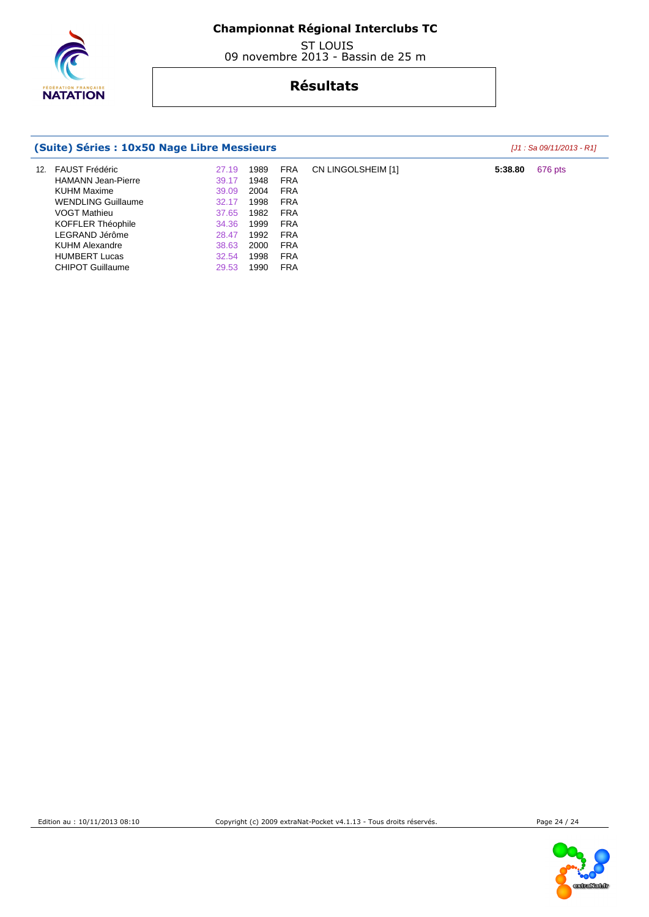## (Suite) Séries : 10x50 Nage Libre Messieurs

*[J1 : Sa 09/11/2013 - R1]*

| | | | | | | | |
|---|---|---|---|---|---|---|---|
| 12. | FAUST Frédéric | 27.19 | 1989 | FRA | CN LINGOLSHEIM [1] | **5:38.80** | 676 pts |
| | HAMANN Jean-Pierre | 39.17 | 1948 | FRA | | | |
| | KUHM Maxime | 39.09 | 2004 | FRA | | | |
| | WENDLING Guillaume | 32.17 | 1998 | FRA | | | |
| | VOGT Mathieu | 37.65 | 1982 | FRA | | | |
| | KOFFLER Théophile | 34.36 | 1999 | FRA | | | |
| | LEGRAND Jérôme | 28.47 | 1992 | FRA | | | |
| | KUHM Alexandre | 38.63 | 2000 | FRA | | | |
| | HUMBERT Lucas | 32.54 | 1998 | FRA | | | |
| | CHIPOT Guillaume | 29.53 | 1990 | FRA | | | |